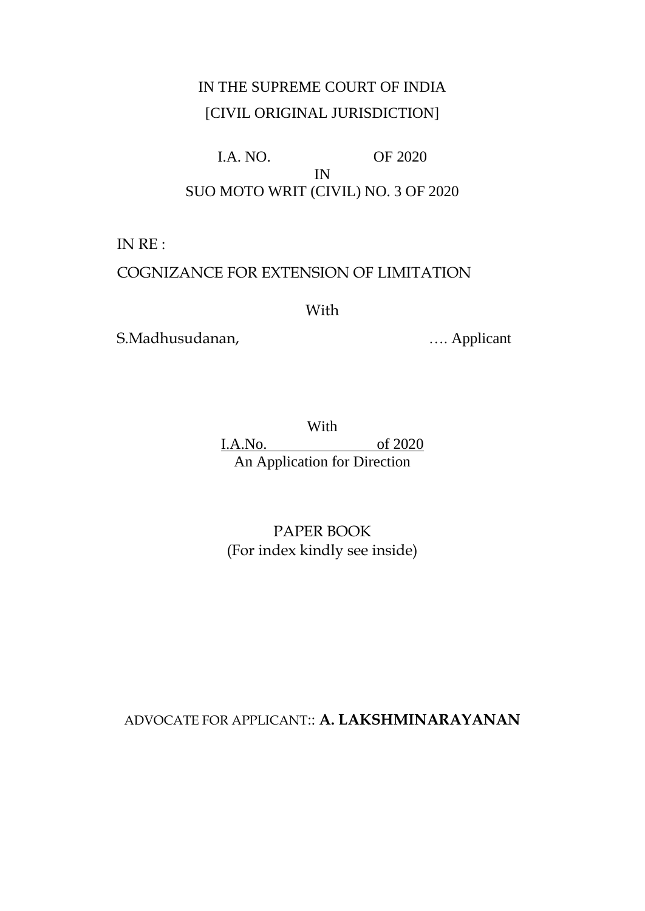IN THE SUPREME COURT OF INDIA

[CIVIL ORIGINAL JURISDICTION]

I.A. NO. OF 2020

IN

SUO MOTO WRIT (CIVIL) NO. 3 OF 2020

IN RE :

COGNIZANCE FOR EXTENSION OF LIMITATION

With

S.Madhusudanan, …. Applicant

With

I.A.No. of 2020

An Application for Direction

PAPER BOOK

(For index kindly see inside)

ADVOCATE FOR APPLICANT:: **A. LAKSHMINARAYANAN**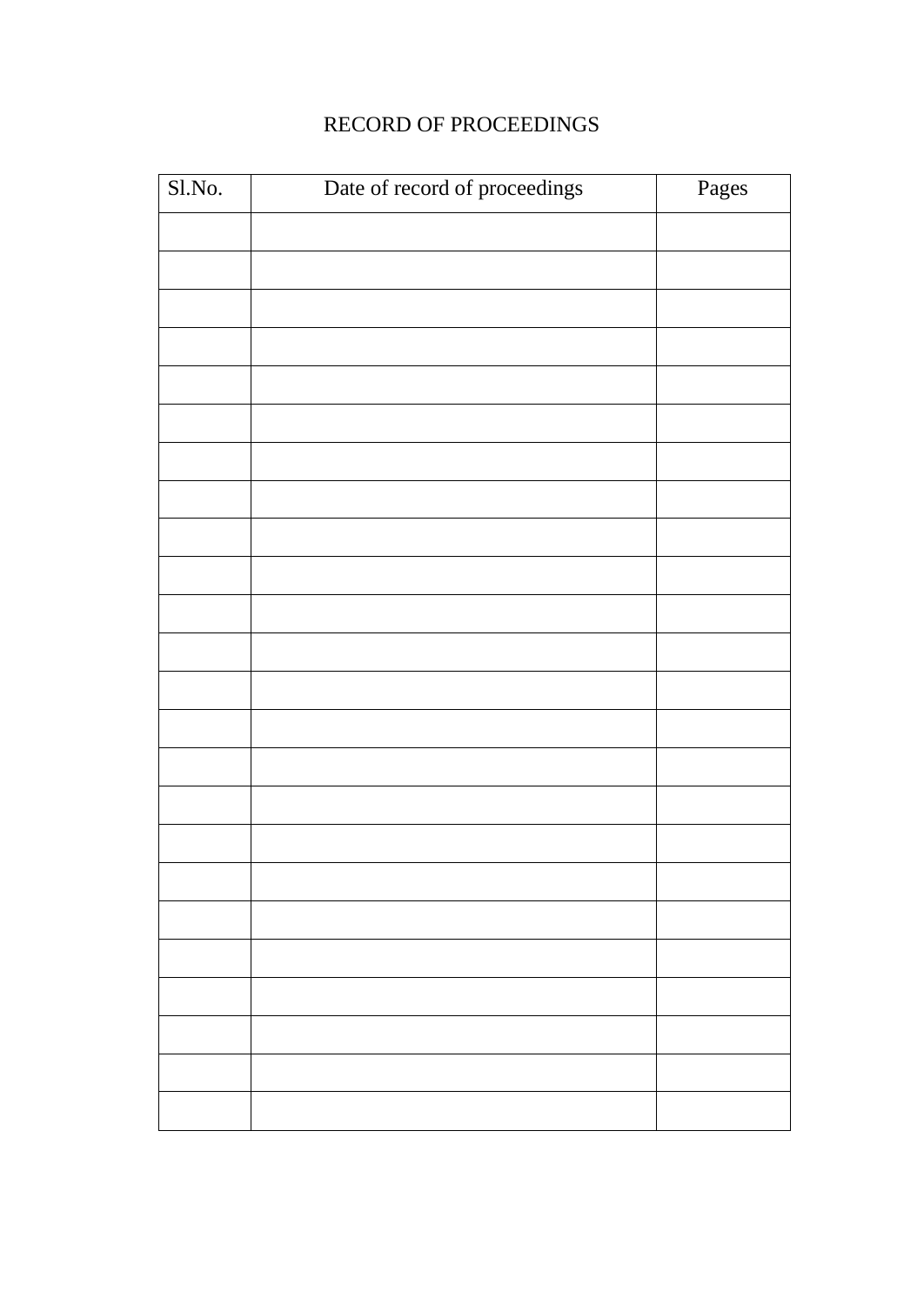RECORD OF PROCEEDINGS

| Sl.No. | Date of record of proceedings | Pages |
|---|---|---|
| | | |
| | | |
| | | |
| | | |
| | | |
| | | |
| | | |
| | | |
| | | |
| | | |
| | | |
| | | |
| | | |
| | | |
| | | |
| | | |
| | | |
| | | |
| | | |
| | | |
| | | |
| | | |
| | | |
| | | |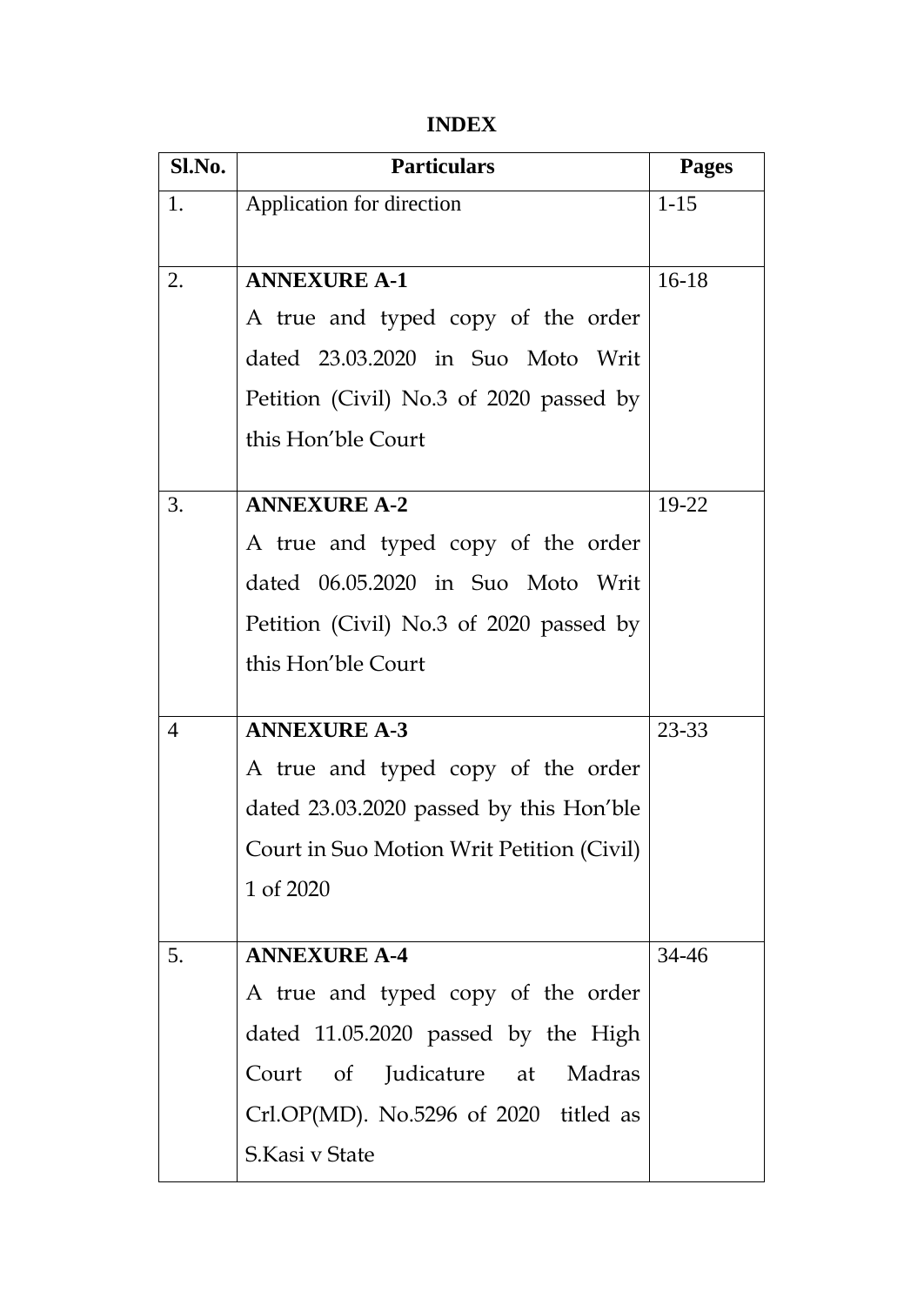**INDEX**

| Sl.No. | Particulars | Pages |
|---|---|---|
| 1. | Application for direction | 1-15 |
| 2. | **ANNEXURE A-1** A true and typed copy of the order dated 23.03.2020 in Suo Moto Writ Petition (Civil) No.3 of 2020 passed by this Hon'ble Court | 16-18 |
| 3. | **ANNEXURE A-2** A true and typed copy of the order dated 06.05.2020 in Suo Moto Writ Petition (Civil) No.3 of 2020 passed by this Hon'ble Court | 19-22 |
| 4 | **ANNEXURE A-3** A true and typed copy of the order dated 23.03.2020 passed by this Hon'ble Court in Suo Motion Writ Petition (Civil) 1 of 2020 | 23-33 |
| 5. | **ANNEXURE A-4** A true and typed copy of the order dated 11.05.2020 passed by the High Court of Judicature at Madras Crl.OP(MD). No.5296 of 2020 titled as S.Kasi v State | 34-46 |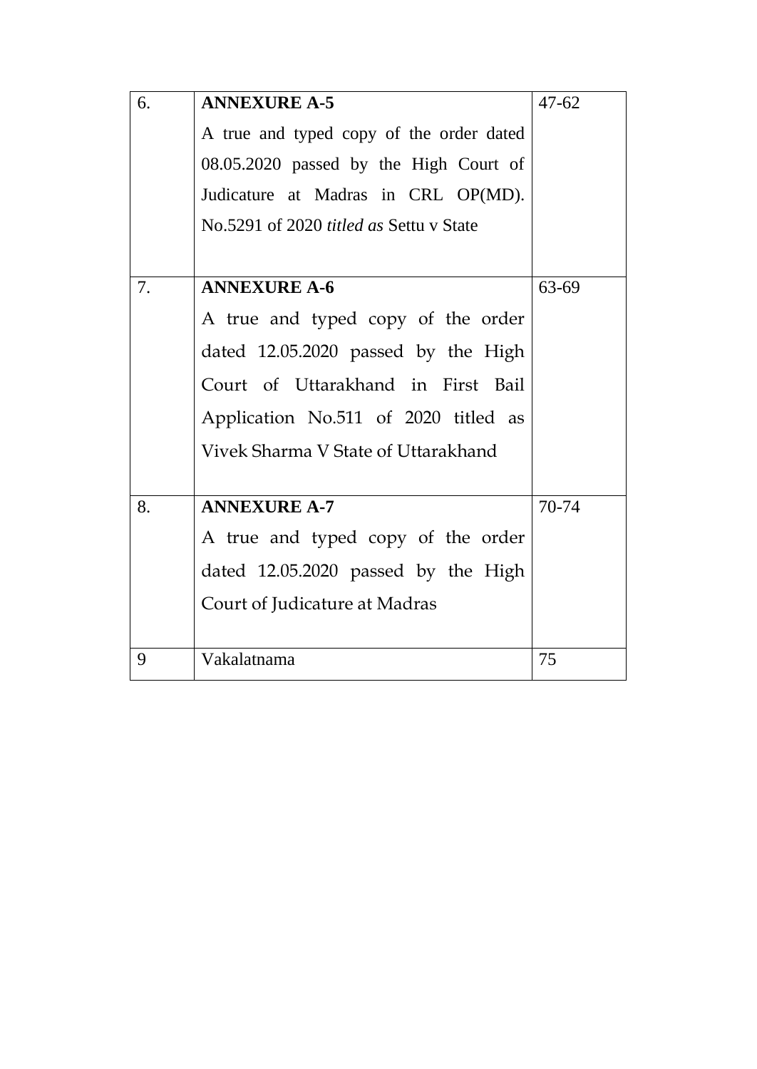| | | |
|---|---|---|
| 6. | **ANNEXURE A-5**<br>A true and typed copy of the order dated 08.05.2020 passed by the High Court of Judicature at Madras in CRL OP(MD). No.5291 of 2020 *titled as* Settu v State | 47-62 |
| 7. | **ANNEXURE A-6**<br>A true and typed copy of the order dated 12.05.2020 passed by the High Court of Uttarakhand in First Bail Application No.511 of 2020 titled as Vivek Sharma V State of Uttarakhand | 63-69 |
| 8. | **ANNEXURE A-7**<br>A true and typed copy of the order dated 12.05.2020 passed by the High Court of Judicature at Madras | 70-74 |
| 9 | Vakalatnama | 75 |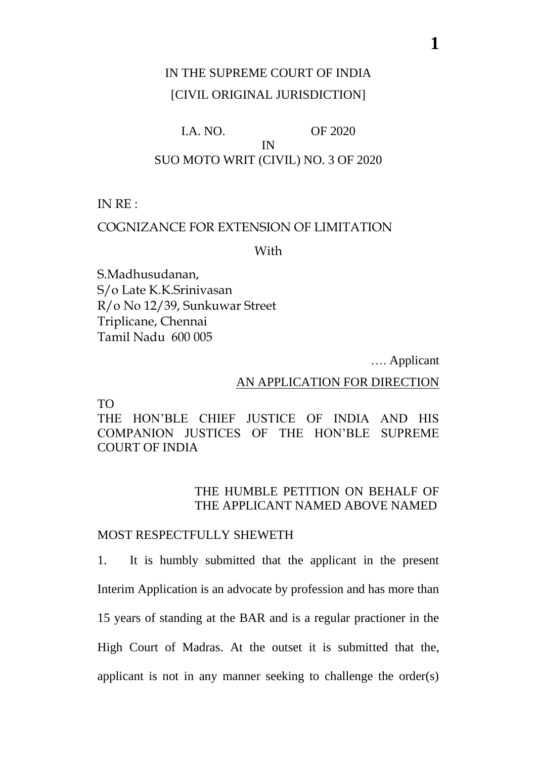IN THE SUPREME COURT OF INDIA
[CIVIL ORIGINAL JURISDICTION]

I.A. NO. OF 2020
IN
SUO MOTO WRIT (CIVIL) NO. 3 OF 2020

IN RE :

COGNIZANCE FOR EXTENSION OF LIMITATION

With

S.Madhusudanan,
S/o Late K.K.Srinivasan
R/o No 12/39, Sunkuwar Street
Triplicane, Chennai
Tamil Nadu 600 005

…. Applicant

AN APPLICATION FOR DIRECTION

TO
THE HON'BLE CHIEF JUSTICE OF INDIA AND HIS COMPANION JUSTICES OF THE HON'BLE SUPREME COURT OF INDIA

THE HUMBLE PETITION ON BEHALF OF THE APPLICANT NAMED ABOVE NAMED

MOST RESPECTFULLY SHEWETH

1. It is humbly submitted that the applicant in the present Interim Application is an advocate by profession and has more than 15 years of standing at the BAR and is a regular practioner in the High Court of Madras. At the outset it is submitted that the, applicant is not in any manner seeking to challenge the order(s)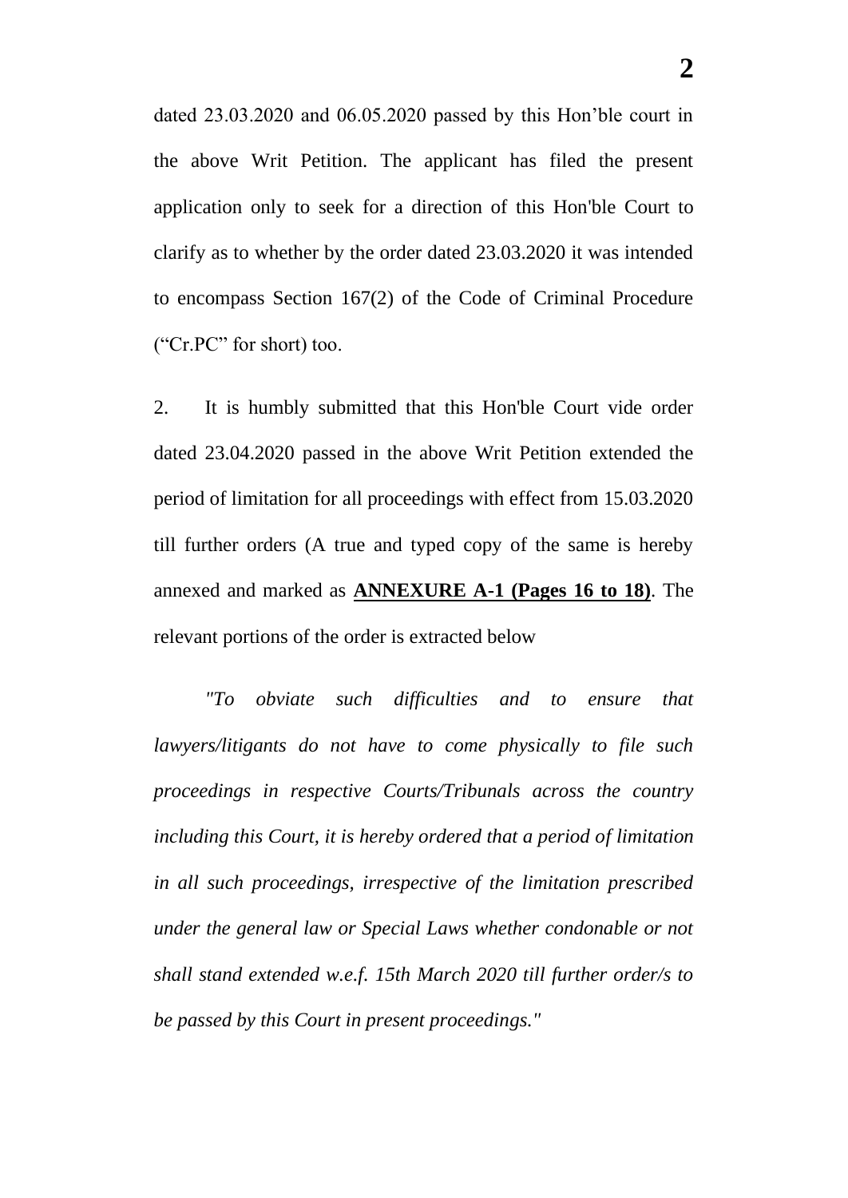dated 23.03.2020 and 06.05.2020 passed by this Hon'ble court in the above Writ Petition. The applicant has filed the present application only to seek for a direction of this Hon'ble Court to clarify as to whether by the order dated 23.03.2020 it was intended to encompass Section 167(2) of the Code of Criminal Procedure ("Cr.PC" for short) too.

2. It is humbly submitted that this Hon'ble Court vide order dated 23.04.2020 passed in the above Writ Petition extended the period of limitation for all proceedings with effect from 15.03.2020 till further orders (A true and typed copy of the same is hereby annexed and marked as **ANNEXURE A-1 (Pages 16 to 18)**. The relevant portions of the order is extracted below

*"To obviate such difficulties and to ensure that lawyers/litigants do not have to come physically to file such proceedings in respective Courts/Tribunals across the country including this Court, it is hereby ordered that a period of limitation in all such proceedings, irrespective of the limitation prescribed under the general law or Special Laws whether condonable or not shall stand extended w.e.f. 15th March 2020 till further order/s to be passed by this Court in present proceedings."*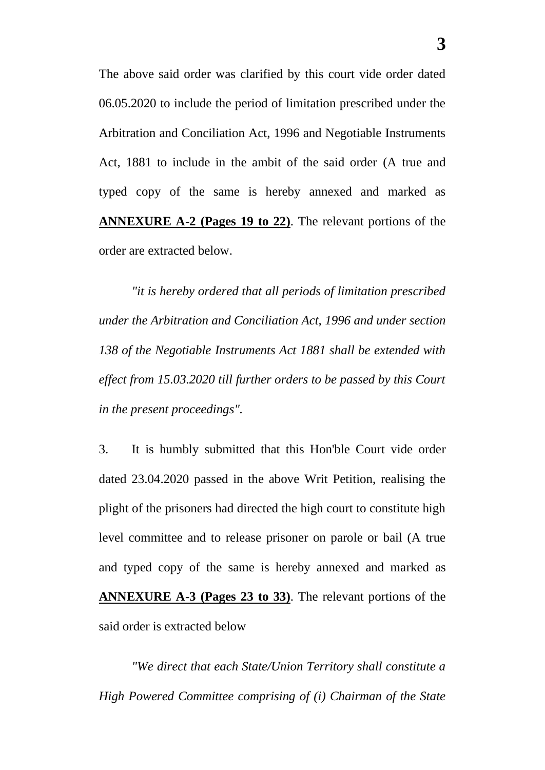The above said order was clarified by this court vide order dated 06.05.2020 to include the period of limitation prescribed under the Arbitration and Conciliation Act, 1996 and Negotiable Instruments Act, 1881 to include in the ambit of the said order (A true and typed copy of the same is hereby annexed and marked as **ANNEXURE A-2 (Pages 19 to 22)**. The relevant portions of the order are extracted below.

*"it is hereby ordered that all periods of limitation prescribed under the Arbitration and Conciliation Act, 1996 and under section 138 of the Negotiable Instruments Act 1881 shall be extended with effect from 15.03.2020 till further orders to be passed by this Court in the present proceedings".*

3. It is humbly submitted that this Hon'ble Court vide order dated 23.04.2020 passed in the above Writ Petition, realising the plight of the prisoners had directed the high court to constitute high level committee and to release prisoner on parole or bail (A true and typed copy of the same is hereby annexed and marked as **ANNEXURE A-3 (Pages 23 to 33)**. The relevant portions of the said order is extracted below

*"We direct that each State/Union Territory shall constitute a High Powered Committee comprising of (i) Chairman of the State*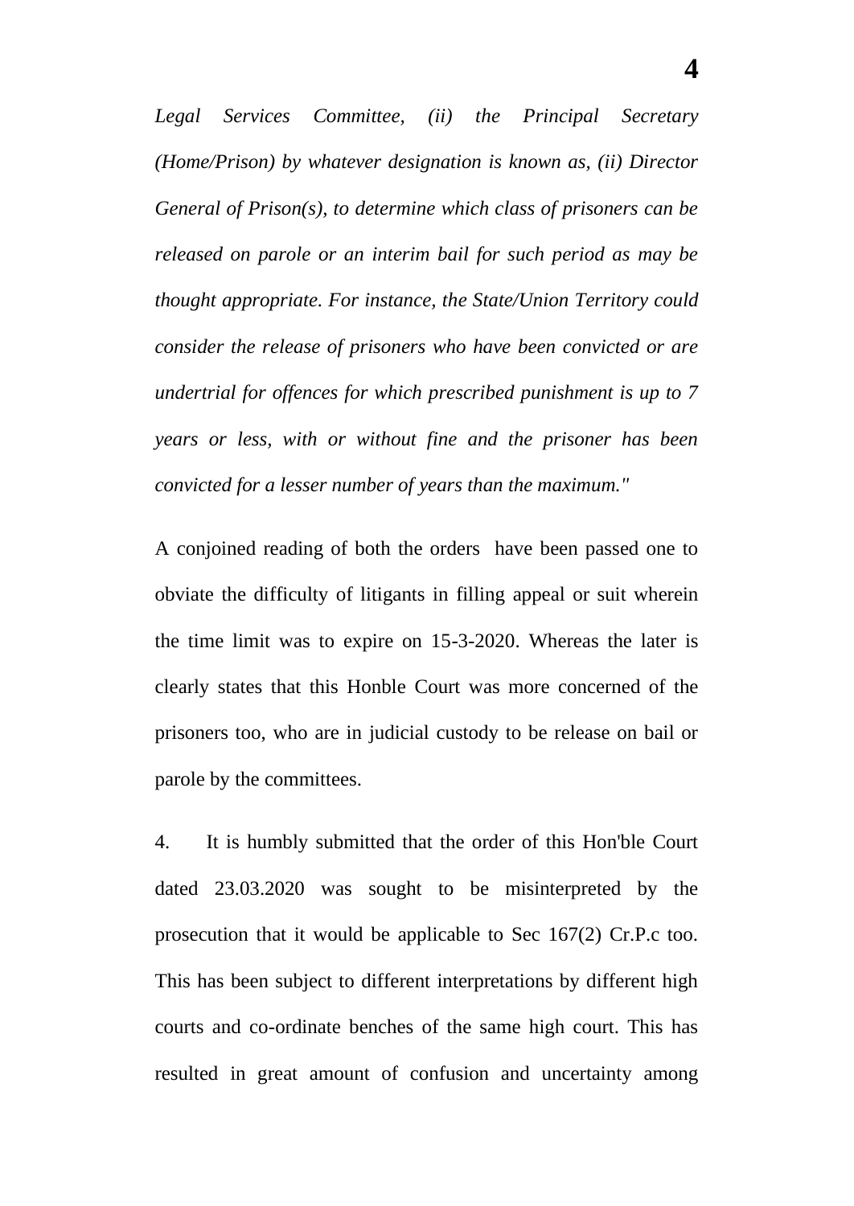*Legal Services Committee, (ii) the Principal Secretary (Home/Prison) by whatever designation is known as, (ii) Director General of Prison(s), to determine which class of prisoners can be released on parole or an interim bail for such period as may be thought appropriate. For instance, the State/Union Territory could consider the release of prisoners who have been convicted or are undertrial for offences for which prescribed punishment is up to 7 years or less, with or without fine and the prisoner has been convicted for a lesser number of years than the maximum."*

A conjoined reading of both the orders have been passed one to obviate the difficulty of litigants in filling appeal or suit wherein the time limit was to expire on 15-3-2020. Whereas the later is clearly states that this Honble Court was more concerned of the prisoners too, who are in judicial custody to be release on bail or parole by the committees.

4. It is humbly submitted that the order of this Hon'ble Court dated 23.03.2020 was sought to be misinterpreted by the prosecution that it would be applicable to Sec 167(2) Cr.P.c too. This has been subject to different interpretations by different high courts and co-ordinate benches of the same high court. This has resulted in great amount of confusion and uncertainty among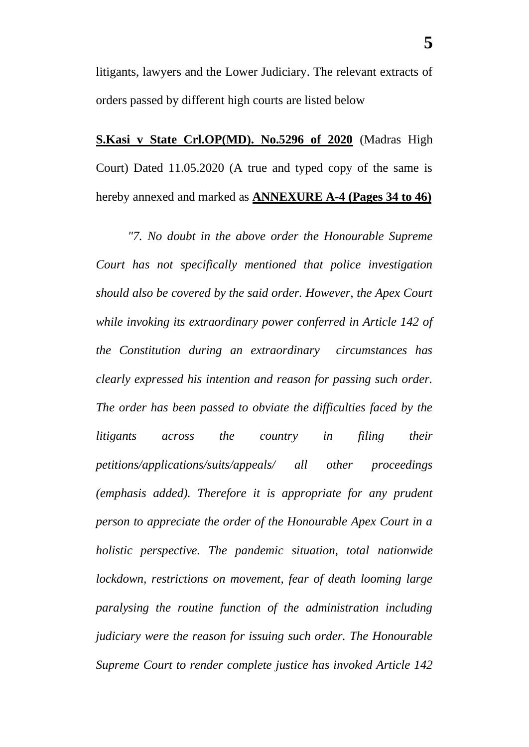litigants, lawyers and the Lower Judiciary. The relevant extracts of orders passed by different high courts are listed below

**S.Kasi v State Crl.OP(MD). No.5296 of 2020** (Madras High Court) Dated 11.05.2020 (A true and typed copy of the same is hereby annexed and marked as **ANNEXURE A-4 (Pages 34 to 46)**

*"7. No doubt in the above order the Honourable Supreme Court has not specifically mentioned that police investigation should also be covered by the said order. However, the Apex Court while invoking its extraordinary power conferred in Article 142 of the Constitution during an extraordinary circumstances has clearly expressed his intention and reason for passing such order. The order has been passed to obviate the difficulties faced by the litigants across the country in filing their petitions/applications/suits/appeals/ all other proceedings (emphasis added). Therefore it is appropriate for any prudent person to appreciate the order of the Honourable Apex Court in a holistic perspective. The pandemic situation, total nationwide lockdown, restrictions on movement, fear of death looming large paralysing the routine function of the administration including judiciary were the reason for issuing such order. The Honourable Supreme Court to render complete justice has invoked Article 142*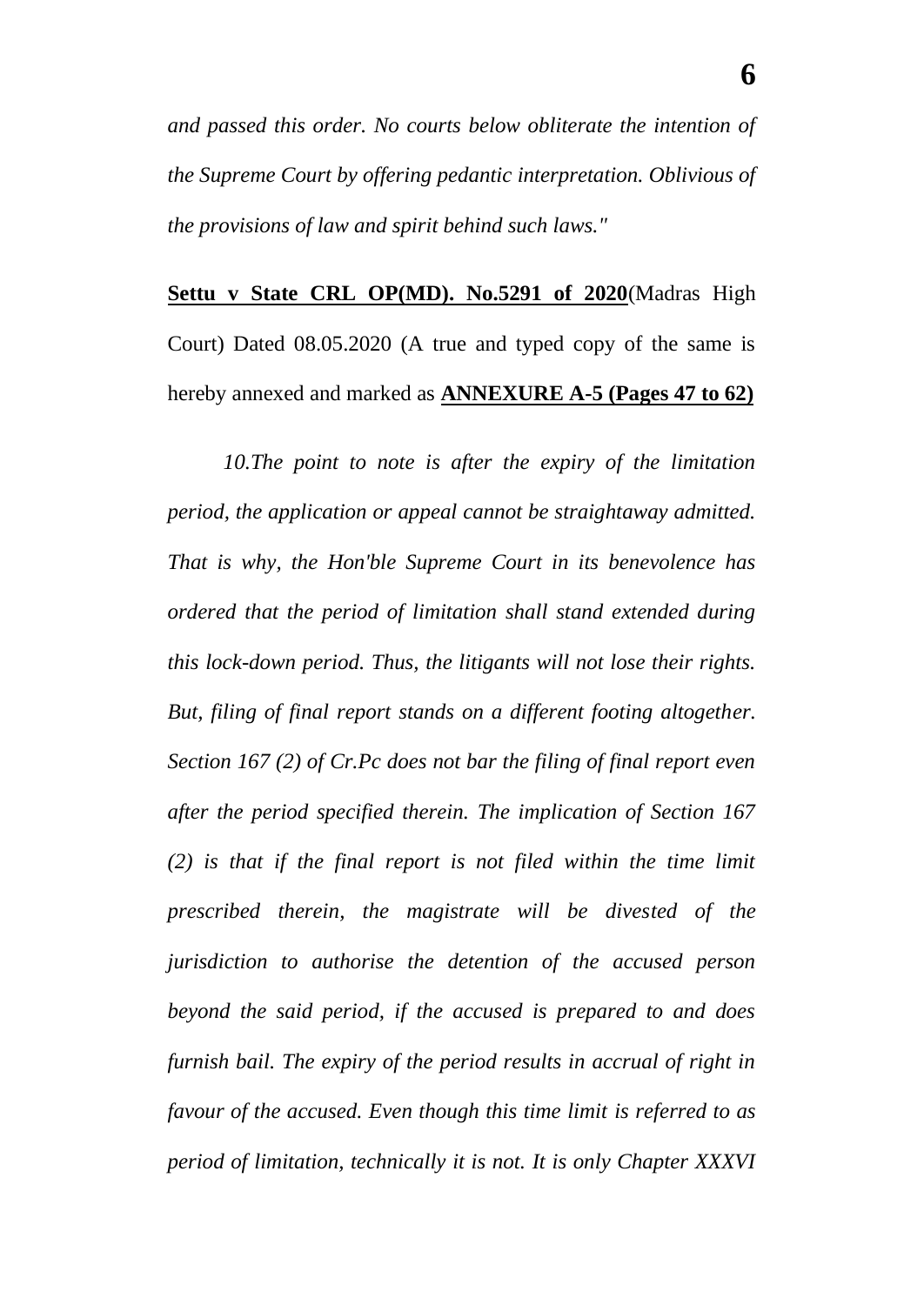*and passed this order. No courts below obliterate the intention of the Supreme Court by offering pedantic interpretation. Oblivious of the provisions of law and spirit behind such laws."*

**Settu v State CRL OP(MD). No.5291 of 2020**(Madras High Court) Dated 08.05.2020 (A true and typed copy of the same is hereby annexed and marked as **ANNEXURE A-5 (Pages 47 to 62)**

*10.The point to note is after the expiry of the limitation period, the application or appeal cannot be straightaway admitted. That is why, the Hon'ble Supreme Court in its benevolence has ordered that the period of limitation shall stand extended during this lock-down period. Thus, the litigants will not lose their rights. But, filing of final report stands on a different footing altogether. Section 167 (2) of Cr.Pc does not bar the filing of final report even after the period specified therein. The implication of Section 167 (2) is that if the final report is not filed within the time limit prescribed therein, the magistrate will be divested of the jurisdiction to authorise the detention of the accused person beyond the said period, if the accused is prepared to and does furnish bail. The expiry of the period results in accrual of right in favour of the accused. Even though this time limit is referred to as period of limitation, technically it is not. It is only Chapter XXXVI*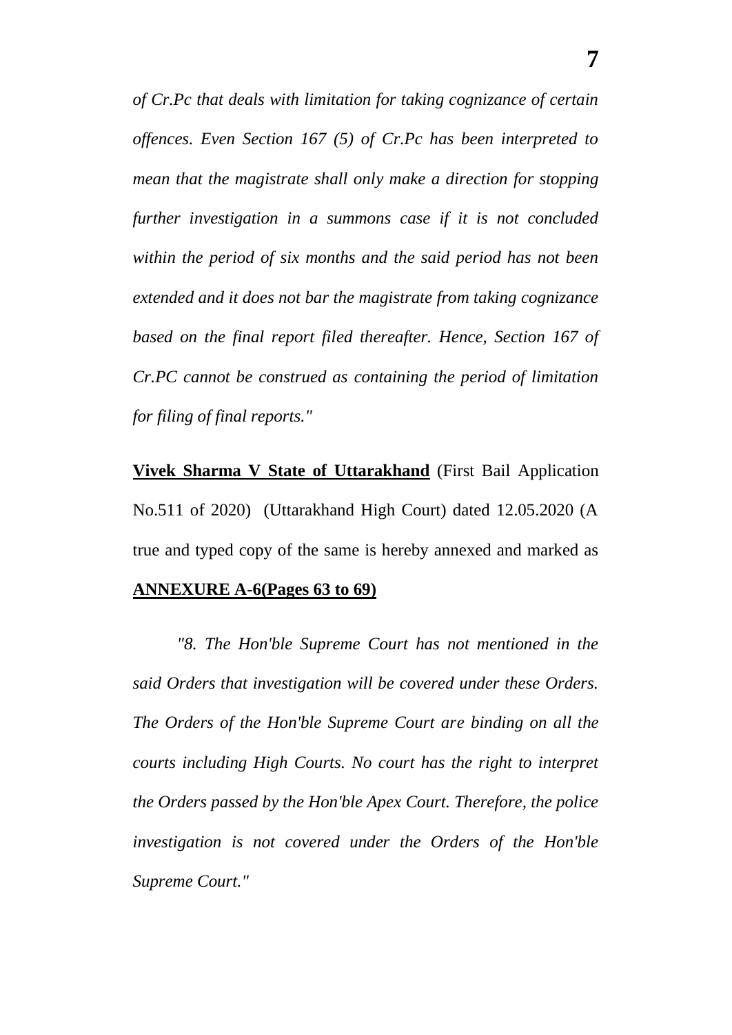*of Cr.Pc that deals with limitation for taking cognizance of certain offences. Even Section 167 (5) of Cr.Pc has been interpreted to mean that the magistrate shall only make a direction for stopping further investigation in a summons case if it is not concluded within the period of six months and the said period has not been extended and it does not bar the magistrate from taking cognizance based on the final report filed thereafter. Hence, Section 167 of Cr.PC cannot be construed as containing the period of limitation for filing of final reports."*

**Vivek Sharma V State of Uttarakhand** (First Bail Application No.511 of 2020) (Uttarakhand High Court) dated 12.05.2020 (A true and typed copy of the same is hereby annexed and marked as **ANNEXURE A-6(Pages 63 to 69)**

*"8. The Hon'ble Supreme Court has not mentioned in the said Orders that investigation will be covered under these Orders. The Orders of the Hon'ble Supreme Court are binding on all the courts including High Courts. No court has the right to interpret the Orders passed by the Hon'ble Apex Court. Therefore, the police investigation is not covered under the Orders of the Hon'ble Supreme Court."*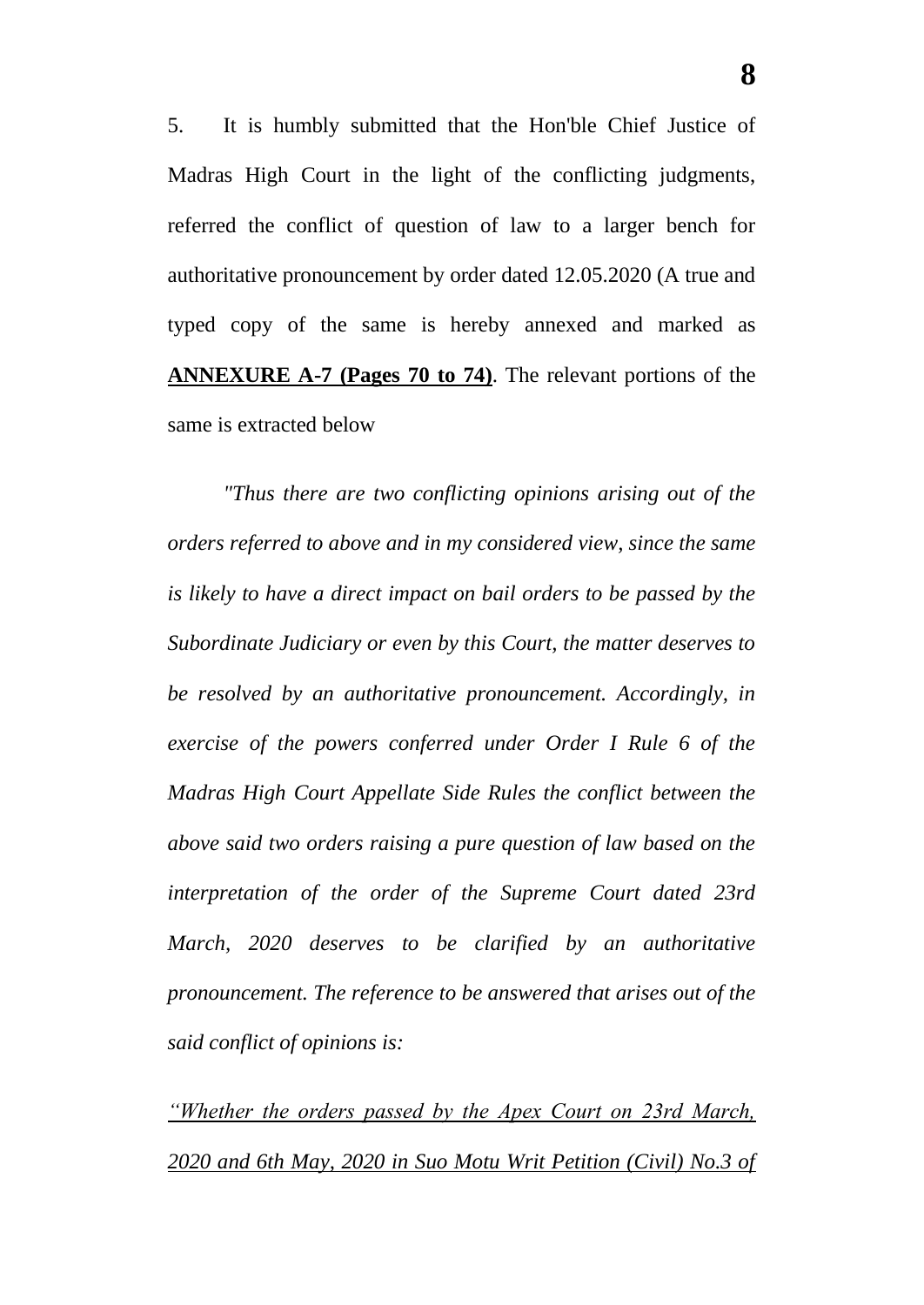5. It is humbly submitted that the Hon'ble Chief Justice of Madras High Court in the light of the conflicting judgments, referred the conflict of question of law to a larger bench for authoritative pronouncement by order dated 12.05.2020 (A true and typed copy of the same is hereby annexed and marked as **ANNEXURE A-7 (Pages 70 to 74)**. The relevant portions of the same is extracted below

*"Thus there are two conflicting opinions arising out of the orders referred to above and in my considered view, since the same is likely to have a direct impact on bail orders to be passed by the Subordinate Judiciary or even by this Court, the matter deserves to be resolved by an authoritative pronouncement. Accordingly, in exercise of the powers conferred under Order I Rule 6 of the Madras High Court Appellate Side Rules the conflict between the above said two orders raising a pure question of law based on the interpretation of the order of the Supreme Court dated 23rd March, 2020 deserves to be clarified by an authoritative pronouncement. The reference to be answered that arises out of the said conflict of opinions is:*

*<u>"Whether the orders passed by the Apex Court on 23rd March, 2020 and 6th May, 2020 in Suo Motu Writ Petition (Civil) No.3 of</u>*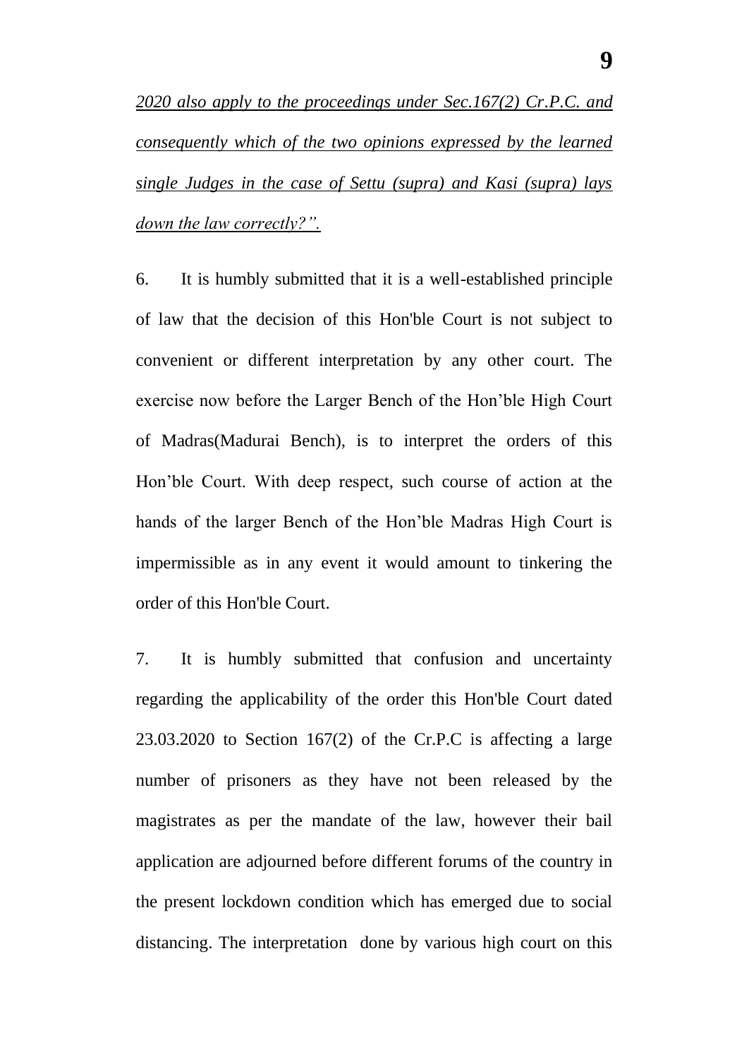*2020 also apply to the proceedings under Sec.167(2) Cr.P.C. and consequently which of the two opinions expressed by the learned single Judges in the case of Settu (supra) and Kasi (supra) lays down the law correctly?”.*

6. It is humbly submitted that it is a well-established principle of law that the decision of this Hon'ble Court is not subject to convenient or different interpretation by any other court. The exercise now before the Larger Bench of the Hon’ble High Court of Madras(Madurai Bench), is to interpret the orders of this Hon’ble Court. With deep respect, such course of action at the hands of the larger Bench of the Hon’ble Madras High Court is impermissible as in any event it would amount to tinkering the order of this Hon'ble Court.

7. It is humbly submitted that confusion and uncertainty regarding the applicability of the order this Hon'ble Court dated 23.03.2020 to Section 167(2) of the Cr.P.C is affecting a large number of prisoners as they have not been released by the magistrates as per the mandate of the law, however their bail application are adjourned before different forums of the country in the present lockdown condition which has emerged due to social distancing. The interpretation done by various high court on this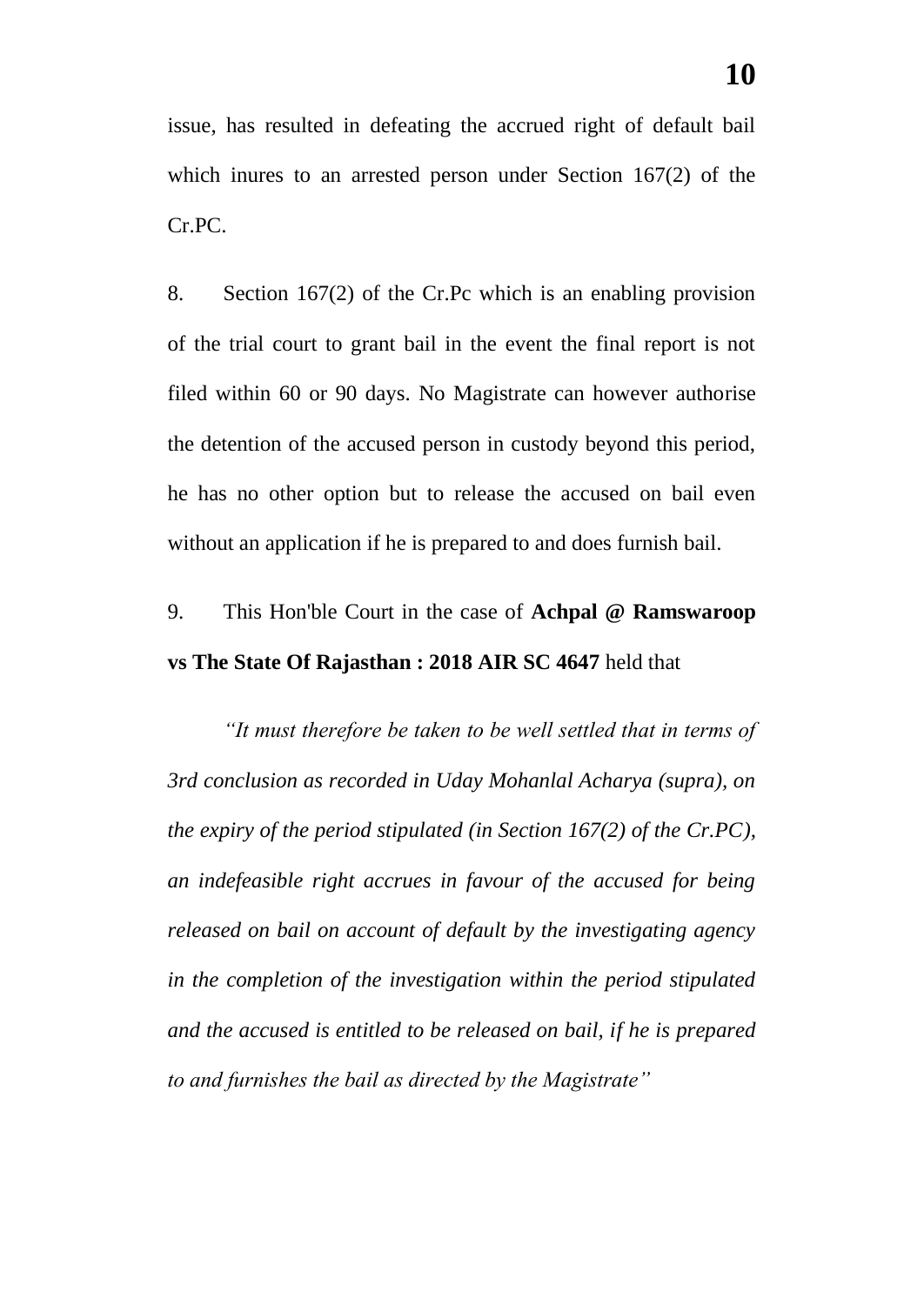issue, has resulted in defeating the accrued right of default bail which inures to an arrested person under Section 167(2) of the Cr.PC.

8. Section 167(2) of the Cr.Pc which is an enabling provision of the trial court to grant bail in the event the final report is not filed within 60 or 90 days. No Magistrate can however authorise the detention of the accused person in custody beyond this period, he has no other option but to release the accused on bail even without an application if he is prepared to and does furnish bail.

9. This Hon'ble Court in the case of **Achpal @ Ramswaroop vs The State Of Rajasthan : 2018 AIR SC 4647** held that

*"It must therefore be taken to be well settled that in terms of 3rd conclusion as recorded in Uday Mohanlal Acharya (supra), on the expiry of the period stipulated (in Section 167(2) of the Cr.PC), an indefeasible right accrues in favour of the accused for being released on bail on account of default by the investigating agency in the completion of the investigation within the period stipulated and the accused is entitled to be released on bail, if he is prepared to and furnishes the bail as directed by the Magistrate"*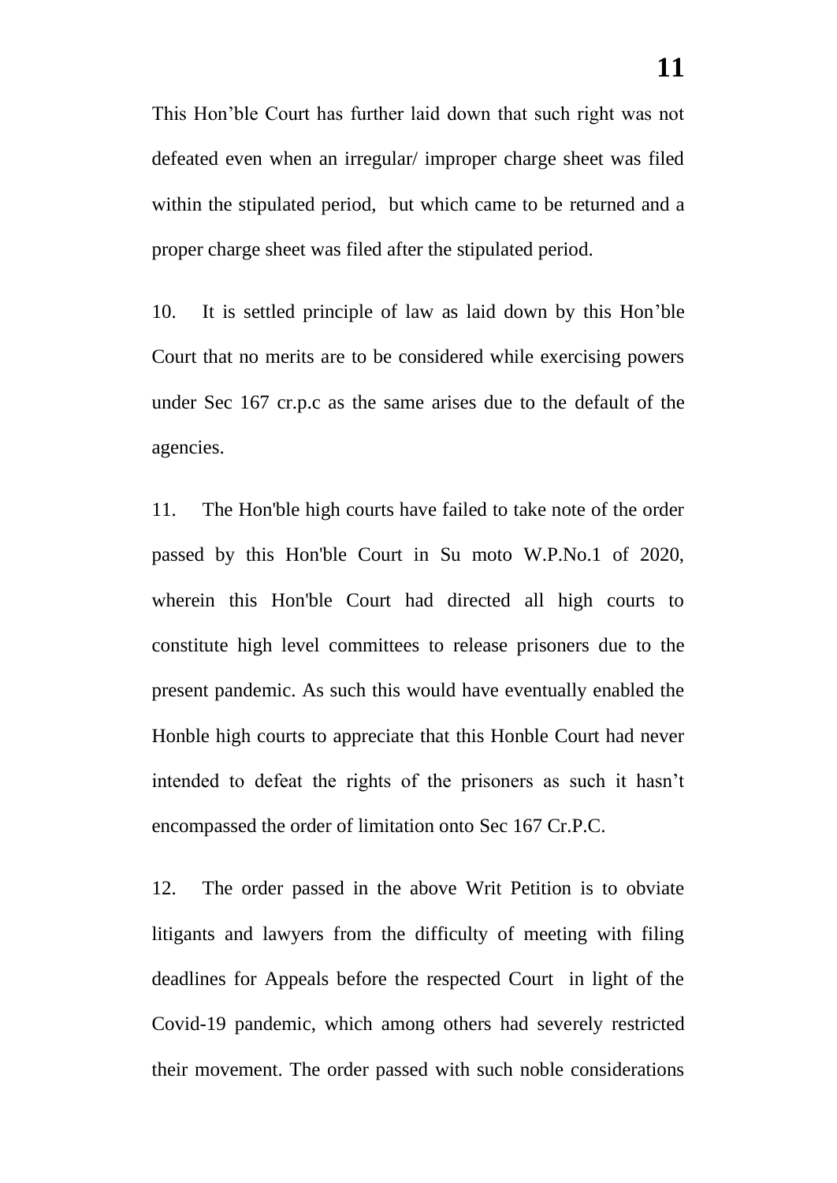This Hon’ble Court has further laid down that such right was not defeated even when an irregular/ improper charge sheet was filed within the stipulated period, but which came to be returned and a proper charge sheet was filed after the stipulated period.

10. It is settled principle of law as laid down by this Hon’ble Court that no merits are to be considered while exercising powers under Sec 167 cr.p.c as the same arises due to the default of the agencies.

11. The Hon'ble high courts have failed to take note of the order passed by this Hon'ble Court in Su moto W.P.No.1 of 2020, wherein this Hon'ble Court had directed all high courts to constitute high level committees to release prisoners due to the present pandemic. As such this would have eventually enabled the Honble high courts to appreciate that this Honble Court had never intended to defeat the rights of the prisoners as such it hasn’t encompassed the order of limitation onto Sec 167 Cr.P.C.

12. The order passed in the above Writ Petition is to obviate litigants and lawyers from the difficulty of meeting with filing deadlines for Appeals before the respected Court in light of the Covid-19 pandemic, which among others had severely restricted their movement. The order passed with such noble considerations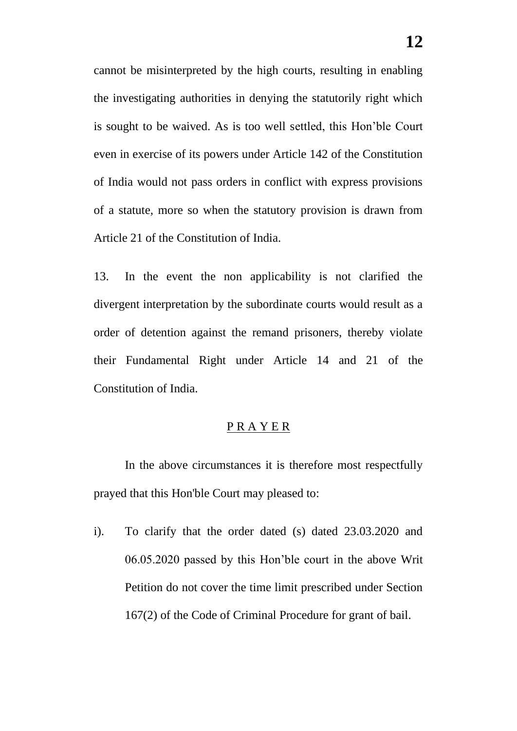cannot be misinterpreted by the high courts, resulting in enabling the investigating authorities in denying the statutorily right which is sought to be waived. As is too well settled, this Hon'ble Court even in exercise of its powers under Article 142 of the Constitution of India would not pass orders in conflict with express provisions of a statute, more so when the statutory provision is drawn from Article 21 of the Constitution of India.

13. In the event the non applicability is not clarified the divergent interpretation by the subordinate courts would result as a order of detention against the remand prisoners, thereby violate their Fundamental Right under Article 14 and 21 of the Constitution of India.

## P R A Y E R

In the above circumstances it is therefore most respectfully prayed that this Hon'ble Court may pleased to:

i). To clarify that the order dated (s) dated 23.03.2020 and 06.05.2020 passed by this Hon'ble court in the above Writ Petition do not cover the time limit prescribed under Section 167(2) of the Code of Criminal Procedure for grant of bail.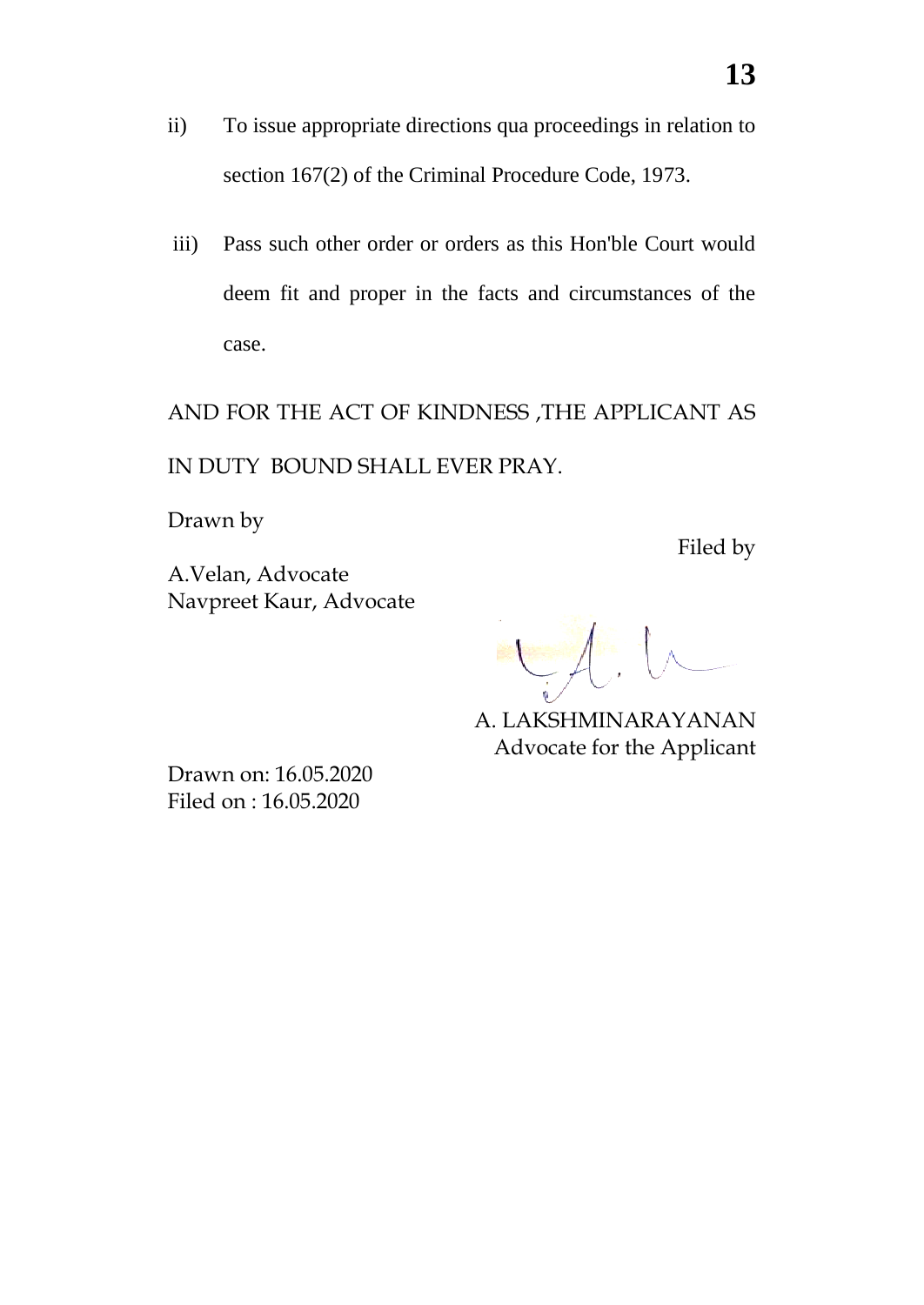ii) To issue appropriate directions qua proceedings in relation to section 167(2) of the Criminal Procedure Code, 1973.

iii) Pass such other order or orders as this Hon'ble Court would deem fit and proper in the facts and circumstances of the case.

AND FOR THE ACT OF KINDNESS ,THE APPLICANT AS IN DUTY BOUND SHALL EVER PRAY.

Drawn by

A.Velan, Advocate
Navpreet Kaur, Advocate

Filed by

A. LAKSHMINARAYANAN
Advocate for the Applicant

Drawn on: 16.05.2020
Filed on : 16.05.2020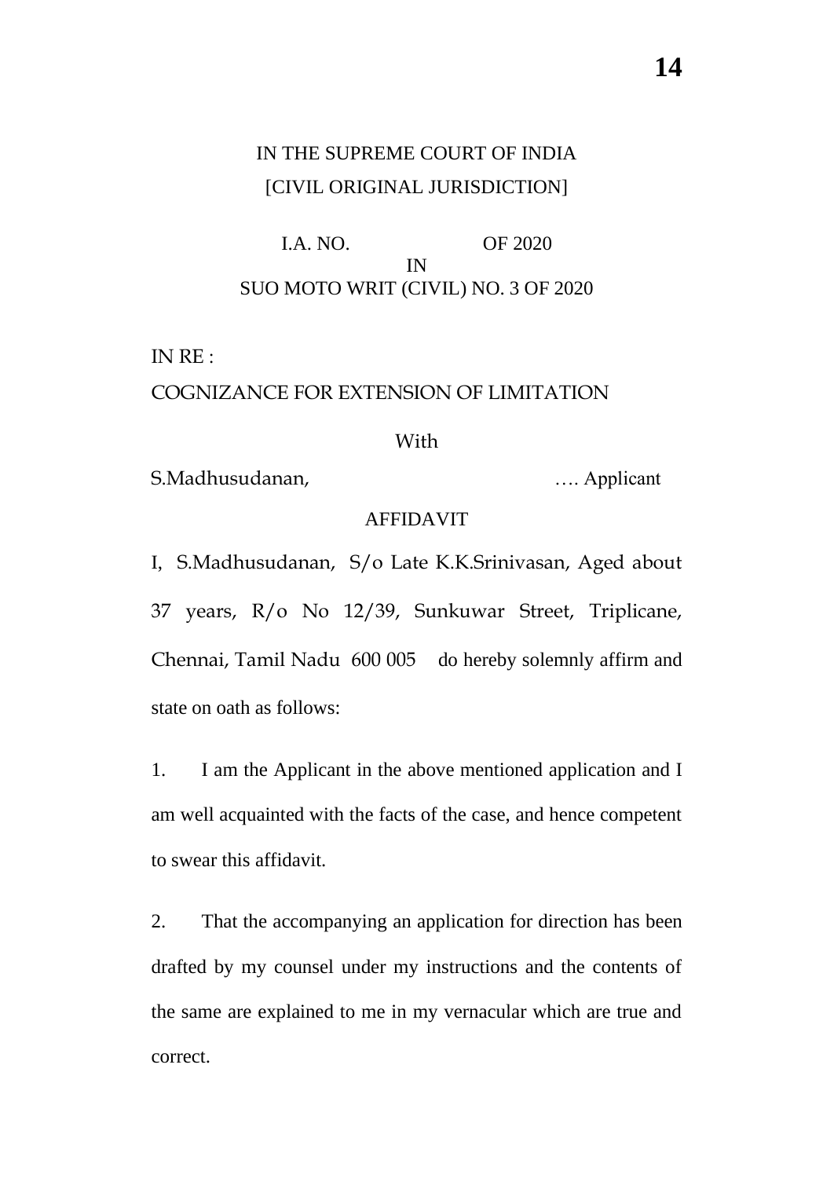IN THE SUPREME COURT OF INDIA
[CIVIL ORIGINAL JURISDICTION]

I.A. NO. OF 2020
IN
SUO MOTO WRIT (CIVIL) NO. 3 OF 2020

IN RE :

COGNIZANCE FOR EXTENSION OF LIMITATION

With

S.Madhusudanan, …. Applicant

AFFIDAVIT

I, S.Madhusudanan, S/o Late K.K.Srinivasan, Aged about 37 years, R/o No 12/39, Sunkuwar Street, Triplicane, Chennai, Tamil Nadu 600 005 do hereby solemnly affirm and state on oath as follows:

1. I am the Applicant in the above mentioned application and I am well acquainted with the facts of the case, and hence competent to swear this affidavit.

2. That the accompanying an application for direction has been drafted by my counsel under my instructions and the contents of the same are explained to me in my vernacular which are true and correct.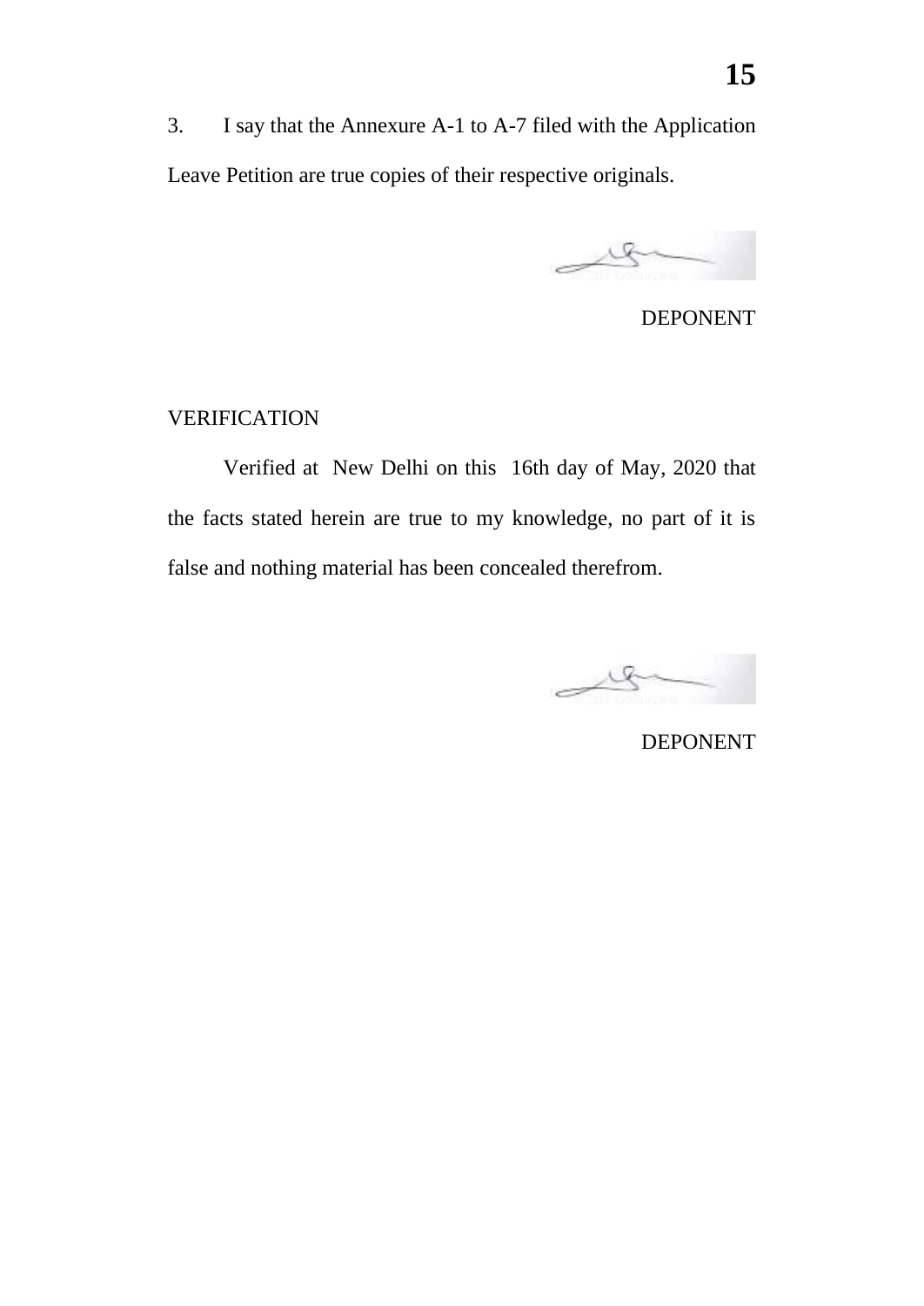3. I say that the Annexure A-1 to A-7 filed with the Application Leave Petition are true copies of their respective originals.

DEPONENT

VERIFICATION

Verified at New Delhi on this 16th day of May, 2020 that the facts stated herein are true to my knowledge, no part of it is false and nothing material has been concealed therefrom.

DEPONENT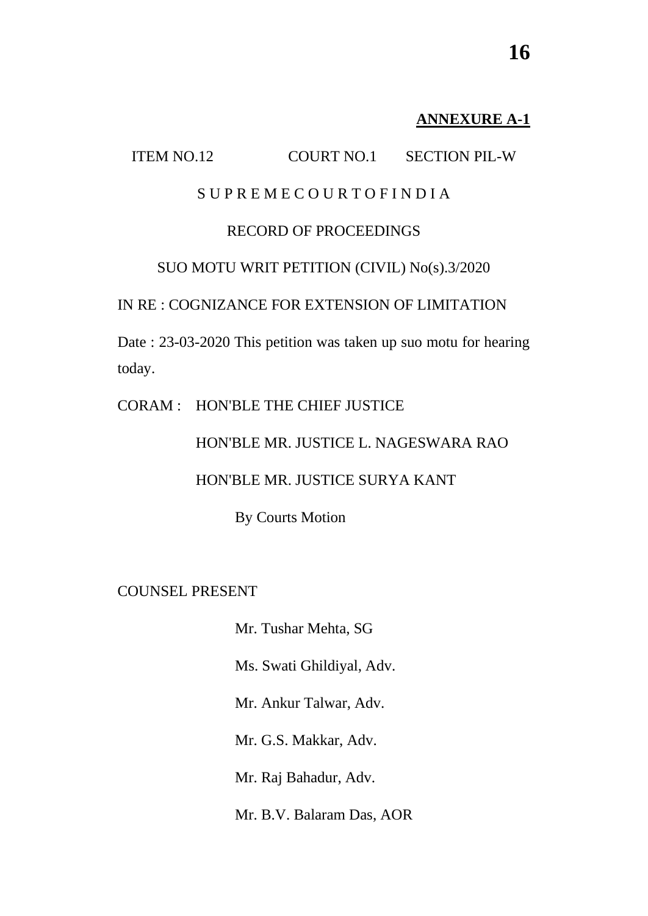**ANNEXURE A-1**

ITEM NO.12 COURT NO.1 SECTION PIL-W

S U P R E M E C O U R T O F I N D I A

RECORD OF PROCEEDINGS

SUO MOTU WRIT PETITION (CIVIL) No(s).3/2020

IN RE : COGNIZANCE FOR EXTENSION OF LIMITATION

Date : 23-03-2020 This petition was taken up suo motu for hearing today.

CORAM : HON'BLE THE CHIEF JUSTICE

HON'BLE MR. JUSTICE L. NAGESWARA RAO

HON'BLE MR. JUSTICE SURYA KANT

By Courts Motion

COUNSEL PRESENT

Mr. Tushar Mehta, SG

Ms. Swati Ghildiyal, Adv.

Mr. Ankur Talwar, Adv.

Mr. G.S. Makkar, Adv.

Mr. Raj Bahadur, Adv.

Mr. B.V. Balaram Das, AOR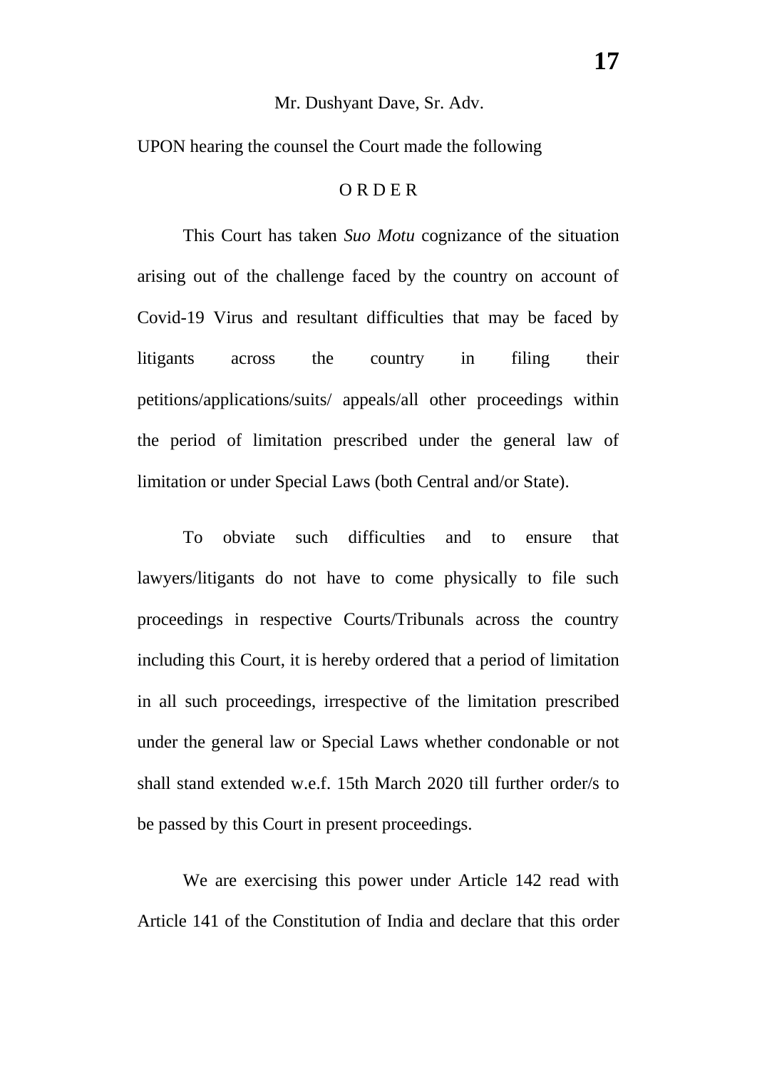Mr. Dushyant Dave, Sr. Adv.

UPON hearing the counsel the Court made the following

O R D E R

This Court has taken *Suo Motu* cognizance of the situation arising out of the challenge faced by the country on account of Covid-19 Virus and resultant difficulties that may be faced by litigants across the country in filing their petitions/applications/suits/ appeals/all other proceedings within the period of limitation prescribed under the general law of limitation or under Special Laws (both Central and/or State).

To obviate such difficulties and to ensure that lawyers/litigants do not have to come physically to file such proceedings in respective Courts/Tribunals across the country including this Court, it is hereby ordered that a period of limitation in all such proceedings, irrespective of the limitation prescribed under the general law or Special Laws whether condonable or not shall stand extended w.e.f. 15th March 2020 till further order/s to be passed by this Court in present proceedings.

We are exercising this power under Article 142 read with Article 141 of the Constitution of India and declare that this order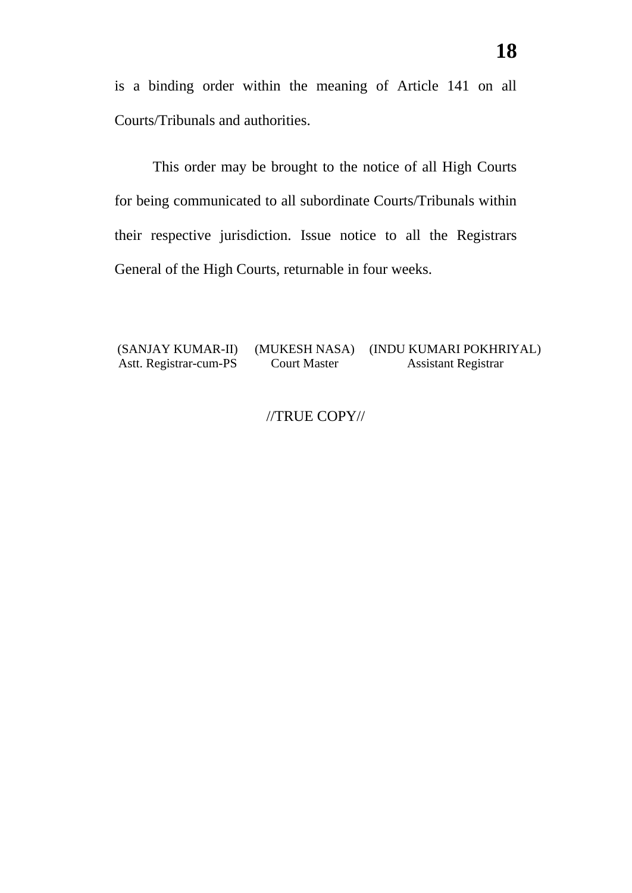is a binding order within the meaning of Article 141 on all Courts/Tribunals and authorities.

This order may be brought to the notice of all High Courts for being communicated to all subordinate Courts/Tribunals within their respective jurisdiction. Issue notice to all the Registrars General of the High Courts, returnable in four weeks.

| (SANJAY KUMAR-II) | (MUKESH NASA) | (INDU KUMARI POKHRIYAL) |
|---|---|---|
| Astt. Registrar-cum-PS | Court Master | Assistant Registrar |

//TRUE COPY//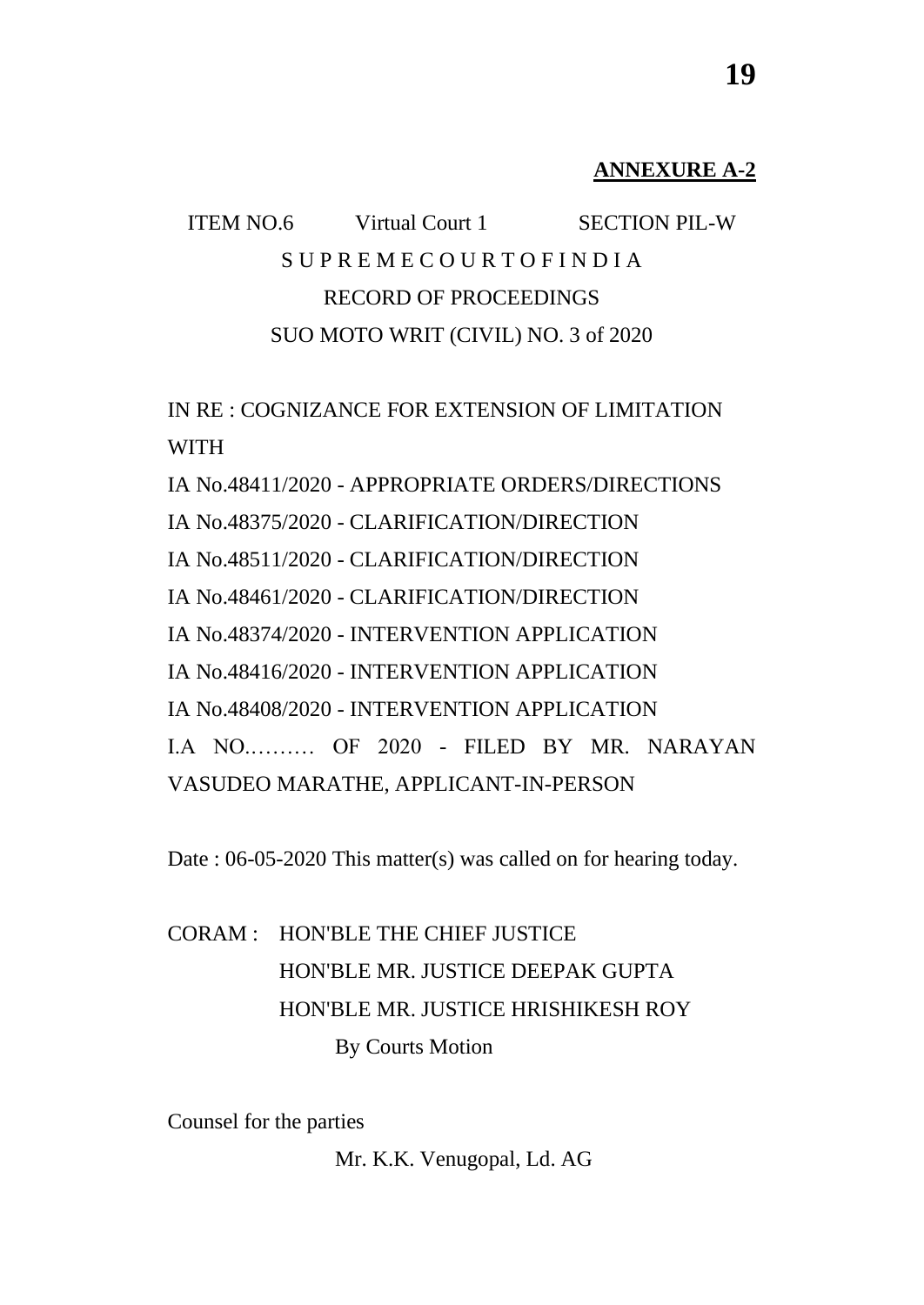**ANNEXURE A-2**

ITEM NO.6 Virtual Court 1 SECTION PIL-W

S U P R E M E C O U R T O F I N D I A

RECORD OF PROCEEDINGS

SUO MOTO WRIT (CIVIL) NO. 3 of 2020

IN RE : COGNIZANCE FOR EXTENSION OF LIMITATION

WITH

IA No.48411/2020 - APPROPRIATE ORDERS/DIRECTIONS

IA No.48375/2020 - CLARIFICATION/DIRECTION

IA No.48511/2020 - CLARIFICATION/DIRECTION

IA No.48461/2020 - CLARIFICATION/DIRECTION

IA No.48374/2020 - INTERVENTION APPLICATION

IA No.48416/2020 - INTERVENTION APPLICATION

IA No.48408/2020 - INTERVENTION APPLICATION

I.A NO.……… OF 2020 - FILED BY MR. NARAYAN VASUDEO MARATHE, APPLICANT-IN-PERSON

Date : 06-05-2020 This matter(s) was called on for hearing today.

CORAM : HON'BLE THE CHIEF JUSTICE
HON'BLE MR. JUSTICE DEEPAK GUPTA
HON'BLE MR. JUSTICE HRISHIKESH ROY

By Courts Motion

Counsel for the parties

Mr. K.K. Venugopal, Ld. AG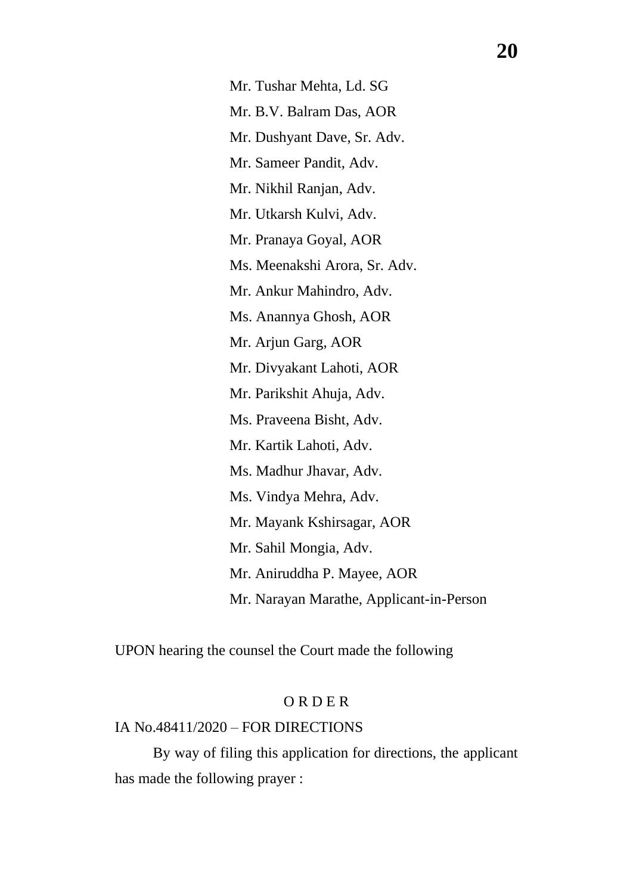Mr. Tushar Mehta, Ld. SG

Mr. B.V. Balram Das, AOR

Mr. Dushyant Dave, Sr. Adv.

Mr. Sameer Pandit, Adv.

Mr. Nikhil Ranjan, Adv.

Mr. Utkarsh Kulvi, Adv.

Mr. Pranaya Goyal, AOR

Ms. Meenakshi Arora, Sr. Adv.

Mr. Ankur Mahindro, Adv.

Ms. Anannya Ghosh, AOR

Mr. Arjun Garg, AOR

Mr. Divyakant Lahoti, AOR

Mr. Parikshit Ahuja, Adv.

Ms. Praveena Bisht, Adv.

Mr. Kartik Lahoti, Adv.

Ms. Madhur Jhavar, Adv.

Ms. Vindya Mehra, Adv.

Mr. Mayank Kshirsagar, AOR

Mr. Sahil Mongia, Adv.

Mr. Aniruddha P. Mayee, AOR

Mr. Narayan Marathe, Applicant-in-Person

UPON hearing the counsel the Court made the following

O R D E R

IA No.48411/2020 – FOR DIRECTIONS

By way of filing this application for directions, the applicant has made the following prayer :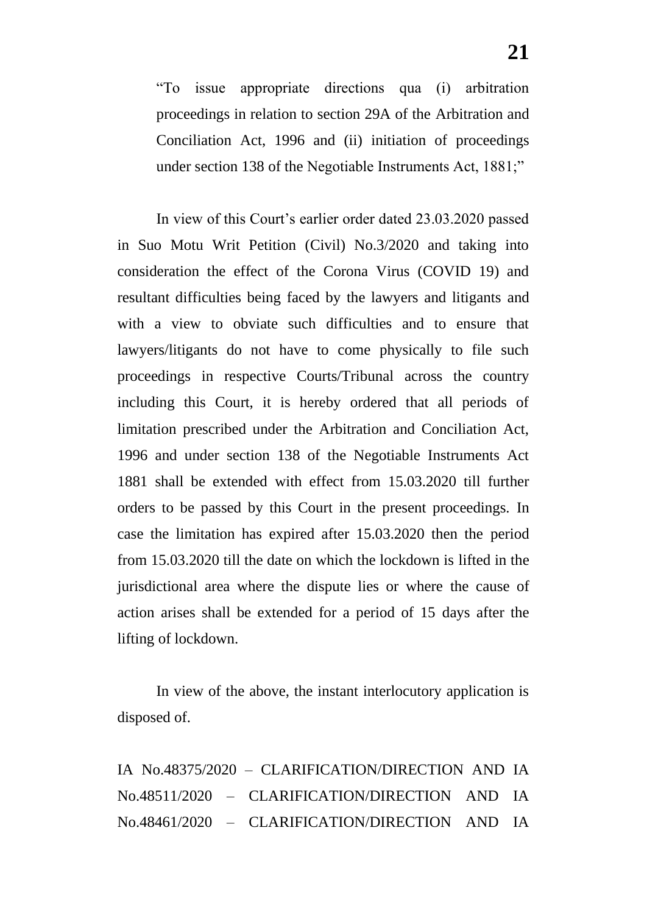> "To issue appropriate directions qua (i) arbitration proceedings in relation to section 29A of the Arbitration and Conciliation Act, 1996 and (ii) initiation of proceedings under section 138 of the Negotiable Instruments Act, 1881;"

In view of this Court's earlier order dated 23.03.2020 passed in Suo Motu Writ Petition (Civil) No.3/2020 and taking into consideration the effect of the Corona Virus (COVID 19) and resultant difficulties being faced by the lawyers and litigants and with a view to obviate such difficulties and to ensure that lawyers/litigants do not have to come physically to file such proceedings in respective Courts/Tribunal across the country including this Court, it is hereby ordered that all periods of limitation prescribed under the Arbitration and Conciliation Act, 1996 and under section 138 of the Negotiable Instruments Act 1881 shall be extended with effect from 15.03.2020 till further orders to be passed by this Court in the present proceedings. In case the limitation has expired after 15.03.2020 then the period from 15.03.2020 till the date on which the lockdown is lifted in the jurisdictional area where the dispute lies or where the cause of action arises shall be extended for a period of 15 days after the lifting of lockdown.

In view of the above, the instant interlocutory application is disposed of.

IA No.48375/2020 – CLARIFICATION/DIRECTION AND IA No.48511/2020 – CLARIFICATION/DIRECTION AND IA No.48461/2020 – CLARIFICATION/DIRECTION AND IA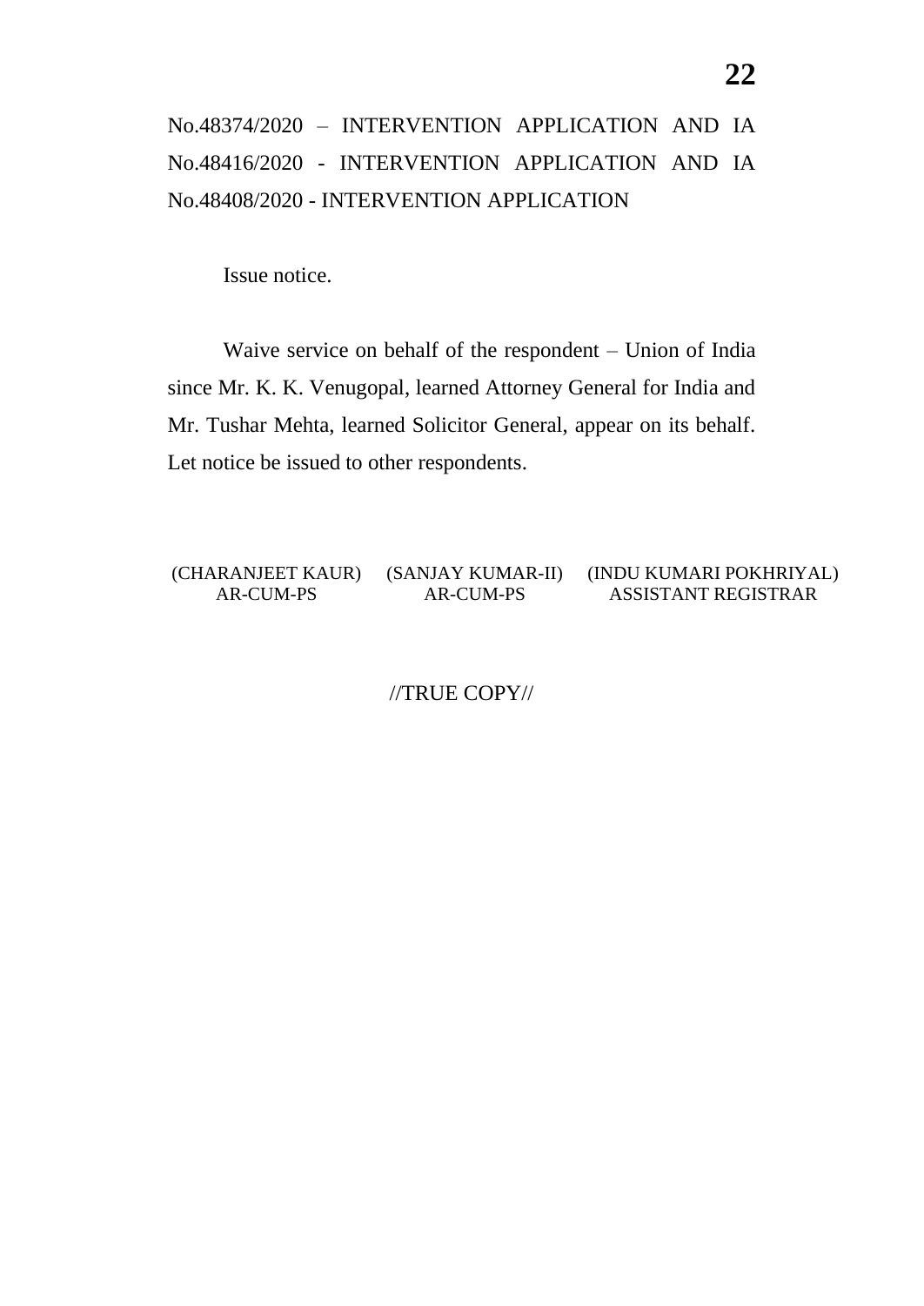No.48374/2020 – INTERVENTION APPLICATION AND IA No.48416/2020 - INTERVENTION APPLICATION AND IA No.48408/2020 - INTERVENTION APPLICATION

Issue notice.

Waive service on behalf of the respondent – Union of India since Mr. K. K. Venugopal, learned Attorney General for India and Mr. Tushar Mehta, learned Solicitor General, appear on its behalf. Let notice be issued to other respondents.

| (CHARANJEET KAUR) | (SANJAY KUMAR-II) | (INDU KUMARI POKHRIYAL) |
| --- | --- | --- |
| AR-CUM-PS | AR-CUM-PS | ASSISTANT REGISTRAR |

//TRUE COPY//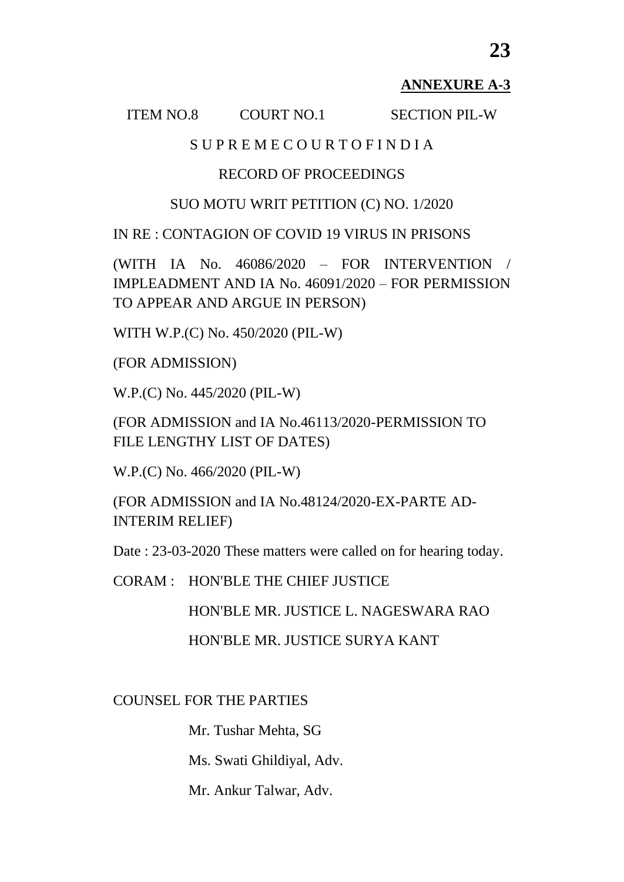**ANNEXURE A-3**

ITEM NO.8 COURT NO.1 SECTION PIL-W

S U P R E M E C O U R T O F I N D I A

RECORD OF PROCEEDINGS

SUO MOTU WRIT PETITION (C) NO. 1/2020

IN RE : CONTAGION OF COVID 19 VIRUS IN PRISONS

(WITH IA No. 46086/2020 – FOR INTERVENTION / IMPLEADMENT AND IA No. 46091/2020 – FOR PERMISSION TO APPEAR AND ARGUE IN PERSON)

WITH W.P.(C) No. 450/2020 (PIL-W)

(FOR ADMISSION)

W.P.(C) No. 445/2020 (PIL-W)

(FOR ADMISSION and IA No.46113/2020-PERMISSION TO FILE LENGTHY LIST OF DATES)

W.P.(C) No. 466/2020 (PIL-W)

(FOR ADMISSION and IA No.48124/2020-EX-PARTE AD-INTERIM RELIEF)

Date : 23-03-2020 These matters were called on for hearing today.

CORAM : HON'BLE THE CHIEF JUSTICE

HON'BLE MR. JUSTICE L. NAGESWARA RAO

HON'BLE MR. JUSTICE SURYA KANT

COUNSEL FOR THE PARTIES

Mr. Tushar Mehta, SG

Ms. Swati Ghildiyal, Adv.

Mr. Ankur Talwar, Adv.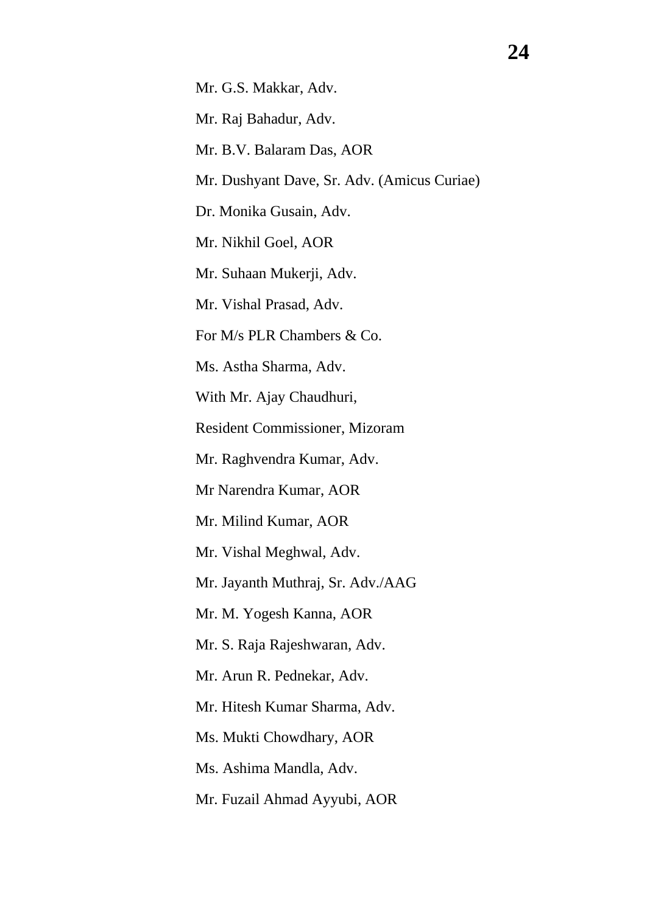Mr. G.S. Makkar, Adv.

Mr. Raj Bahadur, Adv.

Mr. B.V. Balaram Das, AOR

Mr. Dushyant Dave, Sr. Adv. (Amicus Curiae)

Dr. Monika Gusain, Adv.

Mr. Nikhil Goel, AOR

Mr. Suhaan Mukerji, Adv.

Mr. Vishal Prasad, Adv.

For M/s PLR Chambers & Co.

Ms. Astha Sharma, Adv.

With Mr. Ajay Chaudhuri,

Resident Commissioner, Mizoram

Mr. Raghvendra Kumar, Adv.

Mr Narendra Kumar, AOR

Mr. Milind Kumar, AOR

Mr. Vishal Meghwal, Adv.

Mr. Jayanth Muthraj, Sr. Adv./AAG

Mr. M. Yogesh Kanna, AOR

Mr. S. Raja Rajeshwaran, Adv.

Mr. Arun R. Pednekar, Adv.

Mr. Hitesh Kumar Sharma, Adv.

Ms. Mukti Chowdhary, AOR

Ms. Ashima Mandla, Adv.

Mr. Fuzail Ahmad Ayyubi, AOR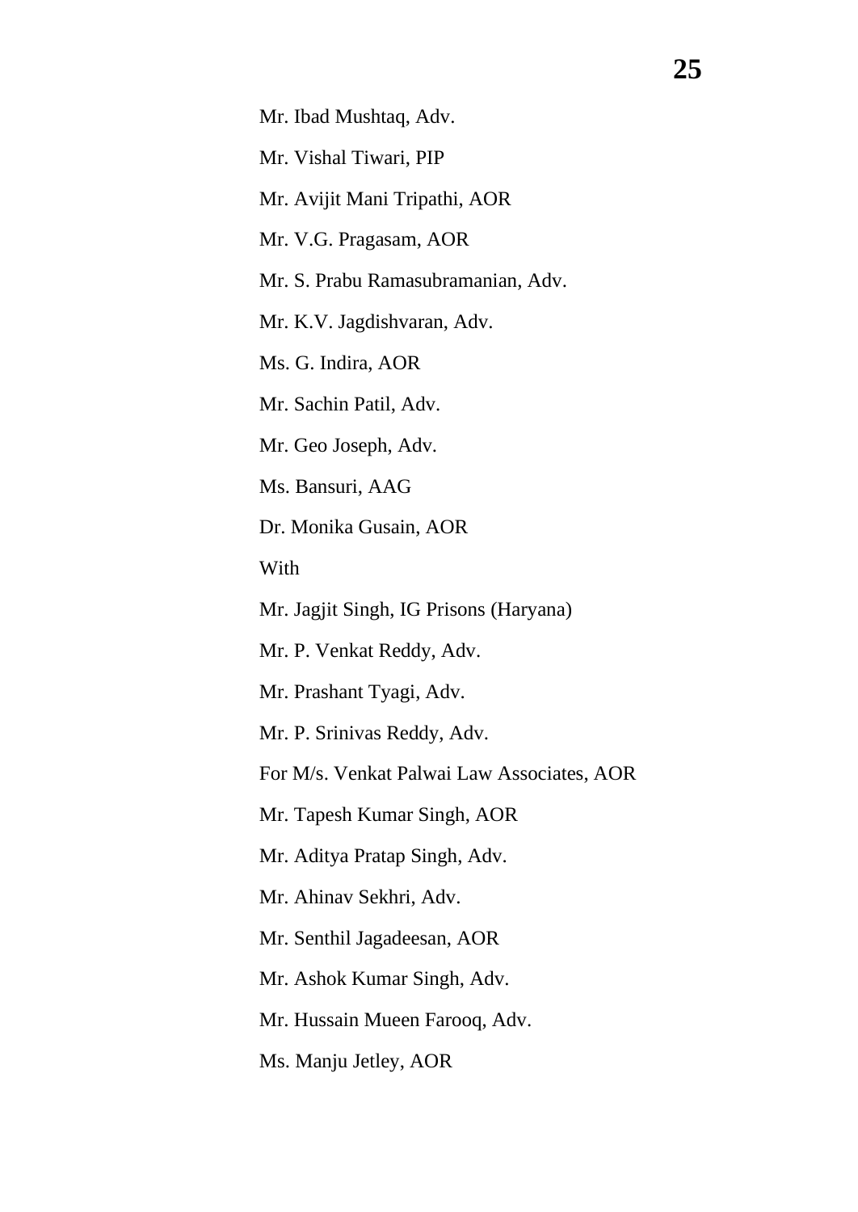Mr. Ibad Mushtaq, Adv.

Mr. Vishal Tiwari, PIP

Mr. Avijit Mani Tripathi, AOR

Mr. V.G. Pragasam, AOR

Mr. S. Prabu Ramasubramanian, Adv.

Mr. K.V. Jagdishvaran, Adv.

Ms. G. Indira, AOR

Mr. Sachin Patil, Adv.

Mr. Geo Joseph, Adv.

Ms. Bansuri, AAG

Dr. Monika Gusain, AOR

With

Mr. Jagjit Singh, IG Prisons (Haryana)

Mr. P. Venkat Reddy, Adv.

Mr. Prashant Tyagi, Adv.

Mr. P. Srinivas Reddy, Adv.

For M/s. Venkat Palwai Law Associates, AOR

Mr. Tapesh Kumar Singh, AOR

Mr. Aditya Pratap Singh, Adv.

Mr. Ahinav Sekhri, Adv.

Mr. Senthil Jagadeesan, AOR

Mr. Ashok Kumar Singh, Adv.

Mr. Hussain Mueen Farooq, Adv.

Ms. Manju Jetley, AOR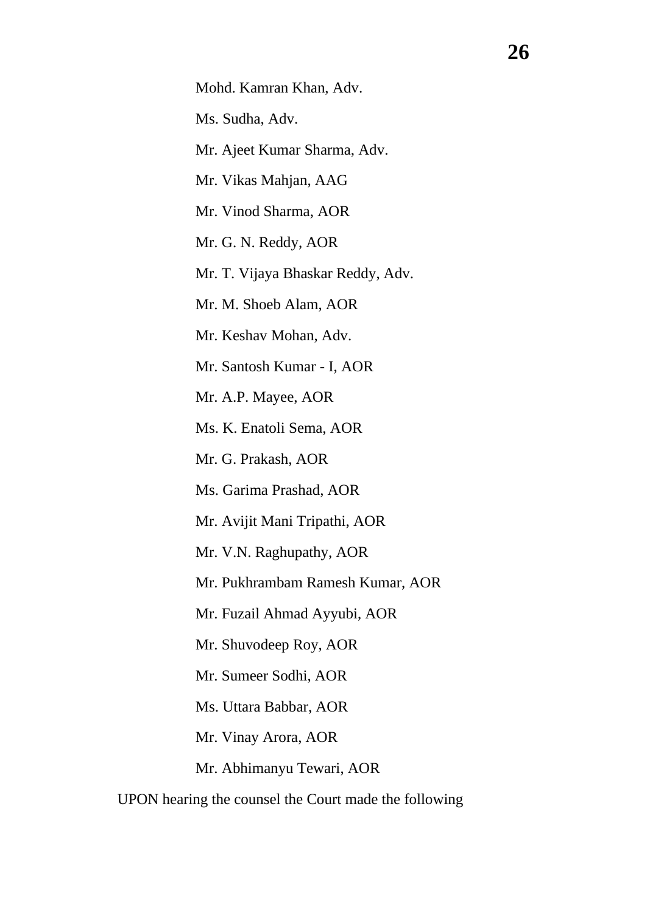Mohd. Kamran Khan, Adv.

Ms. Sudha, Adv.

Mr. Ajeet Kumar Sharma, Adv.

Mr. Vikas Mahjan, AAG

Mr. Vinod Sharma, AOR

Mr. G. N. Reddy, AOR

Mr. T. Vijaya Bhaskar Reddy, Adv.

Mr. M. Shoeb Alam, AOR

Mr. Keshav Mohan, Adv.

Mr. Santosh Kumar - I, AOR

Mr. A.P. Mayee, AOR

Ms. K. Enatoli Sema, AOR

Mr. G. Prakash, AOR

Ms. Garima Prashad, AOR

Mr. Avijit Mani Tripathi, AOR

Mr. V.N. Raghupathy, AOR

Mr. Pukhrambam Ramesh Kumar, AOR

Mr. Fuzail Ahmad Ayyubi, AOR

Mr. Shuvodeep Roy, AOR

Mr. Sumeer Sodhi, AOR

Ms. Uttara Babbar, AOR

Mr. Vinay Arora, AOR

Mr. Abhimanyu Tewari, AOR

UPON hearing the counsel the Court made the following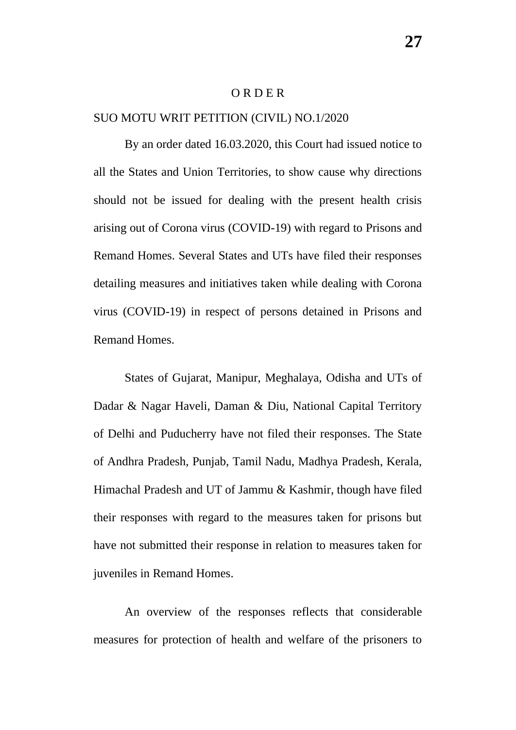# O R D E R

SUO MOTU WRIT PETITION (CIVIL) NO.1/2020

By an order dated 16.03.2020, this Court had issued notice to all the States and Union Territories, to show cause why directions should not be issued for dealing with the present health crisis arising out of Corona virus (COVID-19) with regard to Prisons and Remand Homes. Several States and UTs have filed their responses detailing measures and initiatives taken while dealing with Corona virus (COVID-19) in respect of persons detained in Prisons and Remand Homes.

States of Gujarat, Manipur, Meghalaya, Odisha and UTs of Dadar & Nagar Haveli, Daman & Diu, National Capital Territory of Delhi and Puducherry have not filed their responses. The State of Andhra Pradesh, Punjab, Tamil Nadu, Madhya Pradesh, Kerala, Himachal Pradesh and UT of Jammu & Kashmir, though have filed their responses with regard to the measures taken for prisons but have not submitted their response in relation to measures taken for juveniles in Remand Homes.

An overview of the responses reflects that considerable measures for protection of health and welfare of the prisoners to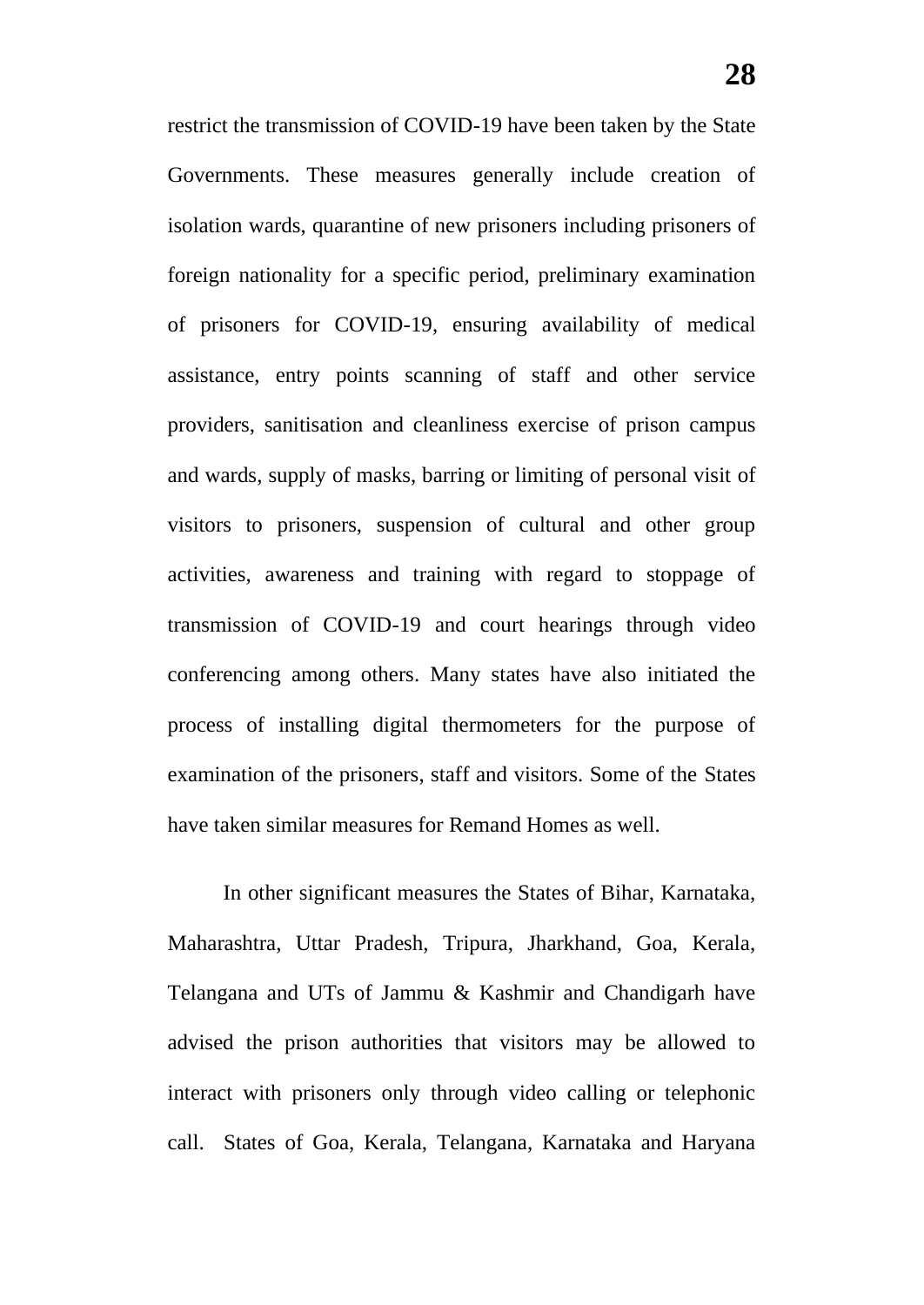restrict the transmission of COVID-19 have been taken by the State Governments. These measures generally include creation of isolation wards, quarantine of new prisoners including prisoners of foreign nationality for a specific period, preliminary examination of prisoners for COVID-19, ensuring availability of medical assistance, entry points scanning of staff and other service providers, sanitisation and cleanliness exercise of prison campus and wards, supply of masks, barring or limiting of personal visit of visitors to prisoners, suspension of cultural and other group activities, awareness and training with regard to stoppage of transmission of COVID-19 and court hearings through video conferencing among others. Many states have also initiated the process of installing digital thermometers for the purpose of examination of the prisoners, staff and visitors. Some of the States have taken similar measures for Remand Homes as well.

In other significant measures the States of Bihar, Karnataka, Maharashtra, Uttar Pradesh, Tripura, Jharkhand, Goa, Kerala, Telangana and UTs of Jammu & Kashmir and Chandigarh have advised the prison authorities that visitors may be allowed to interact with prisoners only through video calling or telephonic call. States of Goa, Kerala, Telangana, Karnataka and Haryana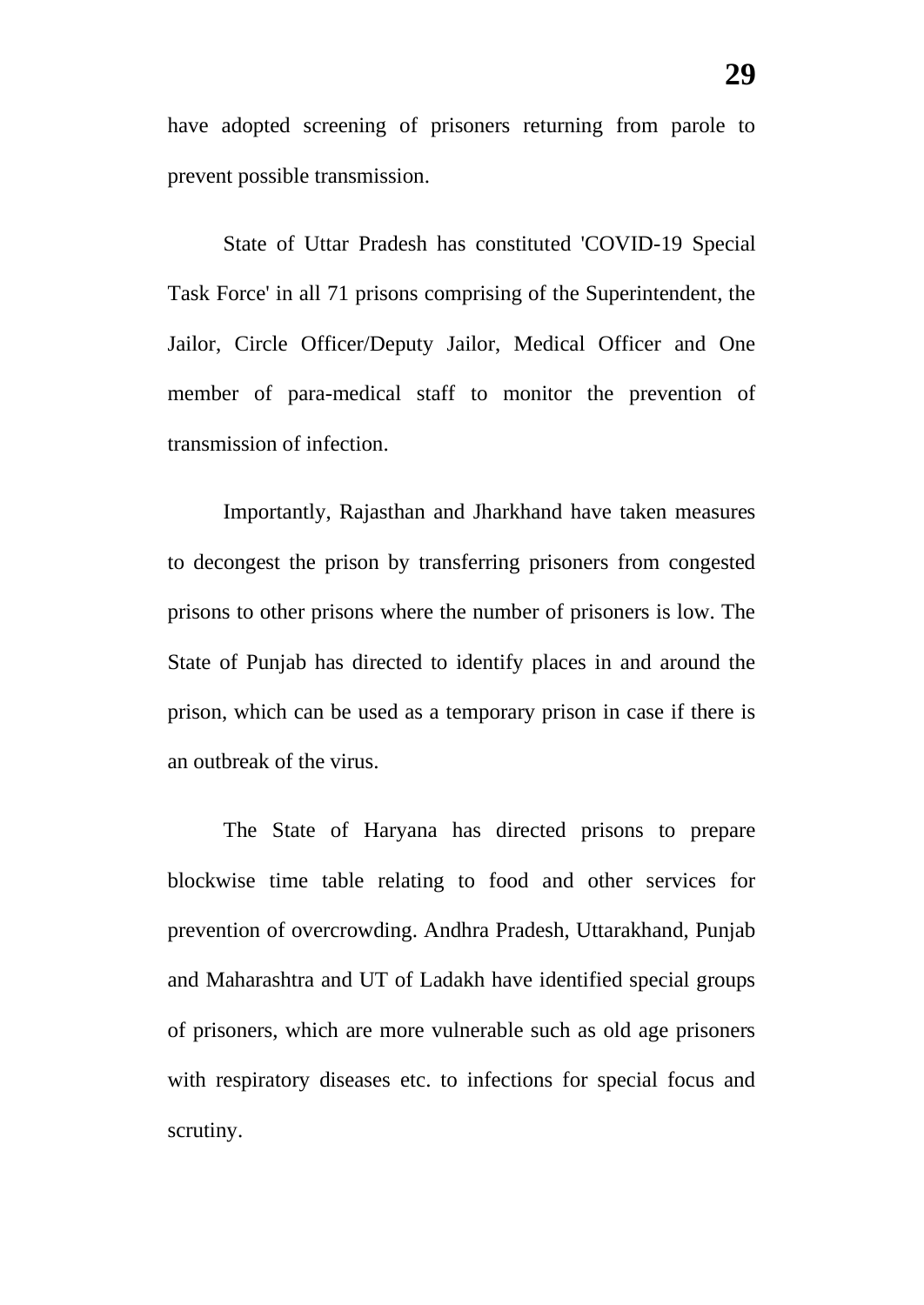have adopted screening of prisoners returning from parole to prevent possible transmission.

State of Uttar Pradesh has constituted 'COVID-19 Special Task Force' in all 71 prisons comprising of the Superintendent, the Jailor, Circle Officer/Deputy Jailor, Medical Officer and One member of para-medical staff to monitor the prevention of transmission of infection.

Importantly, Rajasthan and Jharkhand have taken measures to decongest the prison by transferring prisoners from congested prisons to other prisons where the number of prisoners is low. The State of Punjab has directed to identify places in and around the prison, which can be used as a temporary prison in case if there is an outbreak of the virus.

The State of Haryana has directed prisons to prepare blockwise time table relating to food and other services for prevention of overcrowding. Andhra Pradesh, Uttarakhand, Punjab and Maharashtra and UT of Ladakh have identified special groups of prisoners, which are more vulnerable such as old age prisoners with respiratory diseases etc. to infections for special focus and scrutiny.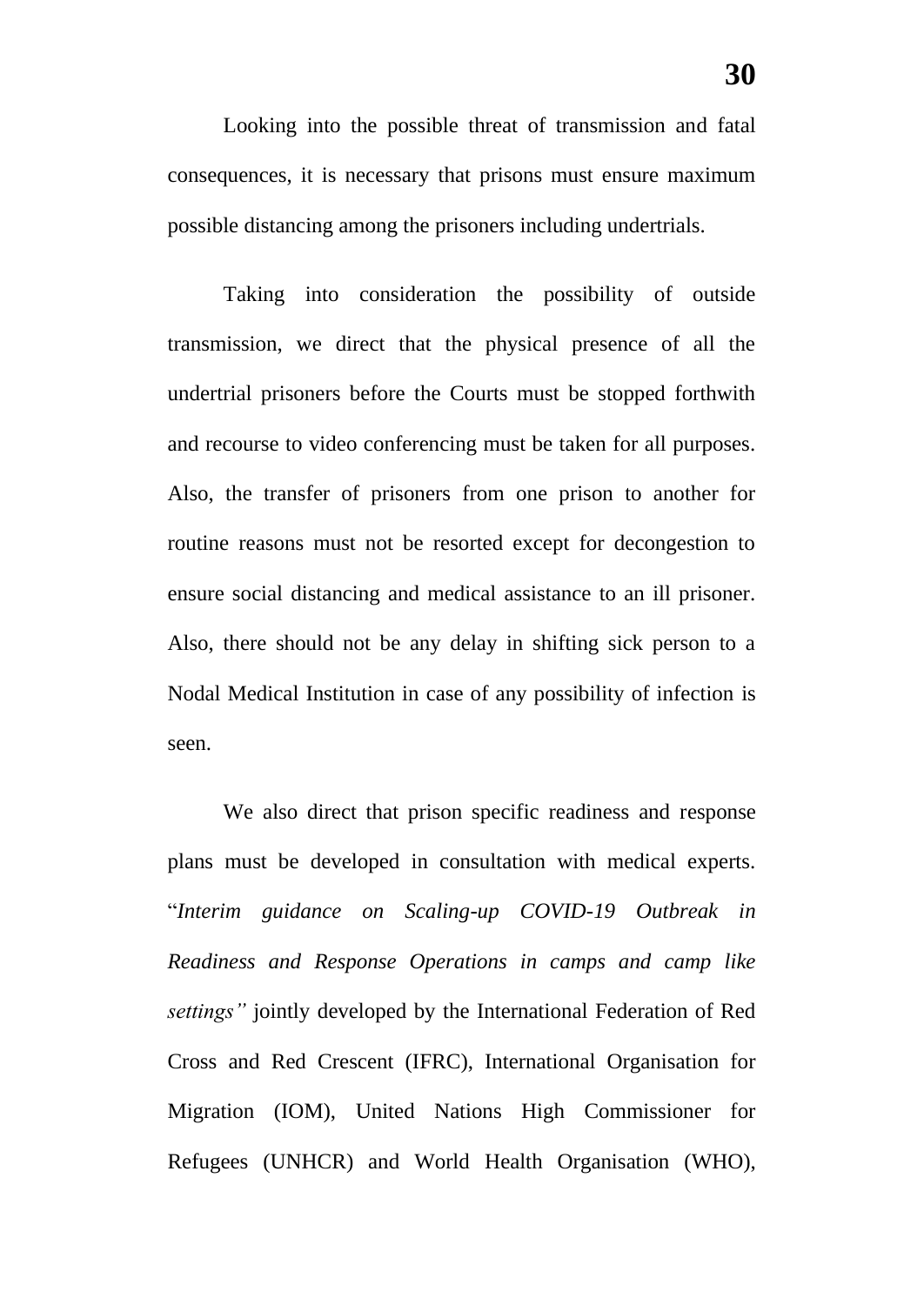Looking into the possible threat of transmission and fatal consequences, it is necessary that prisons must ensure maximum possible distancing among the prisoners including undertrials.

Taking into consideration the possibility of outside transmission, we direct that the physical presence of all the undertrial prisoners before the Courts must be stopped forthwith and recourse to video conferencing must be taken for all purposes. Also, the transfer of prisoners from one prison to another for routine reasons must not be resorted except for decongestion to ensure social distancing and medical assistance to an ill prisoner. Also, there should not be any delay in shifting sick person to a Nodal Medical Institution in case of any possibility of infection is seen.

We also direct that prison specific readiness and response plans must be developed in consultation with medical experts. "*Interim guidance on Scaling-up COVID-19 Outbreak in Readiness and Response Operations in camps and camp like settings"* jointly developed by the International Federation of Red Cross and Red Crescent (IFRC), International Organisation for Migration (IOM), United Nations High Commissioner for Refugees (UNHCR) and World Health Organisation (WHO),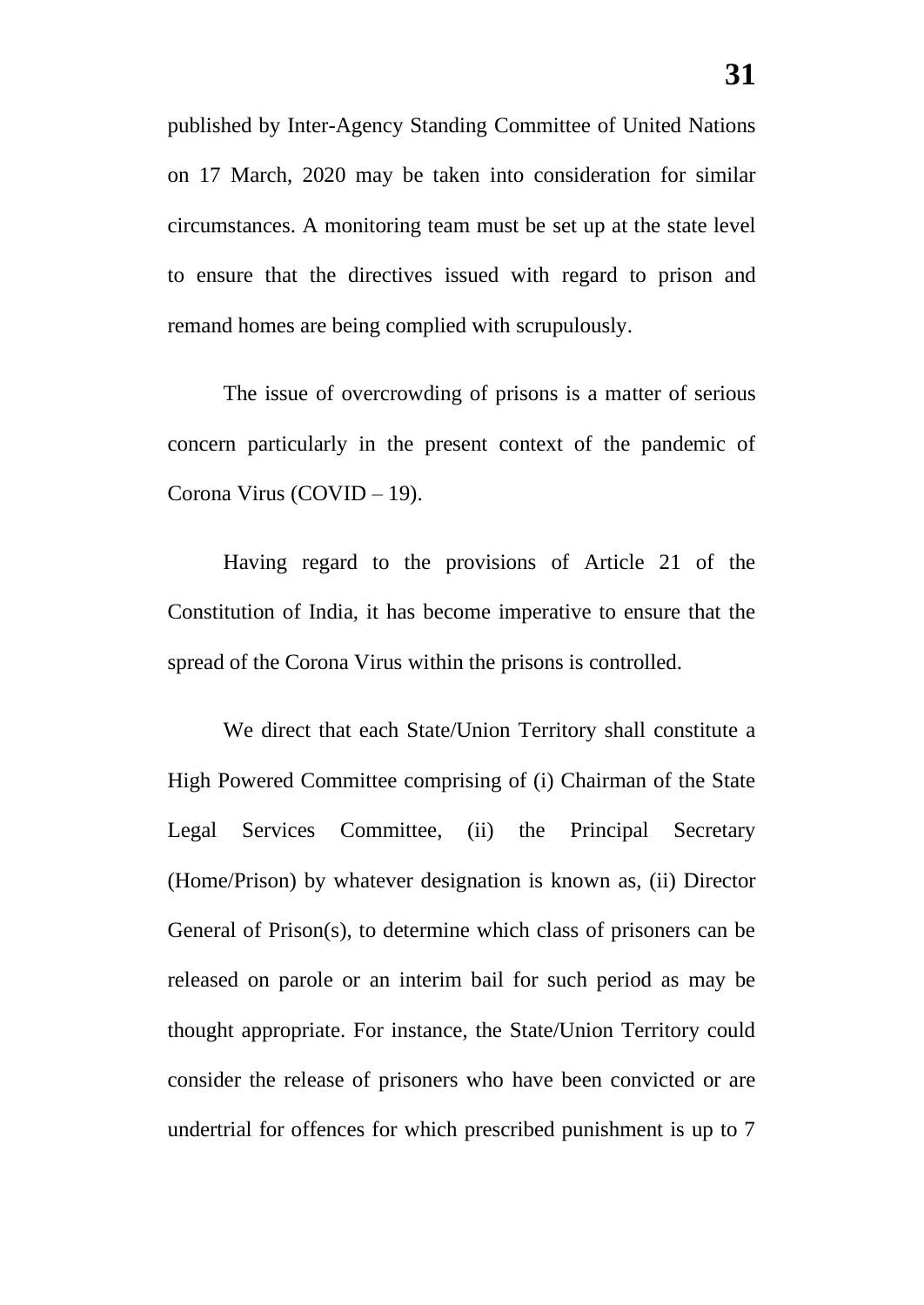published by Inter-Agency Standing Committee of United Nations on 17 March, 2020 may be taken into consideration for similar circumstances. A monitoring team must be set up at the state level to ensure that the directives issued with regard to prison and remand homes are being complied with scrupulously.

The issue of overcrowding of prisons is a matter of serious concern particularly in the present context of the pandemic of Corona Virus (COVID – 19).

Having regard to the provisions of Article 21 of the Constitution of India, it has become imperative to ensure that the spread of the Corona Virus within the prisons is controlled.

We direct that each State/Union Territory shall constitute a High Powered Committee comprising of (i) Chairman of the State Legal Services Committee, (ii) the Principal Secretary (Home/Prison) by whatever designation is known as, (ii) Director General of Prison(s), to determine which class of prisoners can be released on parole or an interim bail for such period as may be thought appropriate. For instance, the State/Union Territory could consider the release of prisoners who have been convicted or are undertrial for offences for which prescribed punishment is up to 7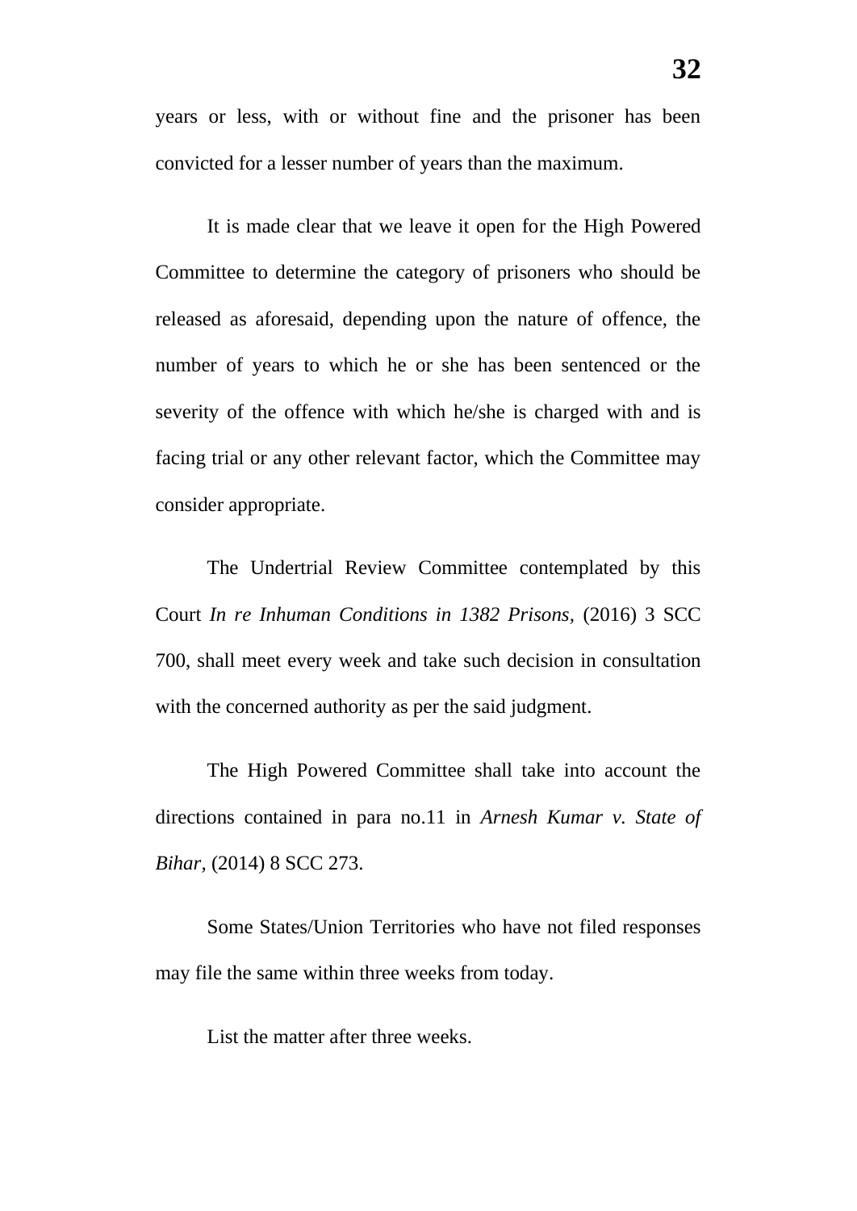years or less, with or without fine and the prisoner has been convicted for a lesser number of years than the maximum.

It is made clear that we leave it open for the High Powered Committee to determine the category of prisoners who should be released as aforesaid, depending upon the nature of offence, the number of years to which he or she has been sentenced or the severity of the offence with which he/she is charged with and is facing trial or any other relevant factor, which the Committee may consider appropriate.

The Undertrial Review Committee contemplated by this Court *In re Inhuman Conditions in 1382 Prisons*, (2016) 3 SCC 700, shall meet every week and take such decision in consultation with the concerned authority as per the said judgment.

The High Powered Committee shall take into account the directions contained in para no.11 in *Arnesh Kumar v. State of Bihar*, (2014) 8 SCC 273.

Some States/Union Territories who have not filed responses may file the same within three weeks from today.

List the matter after three weeks.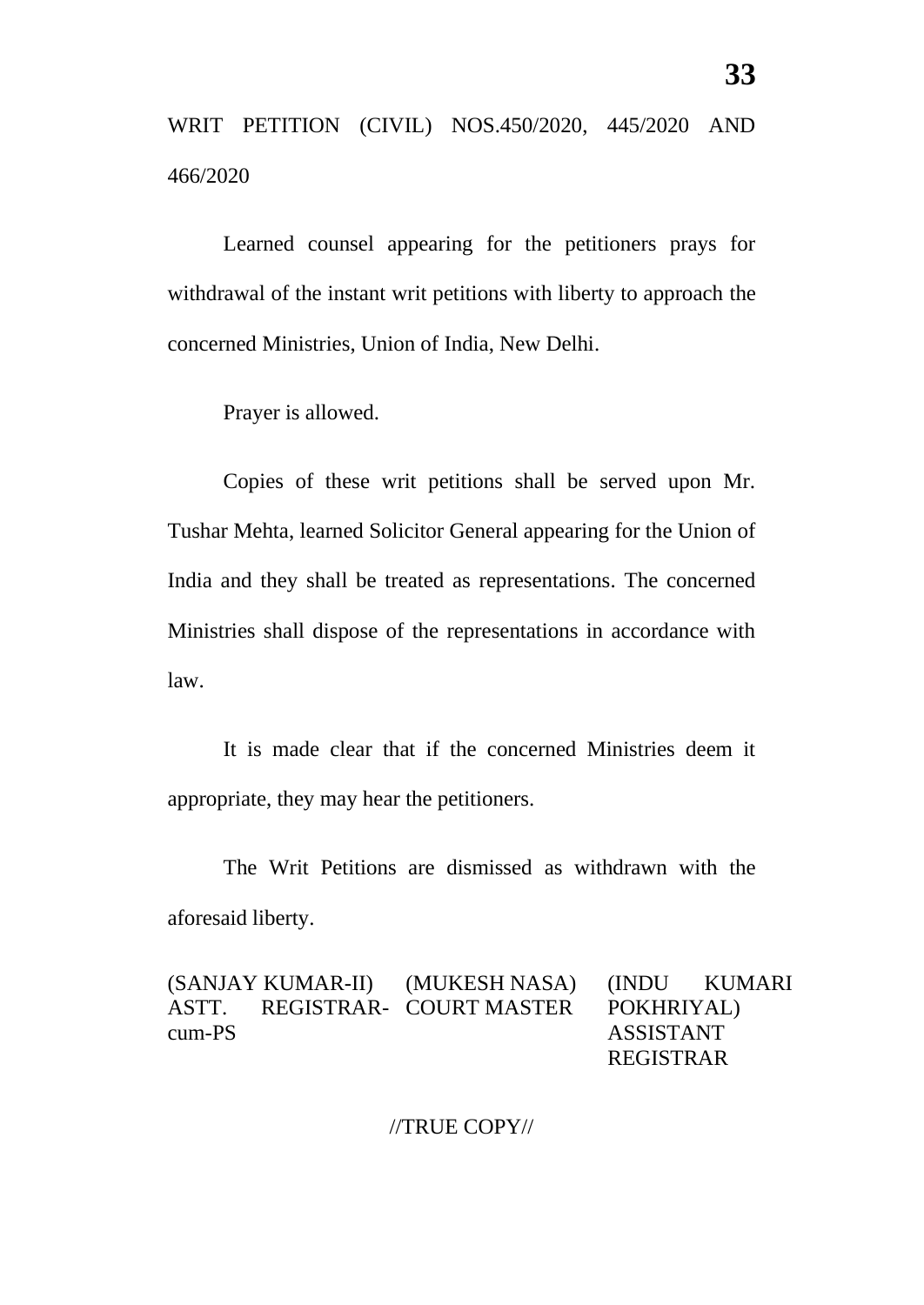WRIT PETITION (CIVIL) NOS.450/2020, 445/2020 AND 466/2020

Learned counsel appearing for the petitioners prays for withdrawal of the instant writ petitions with liberty to approach the concerned Ministries, Union of India, New Delhi.

Prayer is allowed.

Copies of these writ petitions shall be served upon Mr. Tushar Mehta, learned Solicitor General appearing for the Union of India and they shall be treated as representations. The concerned Ministries shall dispose of the representations in accordance with law.

It is made clear that if the concerned Ministries deem it appropriate, they may hear the petitioners.

The Writ Petitions are dismissed as withdrawn with the aforesaid liberty.

| (SANJAY KUMAR-II) ASTT. REGISTRAR-cum-PS | (MUKESH NASA) COURT MASTER | (INDU KUMARI POKHRIYAL) ASSISTANT REGISTRAR |
|---|---|---|

//TRUE COPY//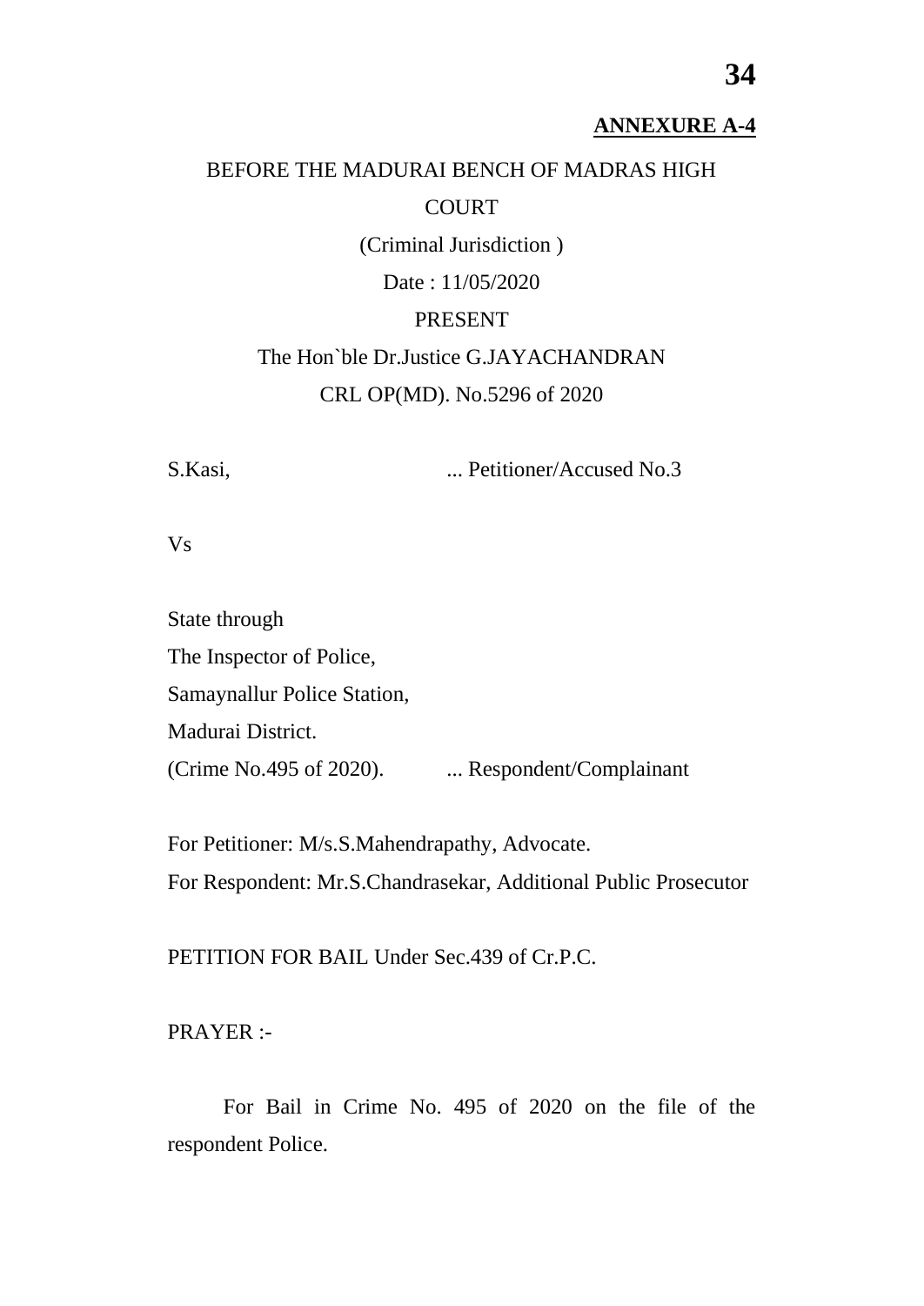**ANNEXURE A-4**

BEFORE THE MADURAI BENCH OF MADRAS HIGH COURT

(Criminal Jurisdiction )

Date : 11/05/2020

PRESENT

The Hon`ble Dr.Justice G.JAYACHANDRAN

CRL OP(MD). No.5296 of 2020

S.Kasi, ... Petitioner/Accused No.3

Vs

State through
The Inspector of Police,
Samaynallur Police Station,
Madurai District.
(Crime No.495 of 2020). ... Respondent/Complainant

For Petitioner: M/s.S.Mahendrapathy, Advocate.
For Respondent: Mr.S.Chandrasekar, Additional Public Prosecutor

PETITION FOR BAIL Under Sec.439 of Cr.P.C.

PRAYER :-

For Bail in Crime No. 495 of 2020 on the file of the respondent Police.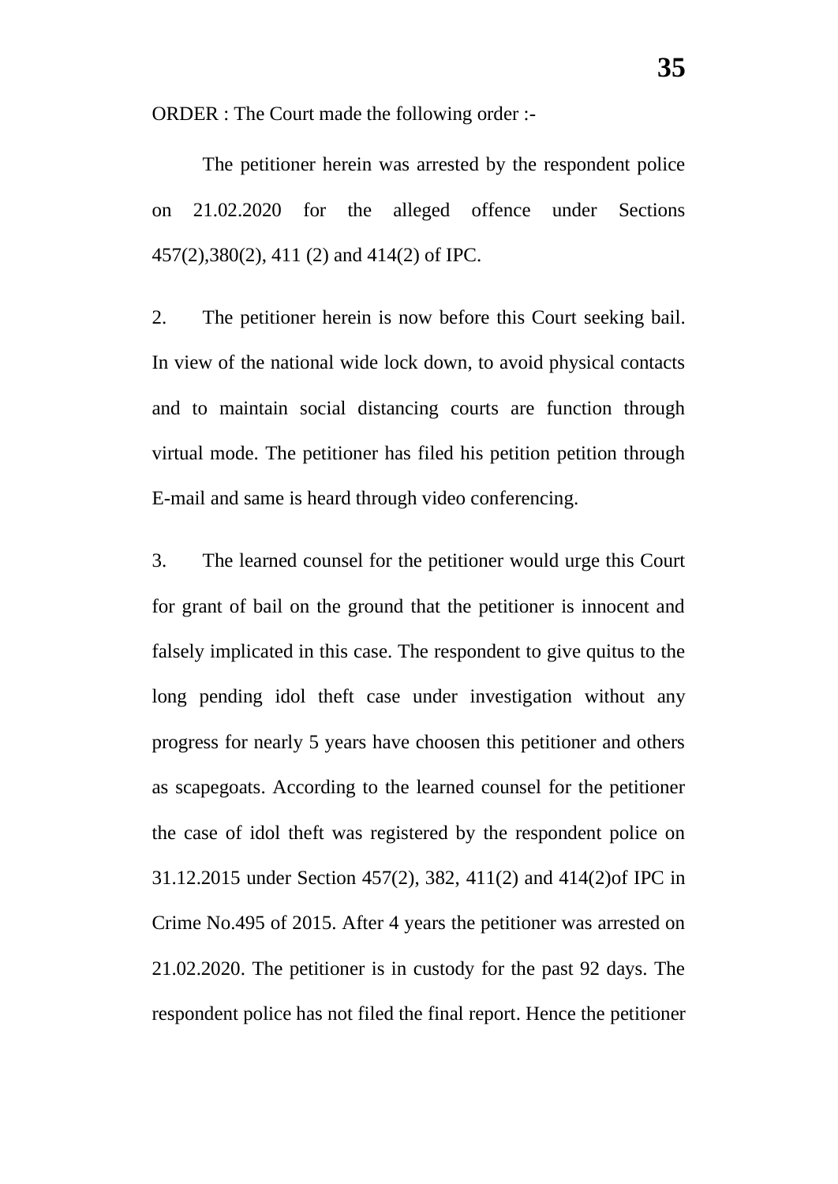ORDER : The Court made the following order :-

The petitioner herein was arrested by the respondent police on 21.02.2020 for the alleged offence under Sections 457(2),380(2), 411 (2) and 414(2) of IPC.

2. The petitioner herein is now before this Court seeking bail. In view of the national wide lock down, to avoid physical contacts and to maintain social distancing courts are function through virtual mode. The petitioner has filed his petition petition through E-mail and same is heard through video conferencing.

3. The learned counsel for the petitioner would urge this Court for grant of bail on the ground that the petitioner is innocent and falsely implicated in this case. The respondent to give quitus to the long pending idol theft case under investigation without any progress for nearly 5 years have choosen this petitioner and others as scapegoats. According to the learned counsel for the petitioner the case of idol theft was registered by the respondent police on 31.12.2015 under Section 457(2), 382, 411(2) and 414(2)of IPC in Crime No.495 of 2015. After 4 years the petitioner was arrested on 21.02.2020. The petitioner is in custody for the past 92 days. The respondent police has not filed the final report. Hence the petitioner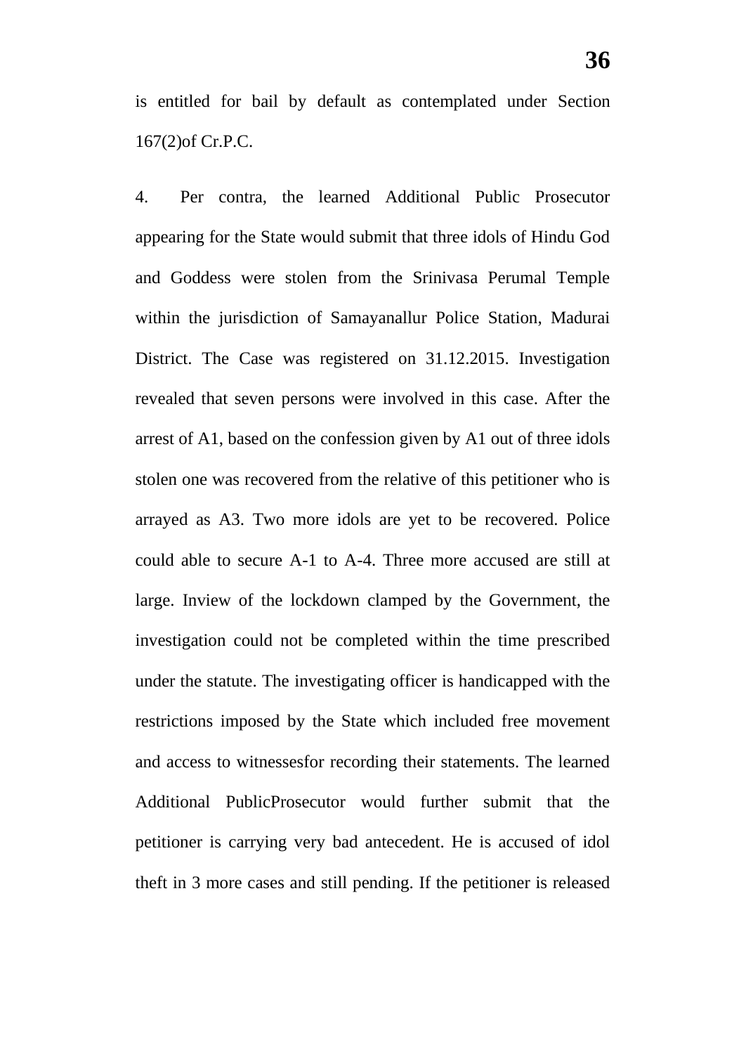is entitled for bail by default as contemplated under Section 167(2)of Cr.P.C.

4. Per contra, the learned Additional Public Prosecutor appearing for the State would submit that three idols of Hindu God and Goddess were stolen from the Srinivasa Perumal Temple within the jurisdiction of Samayanallur Police Station, Madurai District. The Case was registered on 31.12.2015. Investigation revealed that seven persons were involved in this case. After the arrest of A1, based on the confession given by A1 out of three idols stolen one was recovered from the relative of this petitioner who is arrayed as A3. Two more idols are yet to be recovered. Police could able to secure A-1 to A-4. Three more accused are still at large. Inview of the lockdown clamped by the Government, the investigation could not be completed within the time prescribed under the statute. The investigating officer is handicapped with the restrictions imposed by the State which included free movement and access to witnessesfor recording their statements. The learned Additional PublicProsecutor would further submit that the petitioner is carrying very bad antecedent. He is accused of idol theft in 3 more cases and still pending. If the petitioner is released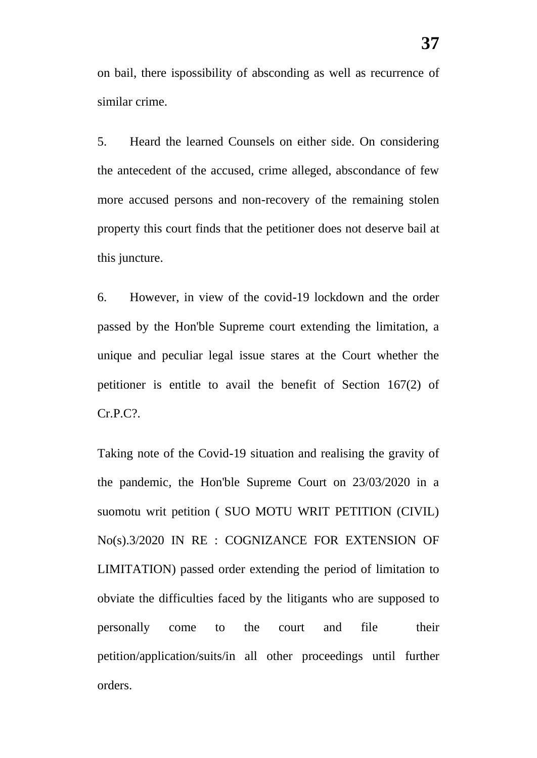on bail, there ispossibility of absconding as well as recurrence of similar crime.

5. Heard the learned Counsels on either side. On considering the antecedent of the accused, crime alleged, abscondance of few more accused persons and non-recovery of the remaining stolen property this court finds that the petitioner does not deserve bail at this juncture.

6. However, in view of the covid-19 lockdown and the order passed by the Hon'ble Supreme court extending the limitation, a unique and peculiar legal issue stares at the Court whether the petitioner is entitle to avail the benefit of Section 167(2) of Cr.P.C?.

Taking note of the Covid-19 situation and realising the gravity of the pandemic, the Hon'ble Supreme Court on 23/03/2020 in a suomotu writ petition ( SUO MOTU WRIT PETITION (CIVIL) No(s).3/2020 IN RE : COGNIZANCE FOR EXTENSION OF LIMITATION) passed order extending the period of limitation to obviate the difficulties faced by the litigants who are supposed to personally come to the court and file their petition/application/suits/in all other proceedings until further orders.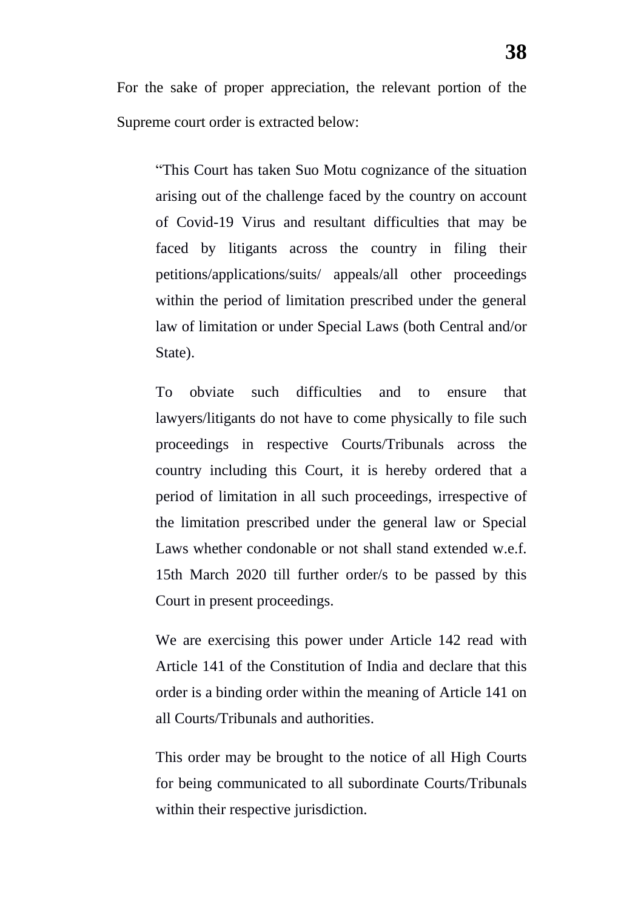For the sake of proper appreciation, the relevant portion of the Supreme court order is extracted below:

> "This Court has taken Suo Motu cognizance of the situation arising out of the challenge faced by the country on account of Covid-19 Virus and resultant difficulties that may be faced by litigants across the country in filing their petitions/applications/suits/ appeals/all other proceedings within the period of limitation prescribed under the general law of limitation or under Special Laws (both Central and/or State).
>
> To obviate such difficulties and to ensure that lawyers/litigants do not have to come physically to file such proceedings in respective Courts/Tribunals across the country including this Court, it is hereby ordered that a period of limitation in all such proceedings, irrespective of the limitation prescribed under the general law or Special Laws whether condonable or not shall stand extended w.e.f. 15th March 2020 till further order/s to be passed by this Court in present proceedings.
>
> We are exercising this power under Article 142 read with Article 141 of the Constitution of India and declare that this order is a binding order within the meaning of Article 141 on all Courts/Tribunals and authorities.
>
> This order may be brought to the notice of all High Courts for being communicated to all subordinate Courts/Tribunals within their respective jurisdiction.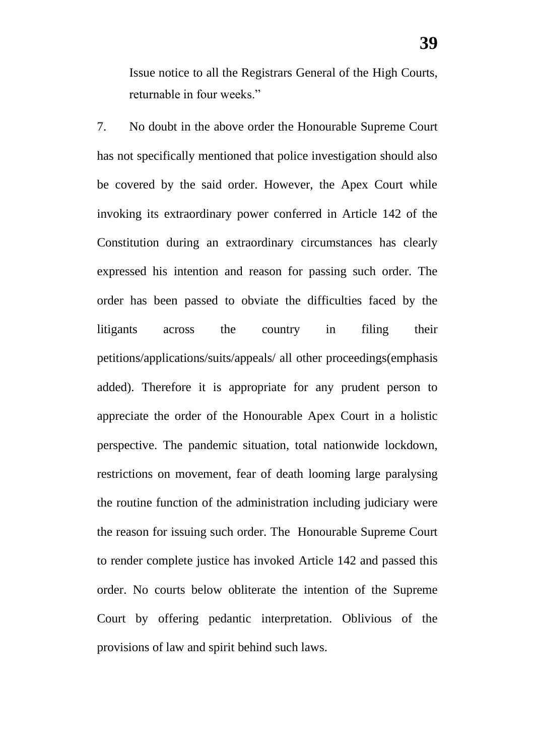Issue notice to all the Registrars General of the High Courts, returnable in four weeks."

7. No doubt in the above order the Honourable Supreme Court has not specifically mentioned that police investigation should also be covered by the said order. However, the Apex Court while invoking its extraordinary power conferred in Article 142 of the Constitution during an extraordinary circumstances has clearly expressed his intention and reason for passing such order. The order has been passed to obviate the difficulties faced by the litigants across the country in filing their petitions/applications/suits/appeals/ all other proceedings(emphasis added). Therefore it is appropriate for any prudent person to appreciate the order of the Honourable Apex Court in a holistic perspective. The pandemic situation, total nationwide lockdown, restrictions on movement, fear of death looming large paralysing the routine function of the administration including judiciary were the reason for issuing such order. The Honourable Supreme Court to render complete justice has invoked Article 142 and passed this order. No courts below obliterate the intention of the Supreme Court by offering pedantic interpretation. Oblivious of the provisions of law and spirit behind such laws.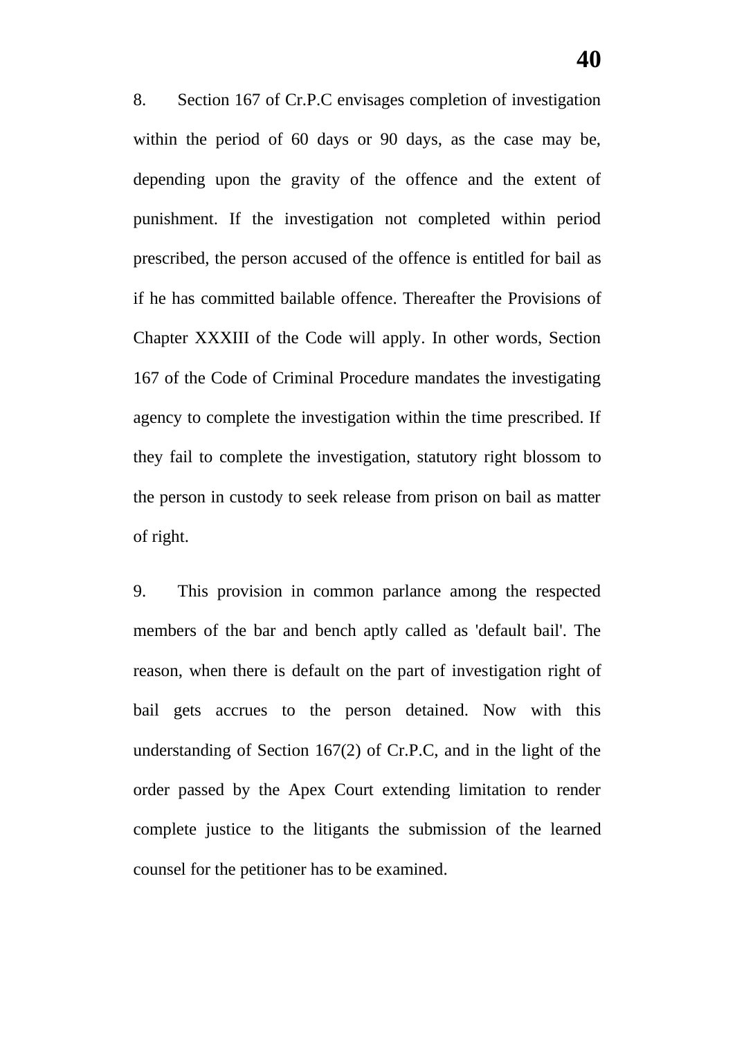8. Section 167 of Cr.P.C envisages completion of investigation within the period of 60 days or 90 days, as the case may be, depending upon the gravity of the offence and the extent of punishment. If the investigation not completed within period prescribed, the person accused of the offence is entitled for bail as if he has committed bailable offence. Thereafter the Provisions of Chapter XXXIII of the Code will apply. In other words, Section 167 of the Code of Criminal Procedure mandates the investigating agency to complete the investigation within the time prescribed. If they fail to complete the investigation, statutory right blossom to the person in custody to seek release from prison on bail as matter of right.

9. This provision in common parlance among the respected members of the bar and bench aptly called as 'default bail'. The reason, when there is default on the part of investigation right of bail gets accrues to the person detained. Now with this understanding of Section 167(2) of Cr.P.C, and in the light of the order passed by the Apex Court extending limitation to render complete justice to the litigants the submission of the learned counsel for the petitioner has to be examined.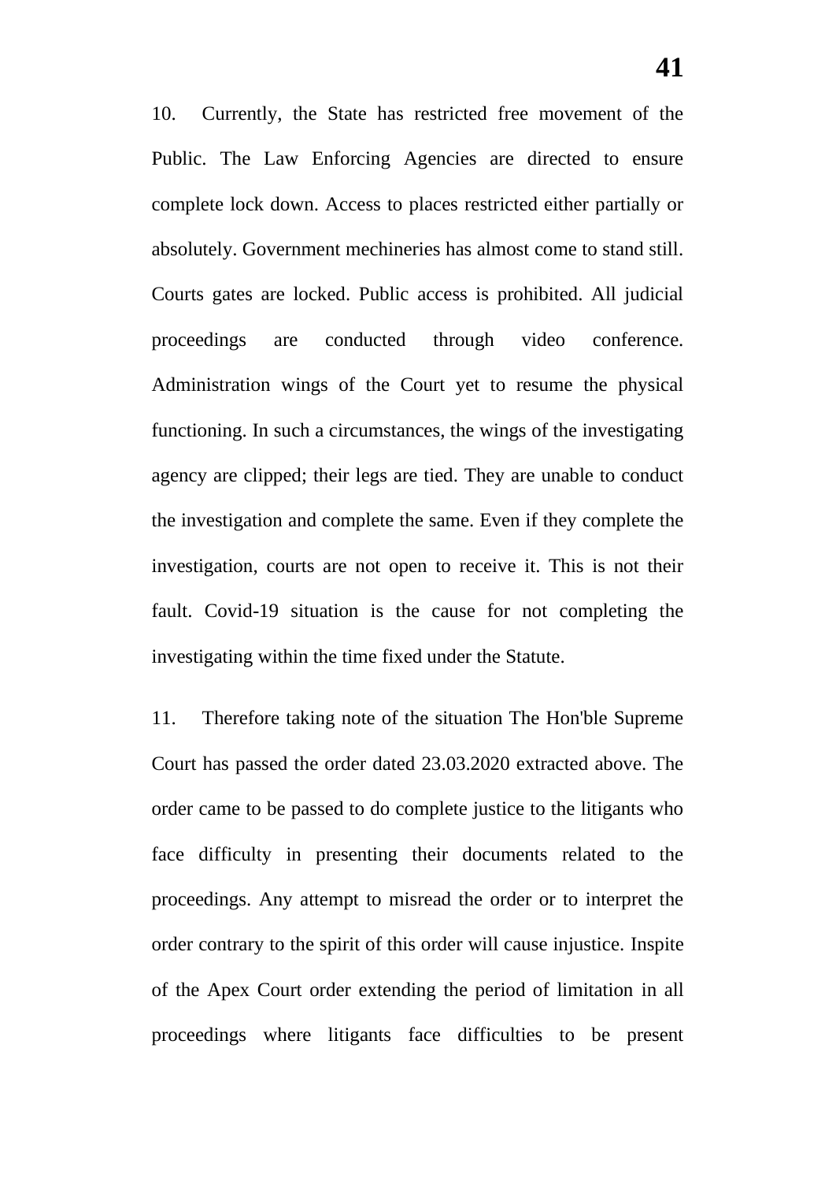10. Currently, the State has restricted free movement of the Public. The Law Enforcing Agencies are directed to ensure complete lock down. Access to places restricted either partially or absolutely. Government mechineries has almost come to stand still. Courts gates are locked. Public access is prohibited. All judicial proceedings are conducted through video conference. Administration wings of the Court yet to resume the physical functioning. In such a circumstances, the wings of the investigating agency are clipped; their legs are tied. They are unable to conduct the investigation and complete the same. Even if they complete the investigation, courts are not open to receive it. This is not their fault. Covid-19 situation is the cause for not completing the investigating within the time fixed under the Statute.

11. Therefore taking note of the situation The Hon'ble Supreme Court has passed the order dated 23.03.2020 extracted above. The order came to be passed to do complete justice to the litigants who face difficulty in presenting their documents related to the proceedings. Any attempt to misread the order or to interpret the order contrary to the spirit of this order will cause injustice. Inspite of the Apex Court order extending the period of limitation in all proceedings where litigants face difficulties to be present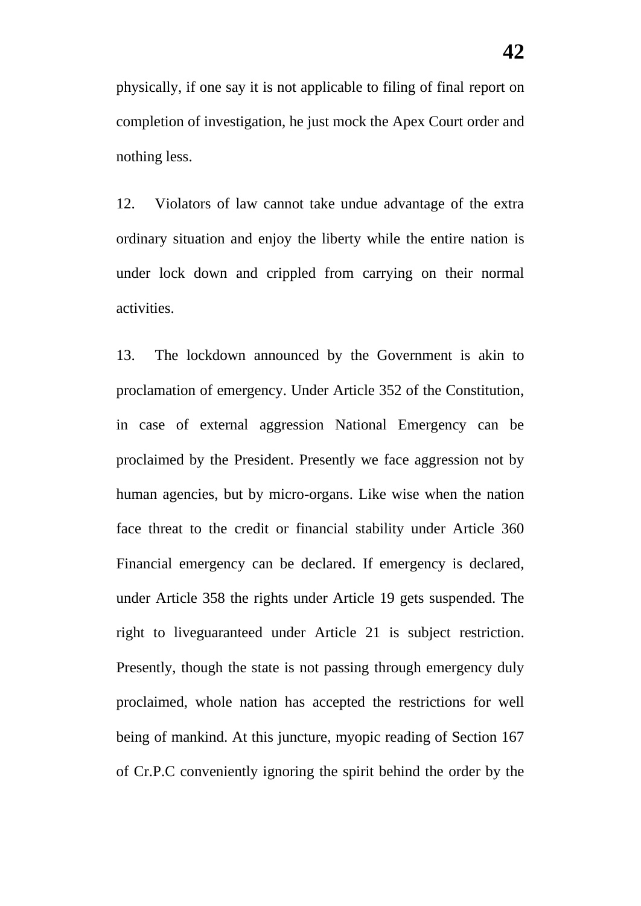physically, if one say it is not applicable to filing of final report on completion of investigation, he just mock the Apex Court order and nothing less.

12. Violators of law cannot take undue advantage of the extra ordinary situation and enjoy the liberty while the entire nation is under lock down and crippled from carrying on their normal activities.

13. The lockdown announced by the Government is akin to proclamation of emergency. Under Article 352 of the Constitution, in case of external aggression National Emergency can be proclaimed by the President. Presently we face aggression not by human agencies, but by micro-organs. Like wise when the nation face threat to the credit or financial stability under Article 360 Financial emergency can be declared. If emergency is declared, under Article 358 the rights under Article 19 gets suspended. The right to liveguaranteed under Article 21 is subject restriction. Presently, though the state is not passing through emergency duly proclaimed, whole nation has accepted the restrictions for well being of mankind. At this juncture, myopic reading of Section 167 of Cr.P.C conveniently ignoring the spirit behind the order by the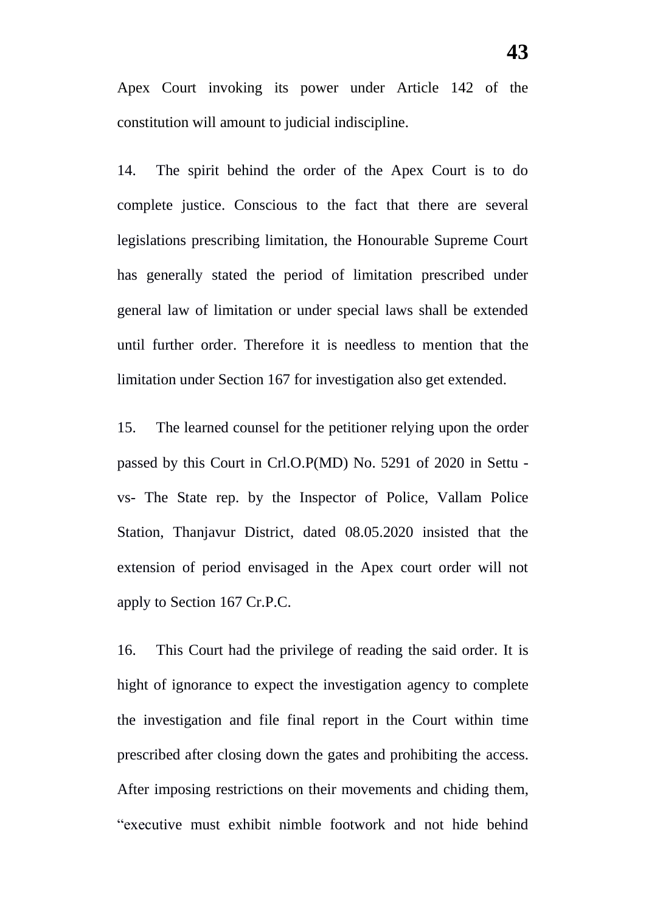Apex Court invoking its power under Article 142 of the constitution will amount to judicial indiscipline.

14. The spirit behind the order of the Apex Court is to do complete justice. Conscious to the fact that there are several legislations prescribing limitation, the Honourable Supreme Court has generally stated the period of limitation prescribed under general law of limitation or under special laws shall be extended until further order. Therefore it is needless to mention that the limitation under Section 167 for investigation also get extended.

15. The learned counsel for the petitioner relying upon the order passed by this Court in Crl.O.P(MD) No. 5291 of 2020 in Settu -vs- The State rep. by the Inspector of Police, Vallam Police Station, Thanjavur District, dated 08.05.2020 insisted that the extension of period envisaged in the Apex court order will not apply to Section 167 Cr.P.C.

16. This Court had the privilege of reading the said order. It is hight of ignorance to expect the investigation agency to complete the investigation and file final report in the Court within time prescribed after closing down the gates and prohibiting the access. After imposing restrictions on their movements and chiding them, "executive must exhibit nimble footwork and not hide behind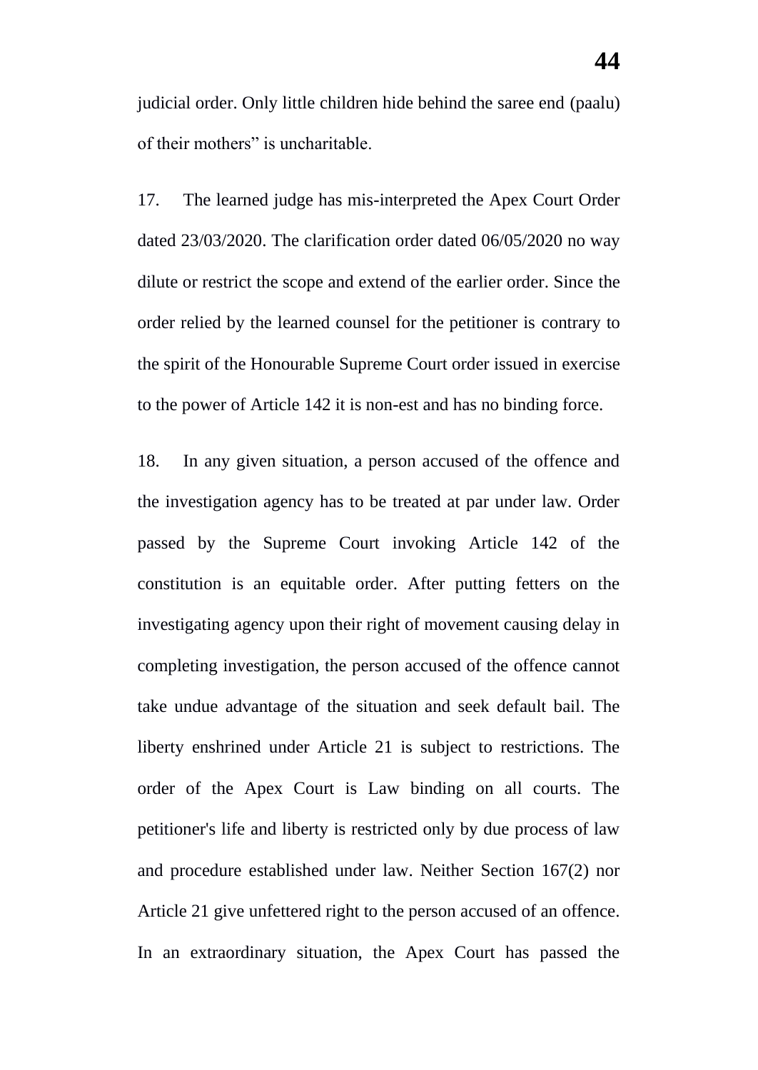judicial order. Only little children hide behind the saree end (paalu) of their mothers" is uncharitable.

17. The learned judge has mis-interpreted the Apex Court Order dated 23/03/2020. The clarification order dated 06/05/2020 no way dilute or restrict the scope and extend of the earlier order. Since the order relied by the learned counsel for the petitioner is contrary to the spirit of the Honourable Supreme Court order issued in exercise to the power of Article 142 it is non-est and has no binding force.

18. In any given situation, a person accused of the offence and the investigation agency has to be treated at par under law. Order passed by the Supreme Court invoking Article 142 of the constitution is an equitable order. After putting fetters on the investigating agency upon their right of movement causing delay in completing investigation, the person accused of the offence cannot take undue advantage of the situation and seek default bail. The liberty enshrined under Article 21 is subject to restrictions. The order of the Apex Court is Law binding on all courts. The petitioner's life and liberty is restricted only by due process of law and procedure established under law. Neither Section 167(2) nor Article 21 give unfettered right to the person accused of an offence. In an extraordinary situation, the Apex Court has passed the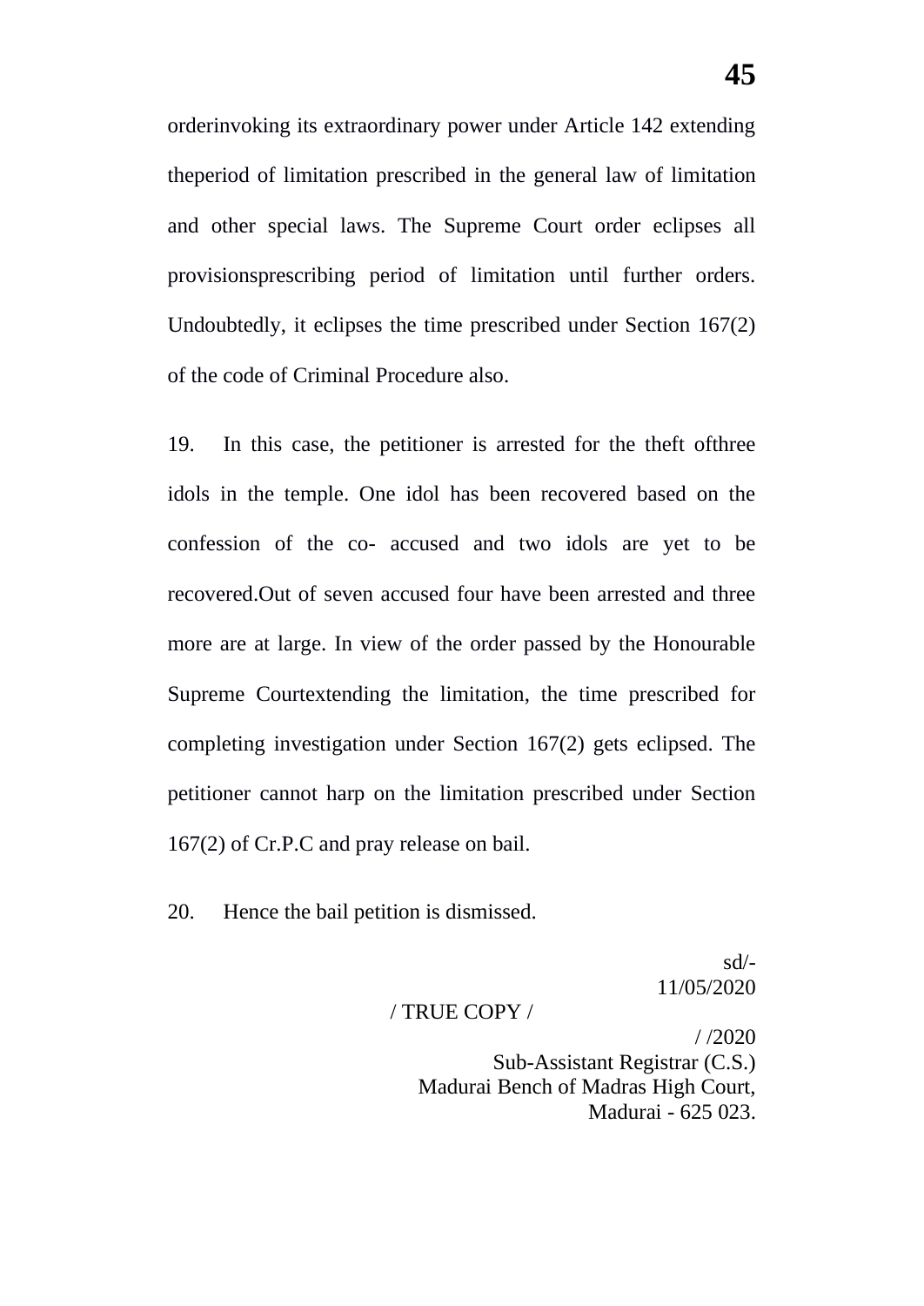orderinvoking its extraordinary power under Article 142 extending theperiod of limitation prescribed in the general law of limitation and other special laws. The Supreme Court order eclipses all provisionsprescribing period of limitation until further orders. Undoubtedly, it eclipses the time prescribed under Section 167(2) of the code of Criminal Procedure also.

19. In this case, the petitioner is arrested for the theft ofthree idols in the temple. One idol has been recovered based on the confession of the co- accused and two idols are yet to be recovered.Out of seven accused four have been arrested and three more are at large. In view of the order passed by the Honourable Supreme Courtextending the limitation, the time prescribed for completing investigation under Section 167(2) gets eclipsed. The petitioner cannot harp on the limitation prescribed under Section 167(2) of Cr.P.C and pray release on bail.

20. Hence the bail petition is dismissed.

sd/-
11/05/2020

/ TRUE COPY /

/ /2020
Sub-Assistant Registrar (C.S.)
Madurai Bench of Madras High Court,
Madurai - 625 023.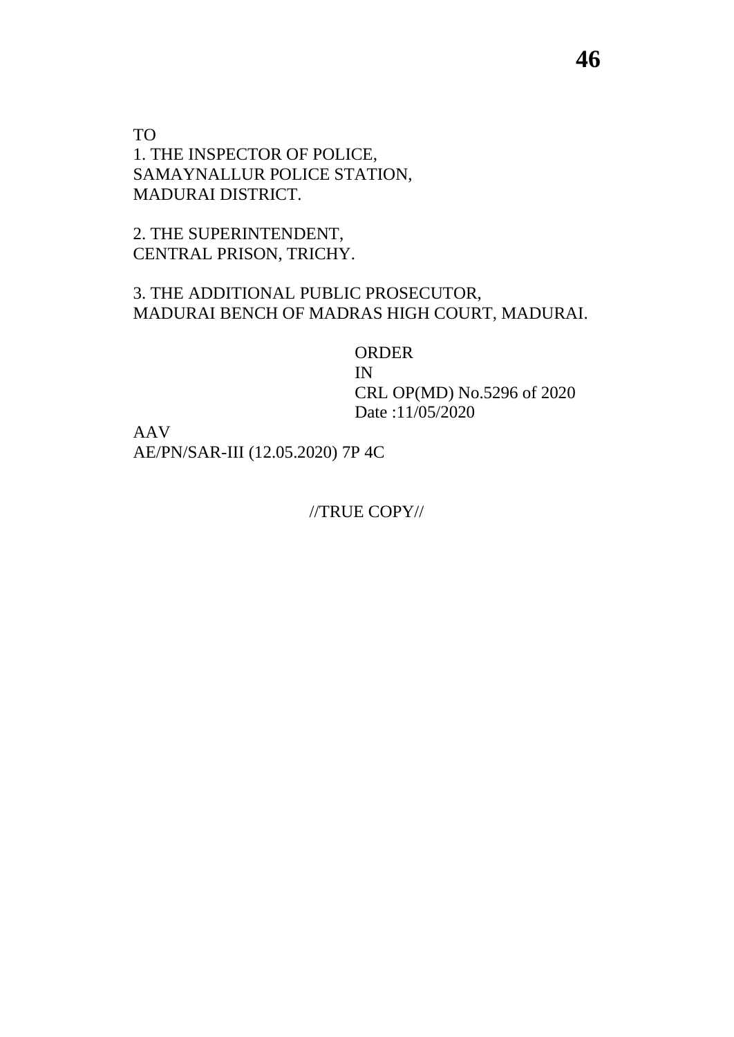TO
1. THE INSPECTOR OF POLICE,
SAMAYNALLUR POLICE STATION,
MADURAI DISTRICT.

2. THE SUPERINTENDENT,
CENTRAL PRISON, TRICHY.

3. THE ADDITIONAL PUBLIC PROSECUTOR,
MADURAI BENCH OF MADRAS HIGH COURT, MADURAI.

ORDER
IN
CRL OP(MD) No.5296 of 2020
Date :11/05/2020

AAV
AE/PN/SAR-III (12.05.2020) 7P 4C

//TRUE COPY//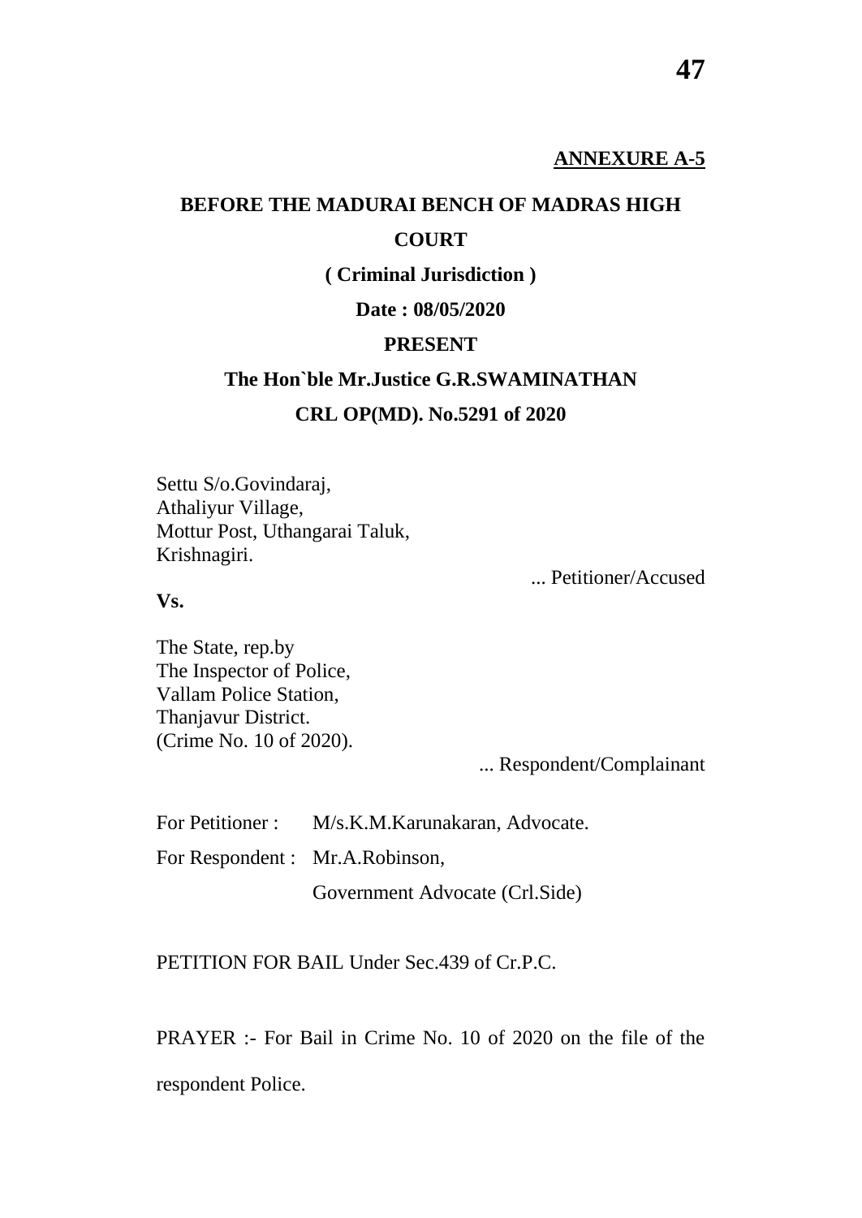**ANNEXURE A-5**

**BEFORE THE MADURAI BENCH OF MADRAS HIGH COURT**

**( Criminal Jurisdiction )**

**Date : 08/05/2020**

**PRESENT**

**The Hon`ble Mr.Justice G.R.SWAMINATHAN**

**CRL OP(MD). No.5291 of 2020**

Settu S/o.Govindaraj,
Athaliyur Village,
Mottur Post, Uthangarai Taluk,
Krishnagiri.

... Petitioner/Accused

**Vs.**

The State, rep.by
The Inspector of Police,
Vallam Police Station,
Thanjavur District.
(Crime No. 10 of 2020).

... Respondent/Complainant

For Petitioner : M/s.K.M.Karunakaran, Advocate.

For Respondent : Mr.A.Robinson,
Government Advocate (Crl.Side)

PETITION FOR BAIL Under Sec.439 of Cr.P.C.

PRAYER :- For Bail in Crime No. 10 of 2020 on the file of the respondent Police.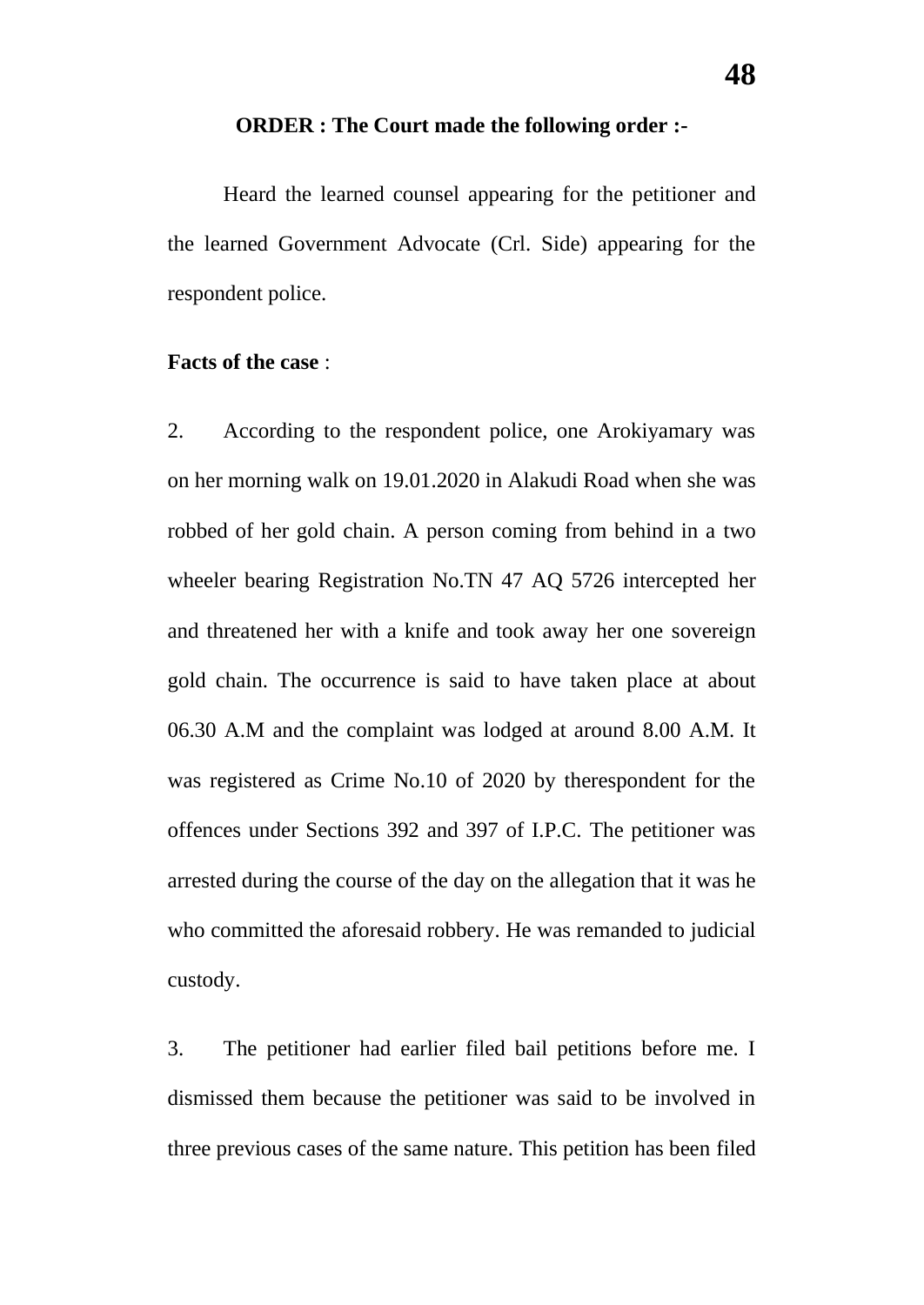**ORDER : The Court made the following order :-**

Heard the learned counsel appearing for the petitioner and the learned Government Advocate (Crl. Side) appearing for the respondent police.

**Facts of the case** :

2. According to the respondent police, one Arokiyamary was on her morning walk on 19.01.2020 in Alakudi Road when she was robbed of her gold chain. A person coming from behind in a two wheeler bearing Registration No.TN 47 AQ 5726 intercepted her and threatened her with a knife and took away her one sovereign gold chain. The occurrence is said to have taken place at about 06.30 A.M and the complaint was lodged at around 8.00 A.M. It was registered as Crime No.10 of 2020 by therespondent for the offences under Sections 392 and 397 of I.P.C. The petitioner was arrested during the course of the day on the allegation that it was he who committed the aforesaid robbery. He was remanded to judicial custody.

3. The petitioner had earlier filed bail petitions before me. I dismissed them because the petitioner was said to be involved in three previous cases of the same nature. This petition has been filed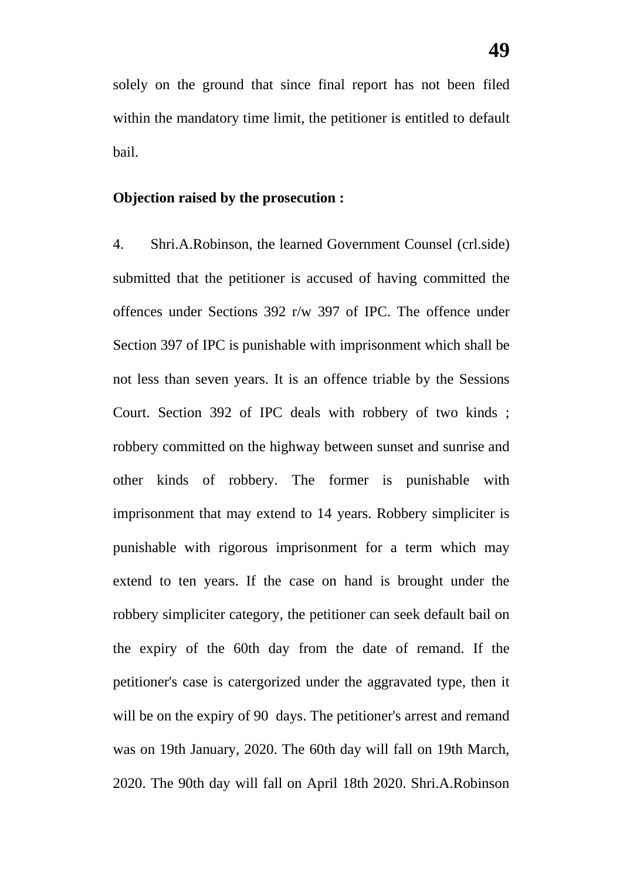solely on the ground that since final report has not been filed within the mandatory time limit, the petitioner is entitled to default bail.

**Objection raised by the prosecution :**

4. Shri.A.Robinson, the learned Government Counsel (crl.side) submitted that the petitioner is accused of having committed the offences under Sections 392 r/w 397 of IPC. The offence under Section 397 of IPC is punishable with imprisonment which shall be not less than seven years. It is an offence triable by the Sessions Court. Section 392 of IPC deals with robbery of two kinds ; robbery committed on the highway between sunset and sunrise and other kinds of robbery. The former is punishable with imprisonment that may extend to 14 years. Robbery simpliciter is punishable with rigorous imprisonment for a term which may extend to ten years. If the case on hand is brought under the robbery simpliciter category, the petitioner can seek default bail on the expiry of the 60th day from the date of remand. If the petitioner's case is catergorized under the aggravated type, then it will be on the expiry of 90 days. The petitioner's arrest and remand was on 19th January, 2020. The 60th day will fall on 19th March, 2020. The 90th day will fall on April 18th 2020. Shri.A.Robinson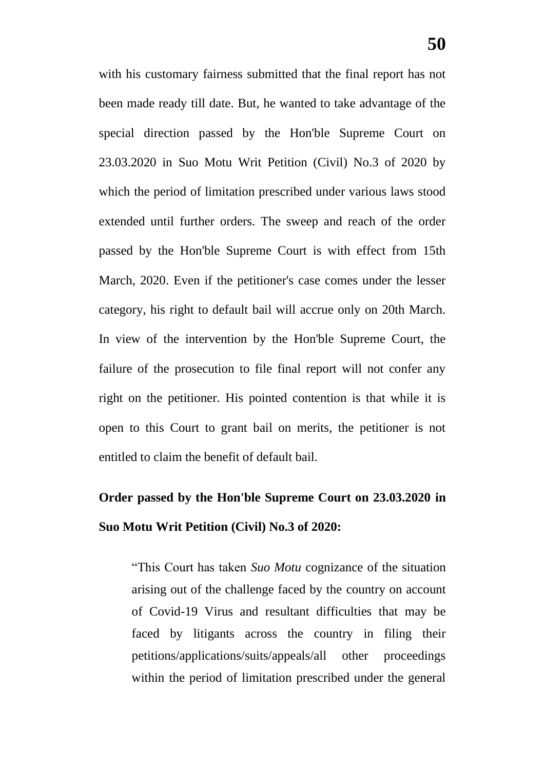with his customary fairness submitted that the final report has not been made ready till date. But, he wanted to take advantage of the special direction passed by the Hon'ble Supreme Court on 23.03.2020 in Suo Motu Writ Petition (Civil) No.3 of 2020 by which the period of limitation prescribed under various laws stood extended until further orders. The sweep and reach of the order passed by the Hon'ble Supreme Court is with effect from 15th March, 2020. Even if the petitioner's case comes under the lesser category, his right to default bail will accrue only on 20th March. In view of the intervention by the Hon'ble Supreme Court, the failure of the prosecution to file final report will not confer any right on the petitioner. His pointed contention is that while it is open to this Court to grant bail on merits, the petitioner is not entitled to claim the benefit of default bail.

**Order passed by the Hon'ble Supreme Court on 23.03.2020 in Suo Motu Writ Petition (Civil) No.3 of 2020:**

> "This Court has taken *Suo Motu* cognizance of the situation arising out of the challenge faced by the country on account of Covid-19 Virus and resultant difficulties that may be faced by litigants across the country in filing their petitions/applications/suits/appeals/all other proceedings within the period of limitation prescribed under the general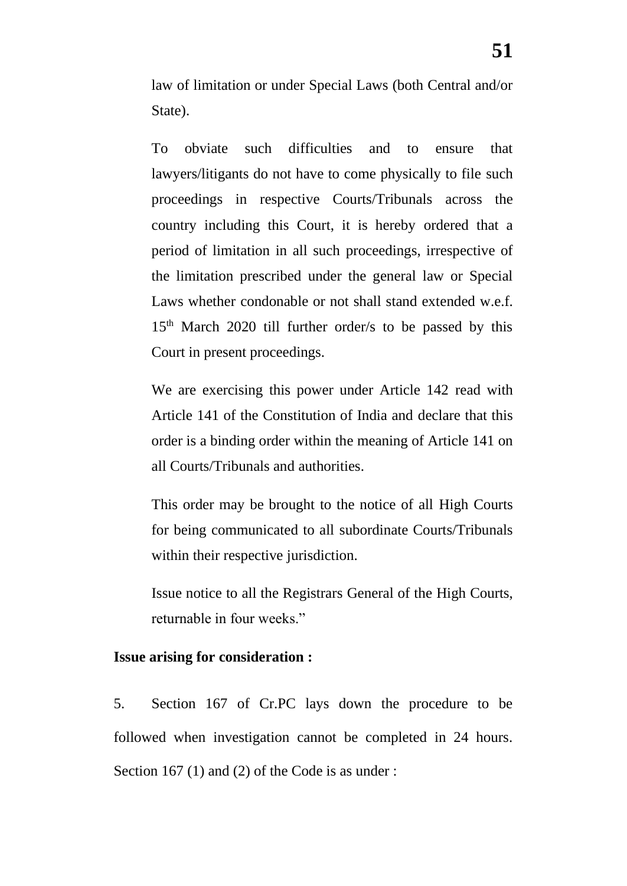law of limitation or under Special Laws (both Central and/or State).

To obviate such difficulties and to ensure that lawyers/litigants do not have to come physically to file such proceedings in respective Courts/Tribunals across the country including this Court, it is hereby ordered that a period of limitation in all such proceedings, irrespective of the limitation prescribed under the general law or Special Laws whether condonable or not shall stand extended w.e.f. 15th March 2020 till further order/s to be passed by this Court in present proceedings.

We are exercising this power under Article 142 read with Article 141 of the Constitution of India and declare that this order is a binding order within the meaning of Article 141 on all Courts/Tribunals and authorities.

This order may be brought to the notice of all High Courts for being communicated to all subordinate Courts/Tribunals within their respective jurisdiction.

Issue notice to all the Registrars General of the High Courts, returnable in four weeks."

**Issue arising for consideration :**

5. Section 167 of Cr.PC lays down the procedure to be followed when investigation cannot be completed in 24 hours. Section 167 (1) and (2) of the Code is as under :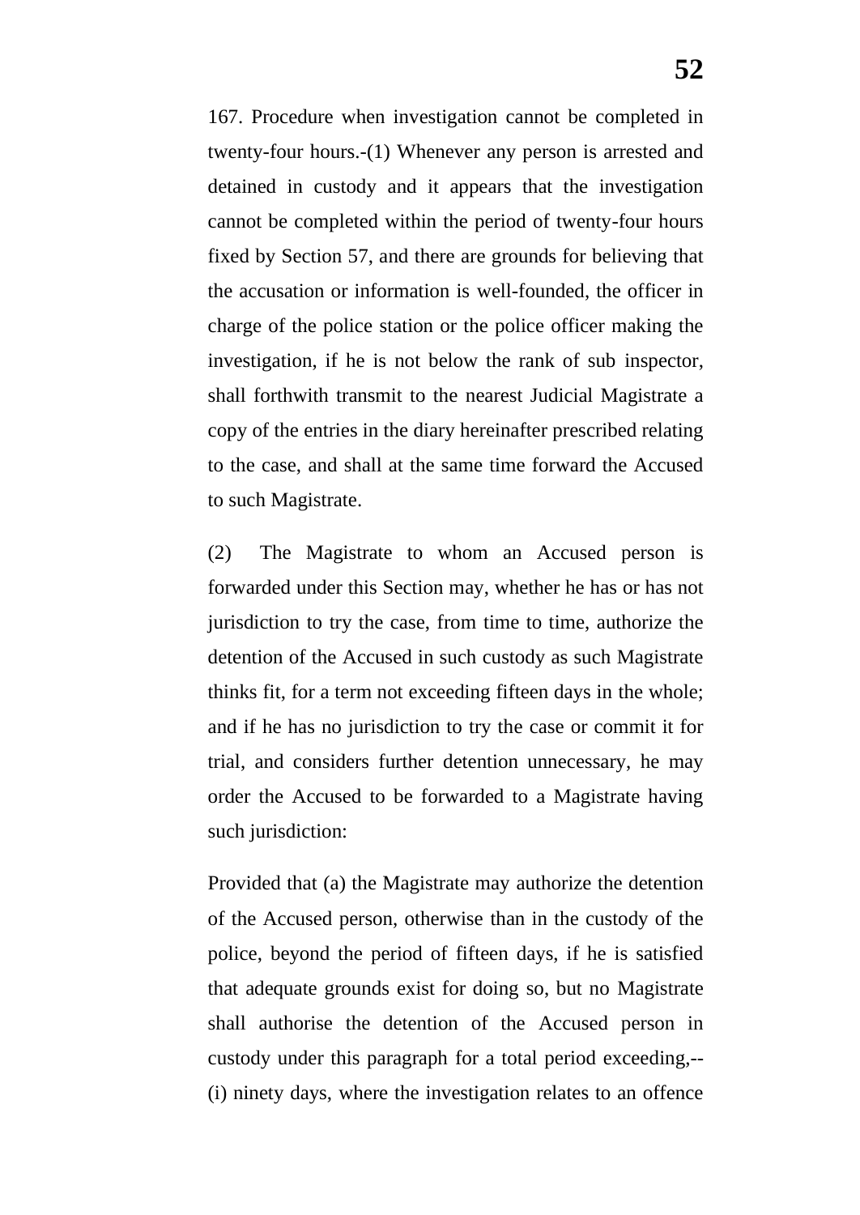167. Procedure when investigation cannot be completed in twenty-four hours.-(1) Whenever any person is arrested and detained in custody and it appears that the investigation cannot be completed within the period of twenty-four hours fixed by Section 57, and there are grounds for believing that the accusation or information is well-founded, the officer in charge of the police station or the police officer making the investigation, if he is not below the rank of sub inspector, shall forthwith transmit to the nearest Judicial Magistrate a copy of the entries in the diary hereinafter prescribed relating to the case, and shall at the same time forward the Accused to such Magistrate.

(2) The Magistrate to whom an Accused person is forwarded under this Section may, whether he has or has not jurisdiction to try the case, from time to time, authorize the detention of the Accused in such custody as such Magistrate thinks fit, for a term not exceeding fifteen days in the whole; and if he has no jurisdiction to try the case or commit it for trial, and considers further detention unnecessary, he may order the Accused to be forwarded to a Magistrate having such jurisdiction:

Provided that (a) the Magistrate may authorize the detention of the Accused person, otherwise than in the custody of the police, beyond the period of fifteen days, if he is satisfied that adequate grounds exist for doing so, but no Magistrate shall authorise the detention of the Accused person in custody under this paragraph for a total period exceeding,-- (i) ninety days, where the investigation relates to an offence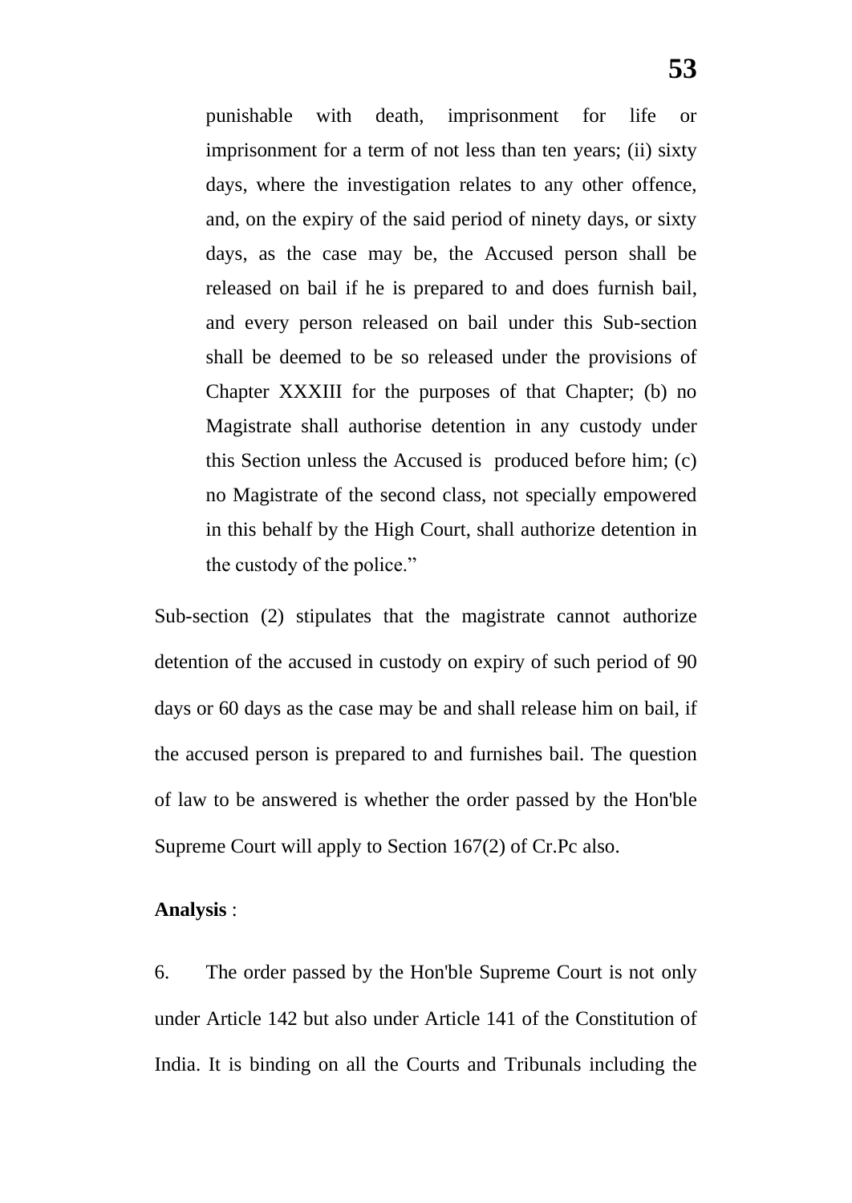> punishable with death, imprisonment for life or imprisonment for a term of not less than ten years; (ii) sixty days, where the investigation relates to any other offence, and, on the expiry of the said period of ninety days, or sixty days, as the case may be, the Accused person shall be released on bail if he is prepared to and does furnish bail, and every person released on bail under this Sub-section shall be deemed to be so released under the provisions of Chapter XXXIII for the purposes of that Chapter; (b) no Magistrate shall authorise detention in any custody under this Section unless the Accused is produced before him; (c) no Magistrate of the second class, not specially empowered in this behalf by the High Court, shall authorize detention in the custody of the police."

Sub-section (2) stipulates that the magistrate cannot authorize detention of the accused in custody on expiry of such period of 90 days or 60 days as the case may be and shall release him on bail, if the accused person is prepared to and furnishes bail. The question of law to be answered is whether the order passed by the Hon'ble Supreme Court will apply to Section 167(2) of Cr.Pc also.

**Analysis** :

6. The order passed by the Hon'ble Supreme Court is not only under Article 142 but also under Article 141 of the Constitution of India. It is binding on all the Courts and Tribunals including the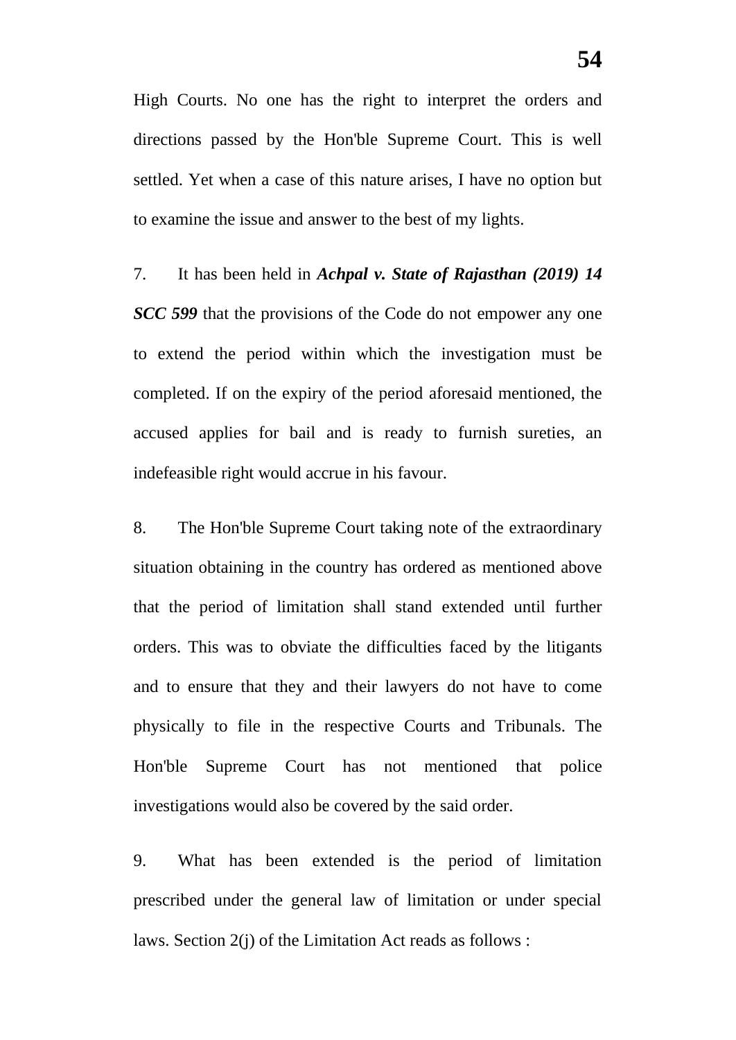High Courts. No one has the right to interpret the orders and directions passed by the Hon'ble Supreme Court. This is well settled. Yet when a case of this nature arises, I have no option but to examine the issue and answer to the best of my lights.

7. It has been held in ***Achpal v. State of Rajasthan (2019) 14 SCC 599*** that the provisions of the Code do not empower any one to extend the period within which the investigation must be completed. If on the expiry of the period aforesaid mentioned, the accused applies for bail and is ready to furnish sureties, an indefeasible right would accrue in his favour.

8. The Hon'ble Supreme Court taking note of the extraordinary situation obtaining in the country has ordered as mentioned above that the period of limitation shall stand extended until further orders. This was to obviate the difficulties faced by the litigants and to ensure that they and their lawyers do not have to come physically to file in the respective Courts and Tribunals. The Hon'ble Supreme Court has not mentioned that police investigations would also be covered by the said order.

9. What has been extended is the period of limitation prescribed under the general law of limitation or under special laws. Section 2(j) of the Limitation Act reads as follows :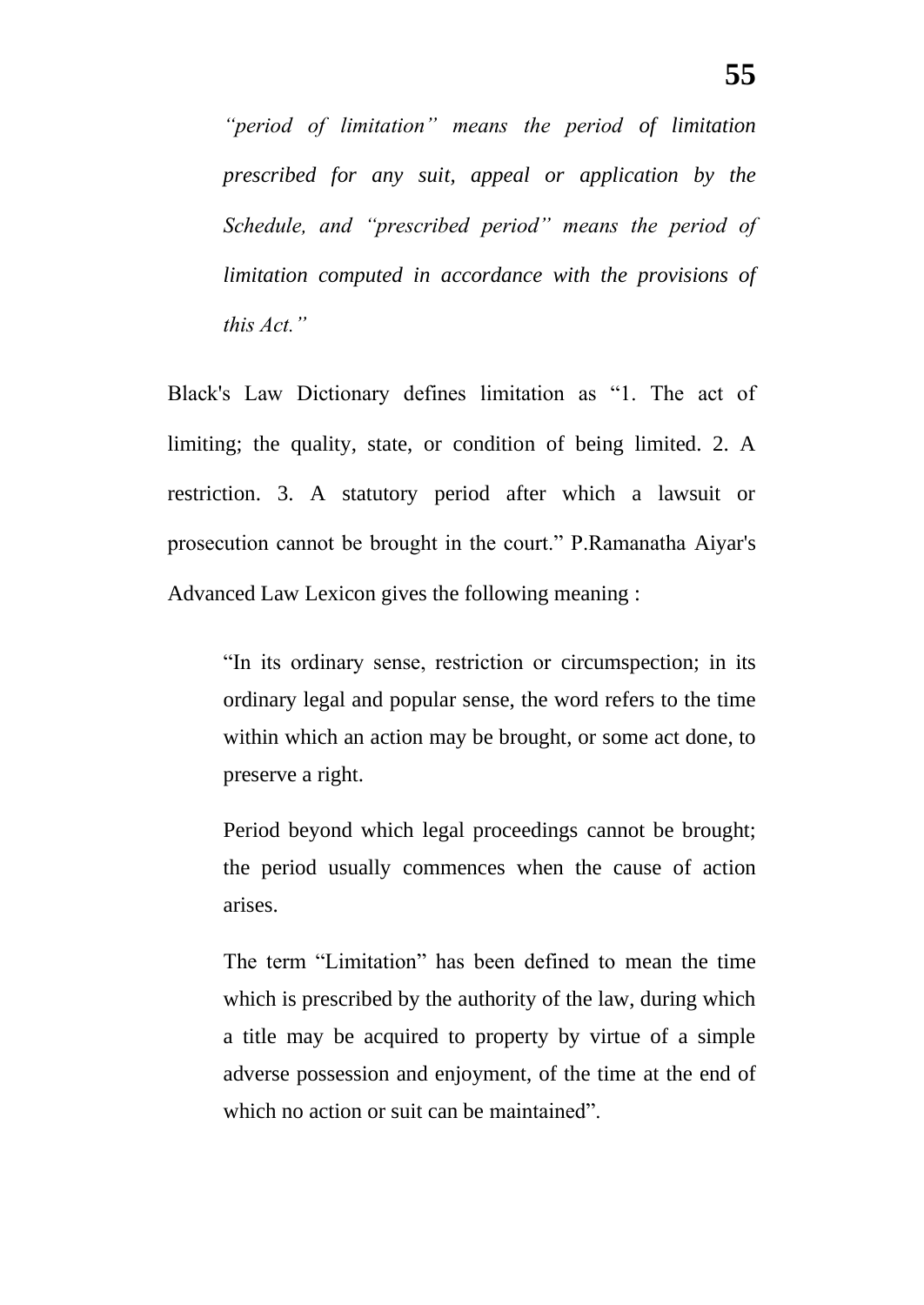> *"period of limitation" means the period of limitation prescribed for any suit, appeal or application by the Schedule, and "prescribed period" means the period of limitation computed in accordance with the provisions of this Act."*

Black's Law Dictionary defines limitation as "1. The act of limiting; the quality, state, or condition of being limited. 2. A restriction. 3. A statutory period after which a lawsuit or prosecution cannot be brought in the court." P.Ramanatha Aiyar's Advanced Law Lexicon gives the following meaning :

> "In its ordinary sense, restriction or circumspection; in its ordinary legal and popular sense, the word refers to the time within which an action may be brought, or some act done, to preserve a right.
>
> Period beyond which legal proceedings cannot be brought; the period usually commences when the cause of action arises.
>
> The term "Limitation" has been defined to mean the time which is prescribed by the authority of the law, during which a title may be acquired to property by virtue of a simple adverse possession and enjoyment, of the time at the end of which no action or suit can be maintained".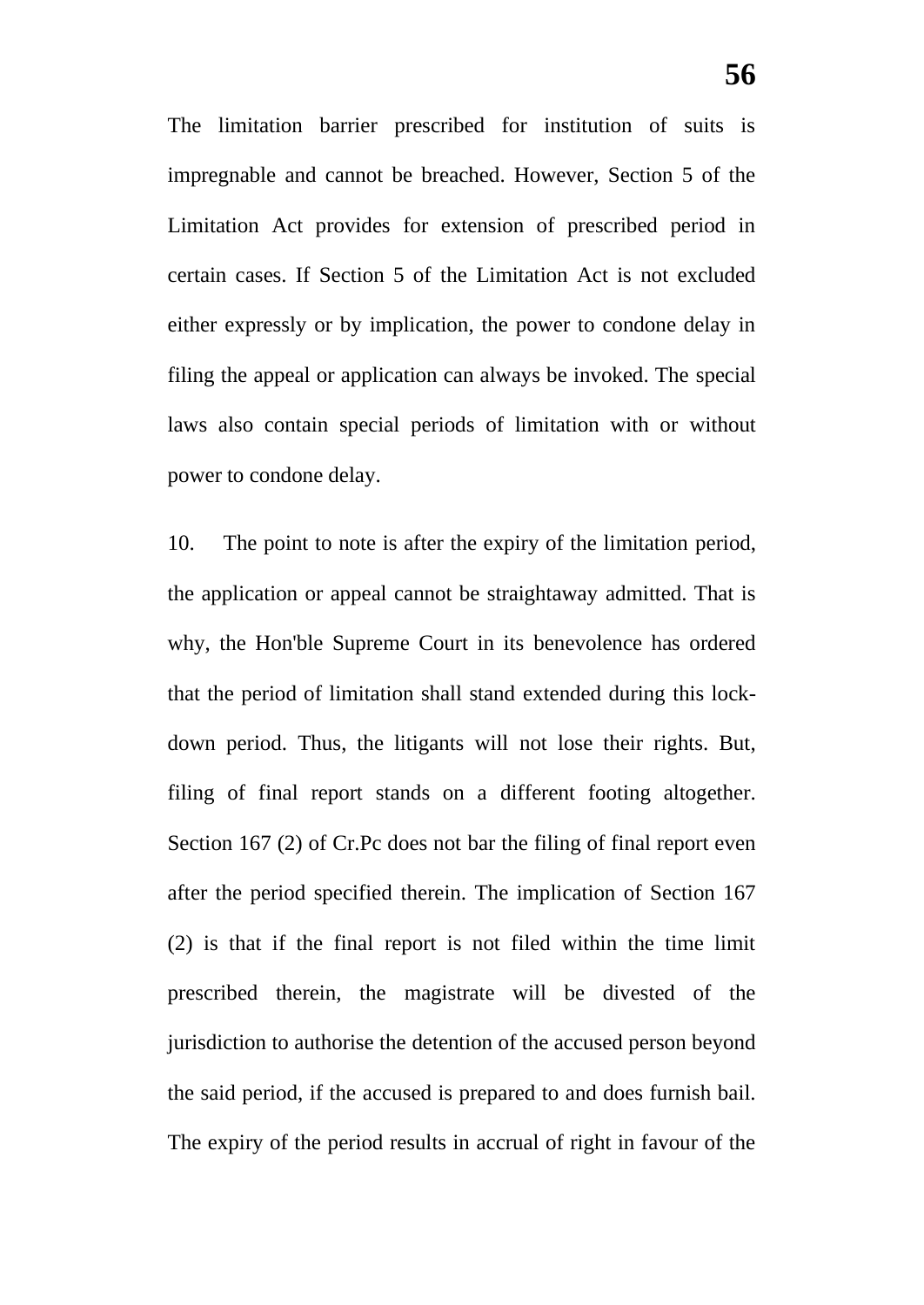The limitation barrier prescribed for institution of suits is impregnable and cannot be breached. However, Section 5 of the Limitation Act provides for extension of prescribed period in certain cases. If Section 5 of the Limitation Act is not excluded either expressly or by implication, the power to condone delay in filing the appeal or application can always be invoked. The special laws also contain special periods of limitation with or without power to condone delay.

10. The point to note is after the expiry of the limitation period, the application or appeal cannot be straightaway admitted. That is why, the Hon'ble Supreme Court in its benevolence has ordered that the period of limitation shall stand extended during this lock-down period. Thus, the litigants will not lose their rights. But, filing of final report stands on a different footing altogether. Section 167 (2) of Cr.Pc does not bar the filing of final report even after the period specified therein. The implication of Section 167 (2) is that if the final report is not filed within the time limit prescribed therein, the magistrate will be divested of the jurisdiction to authorise the detention of the accused person beyond the said period, if the accused is prepared to and does furnish bail. The expiry of the period results in accrual of right in favour of the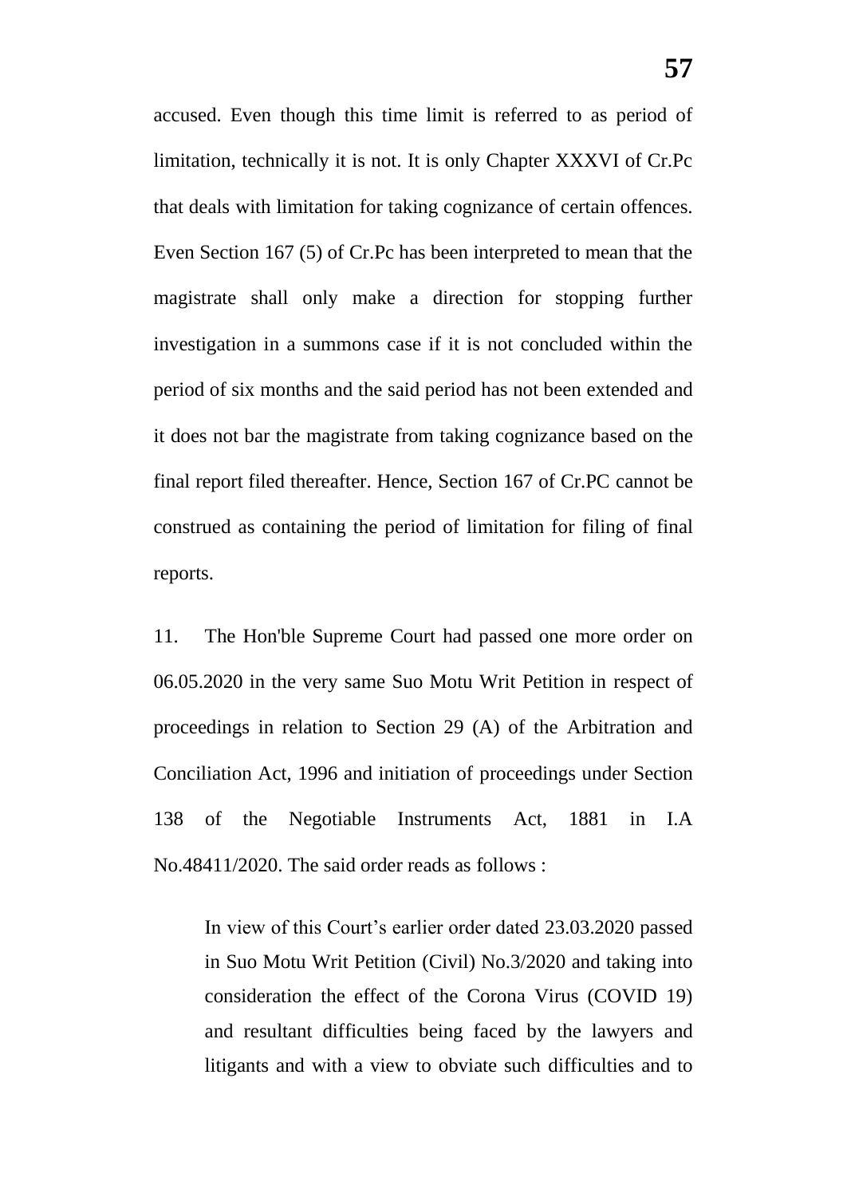accused. Even though this time limit is referred to as period of limitation, technically it is not. It is only Chapter XXXVI of Cr.Pc that deals with limitation for taking cognizance of certain offences. Even Section 167 (5) of Cr.Pc has been interpreted to mean that the magistrate shall only make a direction for stopping further investigation in a summons case if it is not concluded within the period of six months and the said period has not been extended and it does not bar the magistrate from taking cognizance based on the final report filed thereafter. Hence, Section 167 of Cr.PC cannot be construed as containing the period of limitation for filing of final reports.

11. The Hon'ble Supreme Court had passed one more order on 06.05.2020 in the very same Suo Motu Writ Petition in respect of proceedings in relation to Section 29 (A) of the Arbitration and Conciliation Act, 1996 and initiation of proceedings under Section 138 of the Negotiable Instruments Act, 1881 in I.A No.48411/2020. The said order reads as follows :

> In view of this Court's earlier order dated 23.03.2020 passed in Suo Motu Writ Petition (Civil) No.3/2020 and taking into consideration the effect of the Corona Virus (COVID 19) and resultant difficulties being faced by the lawyers and litigants and with a view to obviate such difficulties and to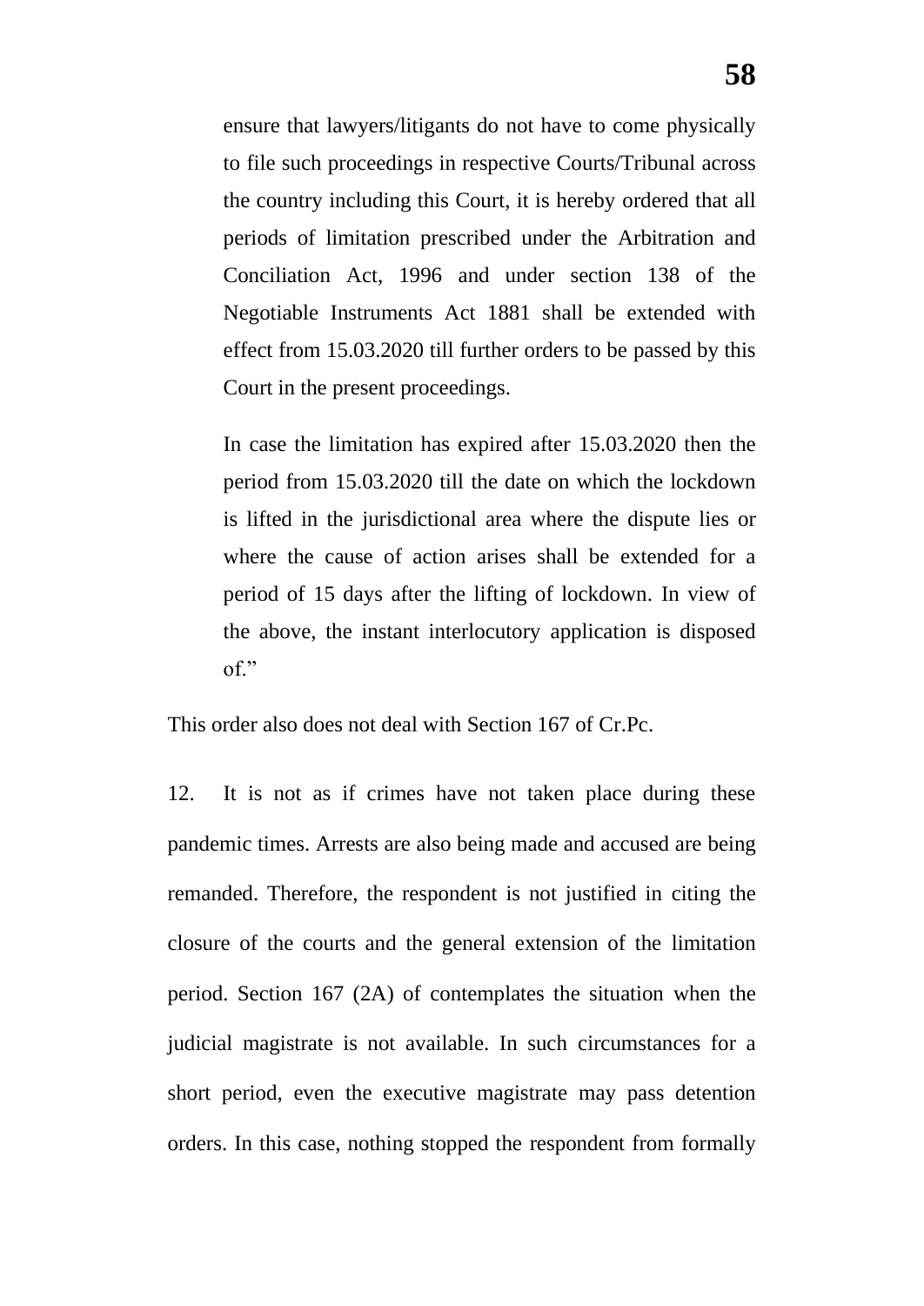> ensure that lawyers/litigants do not have to come physically to file such proceedings in respective Courts/Tribunal across the country including this Court, it is hereby ordered that all periods of limitation prescribed under the Arbitration and Conciliation Act, 1996 and under section 138 of the Negotiable Instruments Act 1881 shall be extended with effect from 15.03.2020 till further orders to be passed by this Court in the present proceedings.
>
> In case the limitation has expired after 15.03.2020 then the period from 15.03.2020 till the date on which the lockdown is lifted in the jurisdictional area where the dispute lies or where the cause of action arises shall be extended for a period of 15 days after the lifting of lockdown. In view of the above, the instant interlocutory application is disposed of."

This order also does not deal with Section 167 of Cr.Pc.

12. It is not as if crimes have not taken place during these pandemic times. Arrests are also being made and accused are being remanded. Therefore, the respondent is not justified in citing the closure of the courts and the general extension of the limitation period. Section 167 (2A) of contemplates the situation when the judicial magistrate is not available. In such circumstances for a short period, even the executive magistrate may pass detention orders. In this case, nothing stopped the respondent from formally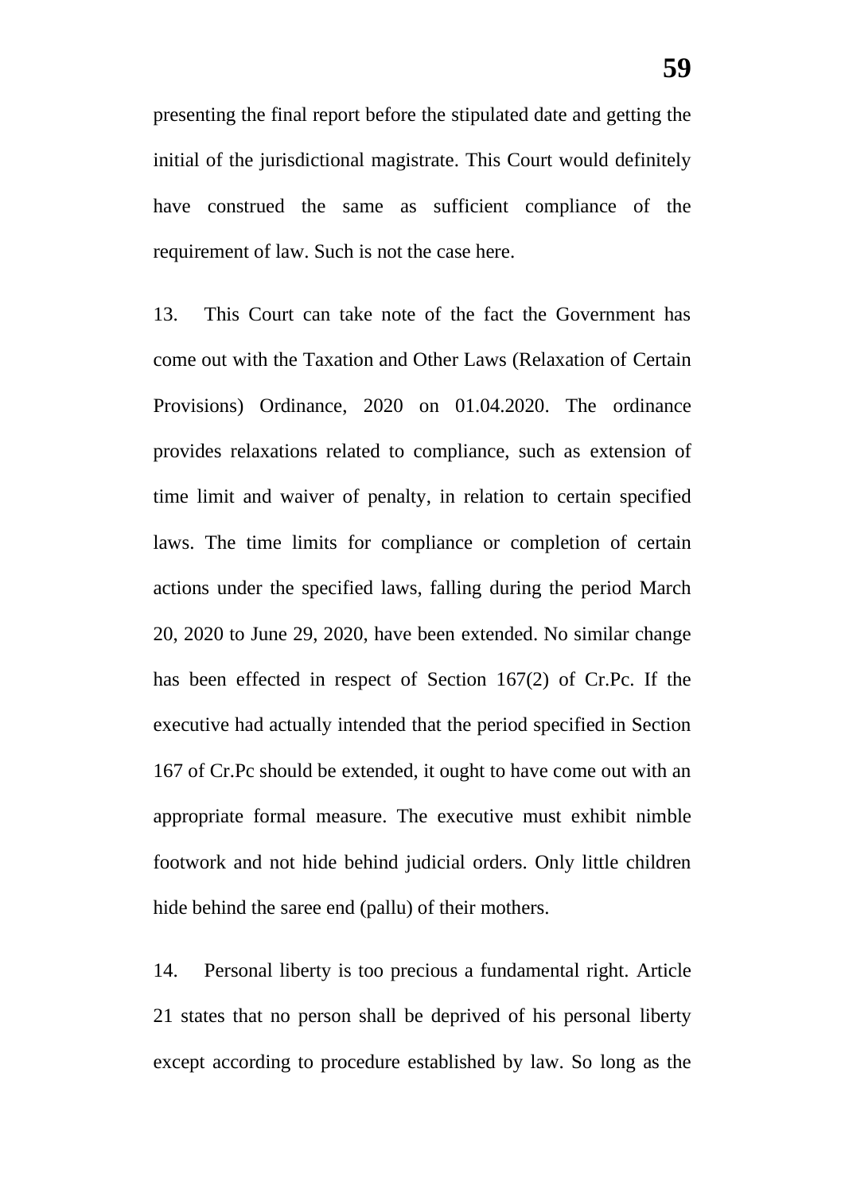presenting the final report before the stipulated date and getting the initial of the jurisdictional magistrate. This Court would definitely have construed the same as sufficient compliance of the requirement of law. Such is not the case here.

13. This Court can take note of the fact the Government has come out with the Taxation and Other Laws (Relaxation of Certain Provisions) Ordinance, 2020 on 01.04.2020. The ordinance provides relaxations related to compliance, such as extension of time limit and waiver of penalty, in relation to certain specified laws. The time limits for compliance or completion of certain actions under the specified laws, falling during the period March 20, 2020 to June 29, 2020, have been extended. No similar change has been effected in respect of Section 167(2) of Cr.Pc. If the executive had actually intended that the period specified in Section 167 of Cr.Pc should be extended, it ought to have come out with an appropriate formal measure. The executive must exhibit nimble footwork and not hide behind judicial orders. Only little children hide behind the saree end (pallu) of their mothers.

14. Personal liberty is too precious a fundamental right. Article 21 states that no person shall be deprived of his personal liberty except according to procedure established by law. So long as the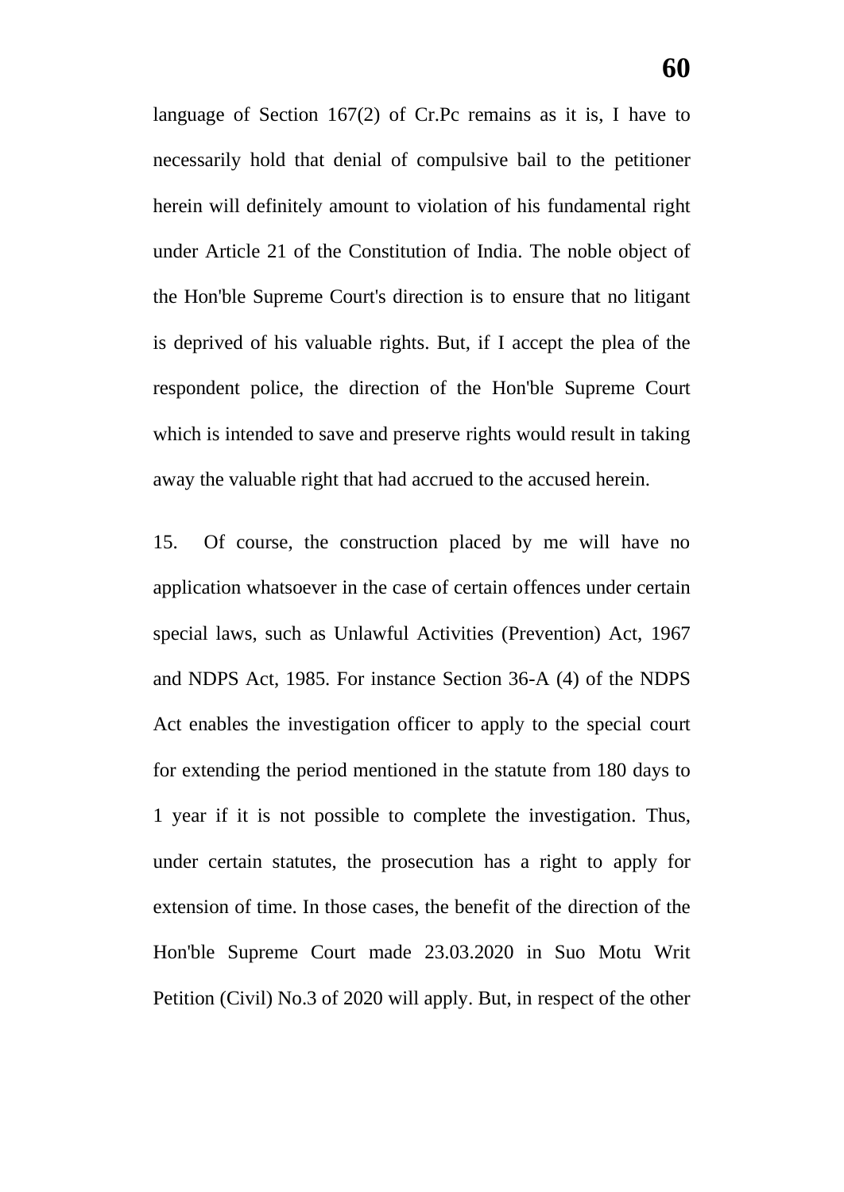language of Section 167(2) of Cr.Pc remains as it is, I have to necessarily hold that denial of compulsive bail to the petitioner herein will definitely amount to violation of his fundamental right under Article 21 of the Constitution of India. The noble object of the Hon'ble Supreme Court's direction is to ensure that no litigant is deprived of his valuable rights. But, if I accept the plea of the respondent police, the direction of the Hon'ble Supreme Court which is intended to save and preserve rights would result in taking away the valuable right that had accrued to the accused herein.

15. Of course, the construction placed by me will have no application whatsoever in the case of certain offences under certain special laws, such as Unlawful Activities (Prevention) Act, 1967 and NDPS Act, 1985. For instance Section 36-A (4) of the NDPS Act enables the investigation officer to apply to the special court for extending the period mentioned in the statute from 180 days to 1 year if it is not possible to complete the investigation. Thus, under certain statutes, the prosecution has a right to apply for extension of time. In those cases, the benefit of the direction of the Hon'ble Supreme Court made 23.03.2020 in Suo Motu Writ Petition (Civil) No.3 of 2020 will apply. But, in respect of the other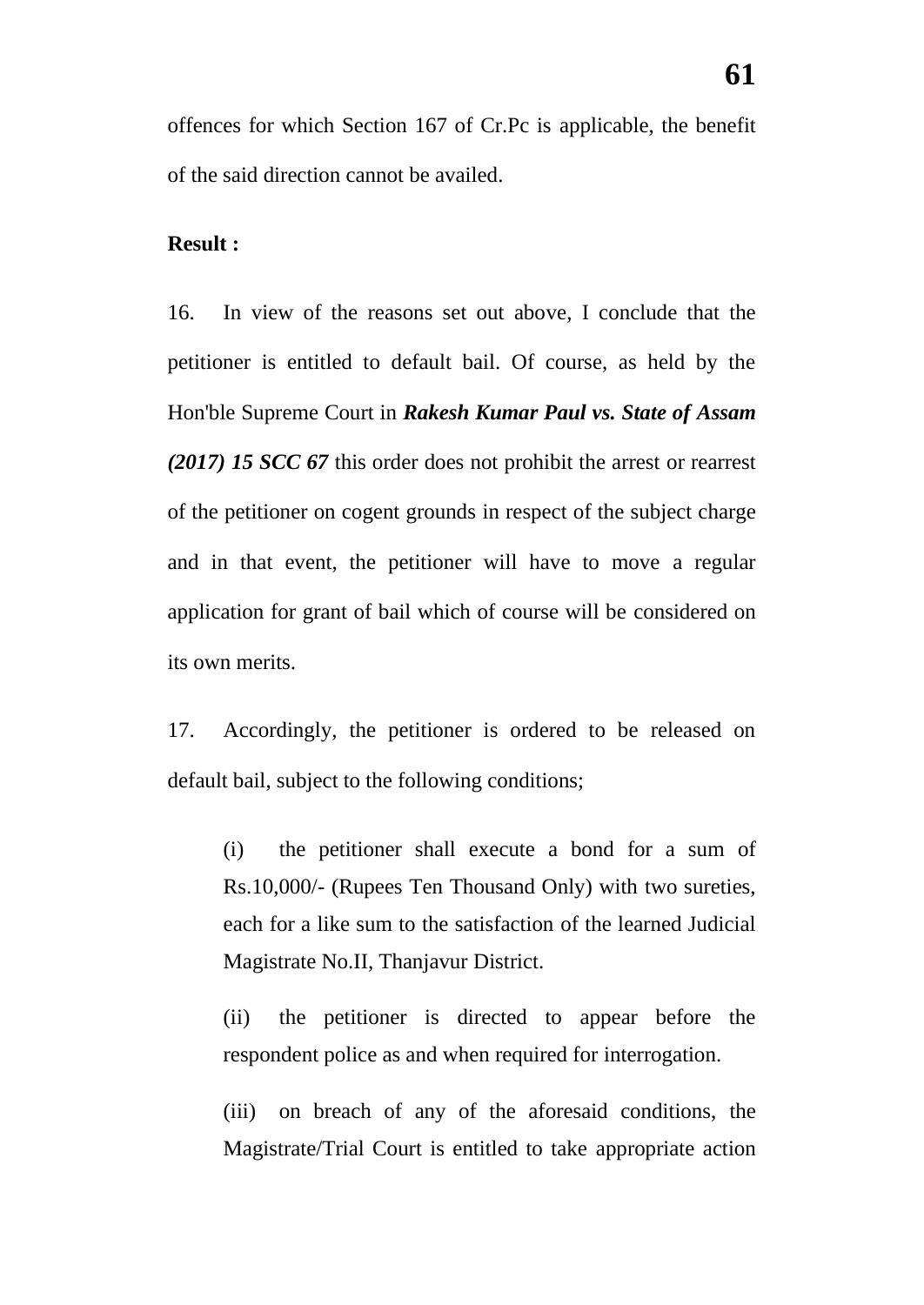offences for which Section 167 of Cr.Pc is applicable, the benefit of the said direction cannot be availed.

**Result :**

16. In view of the reasons set out above, I conclude that the petitioner is entitled to default bail. Of course, as held by the Hon'ble Supreme Court in ***Rakesh Kumar Paul vs. State of Assam (2017) 15 SCC 67*** this order does not prohibit the arrest or rearrest of the petitioner on cogent grounds in respect of the subject charge and in that event, the petitioner will have to move a regular application for grant of bail which of course will be considered on its own merits.

17. Accordingly, the petitioner is ordered to be released on default bail, subject to the following conditions;

(i) the petitioner shall execute a bond for a sum of Rs.10,000/- (Rupees Ten Thousand Only) with two sureties, each for a like sum to the satisfaction of the learned Judicial Magistrate No.II, Thanjavur District.

(ii) the petitioner is directed to appear before the respondent police as and when required for interrogation.

(iii) on breach of any of the aforesaid conditions, the Magistrate/Trial Court is entitled to take appropriate action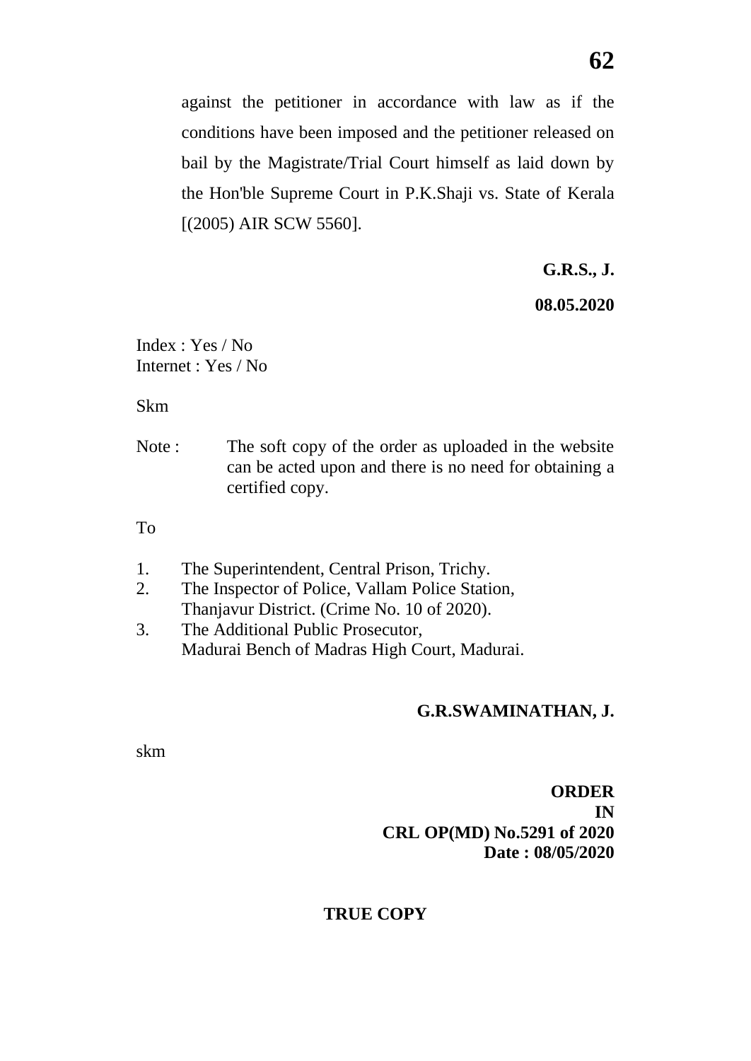against the petitioner in accordance with law as if the conditions have been imposed and the petitioner released on bail by the Magistrate/Trial Court himself as laid down by the Hon'ble Supreme Court in P.K.Shaji vs. State of Kerala [(2005) AIR SCW 5560].

**G.R.S., J.**

**08.05.2020**

Index : Yes / No
Internet : Yes / No

Skm

Note : The soft copy of the order as uploaded in the website can be acted upon and there is no need for obtaining a certified copy.

To

1. The Superintendent, Central Prison, Trichy.
2. The Inspector of Police, Vallam Police Station, Thanjavur District. (Crime No. 10 of 2020).
3. The Additional Public Prosecutor, Madurai Bench of Madras High Court, Madurai.

**G.R.SWAMINATHAN, J.**

skm

**ORDER**
**IN**
**CRL OP(MD) No.5291 of 2020**
**Date : 08/05/2020**

**TRUE COPY**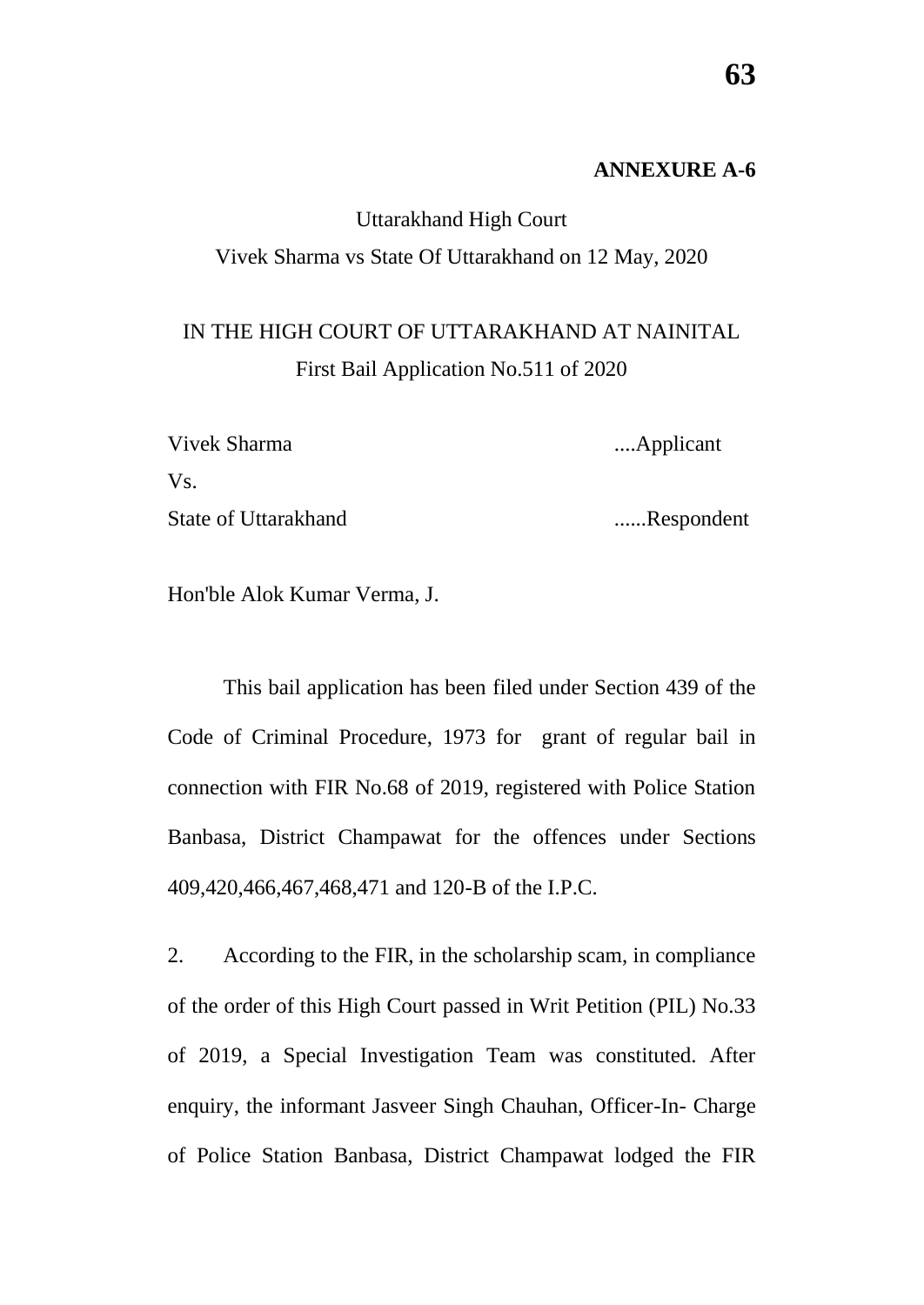**ANNEXURE A-6**

Uttarakhand High Court

Vivek Sharma vs State Of Uttarakhand on 12 May, 2020

IN THE HIGH COURT OF UTTARAKHAND AT NAINITAL

First Bail Application No.511 of 2020

| | |
|---|---|
| Vivek Sharma | ....Applicant |
| Vs. | |
| State of Uttarakhand | ......Respondent |

Hon'ble Alok Kumar Verma, J.

This bail application has been filed under Section 439 of the Code of Criminal Procedure, 1973 for grant of regular bail in connection with FIR No.68 of 2019, registered with Police Station Banbasa, District Champawat for the offences under Sections 409,420,466,467,468,471 and 120-B of the I.P.C.

2. According to the FIR, in the scholarship scam, in compliance of the order of this High Court passed in Writ Petition (PIL) No.33 of 2019, a Special Investigation Team was constituted. After enquiry, the informant Jasveer Singh Chauhan, Officer-In- Charge of Police Station Banbasa, District Champawat lodged the FIR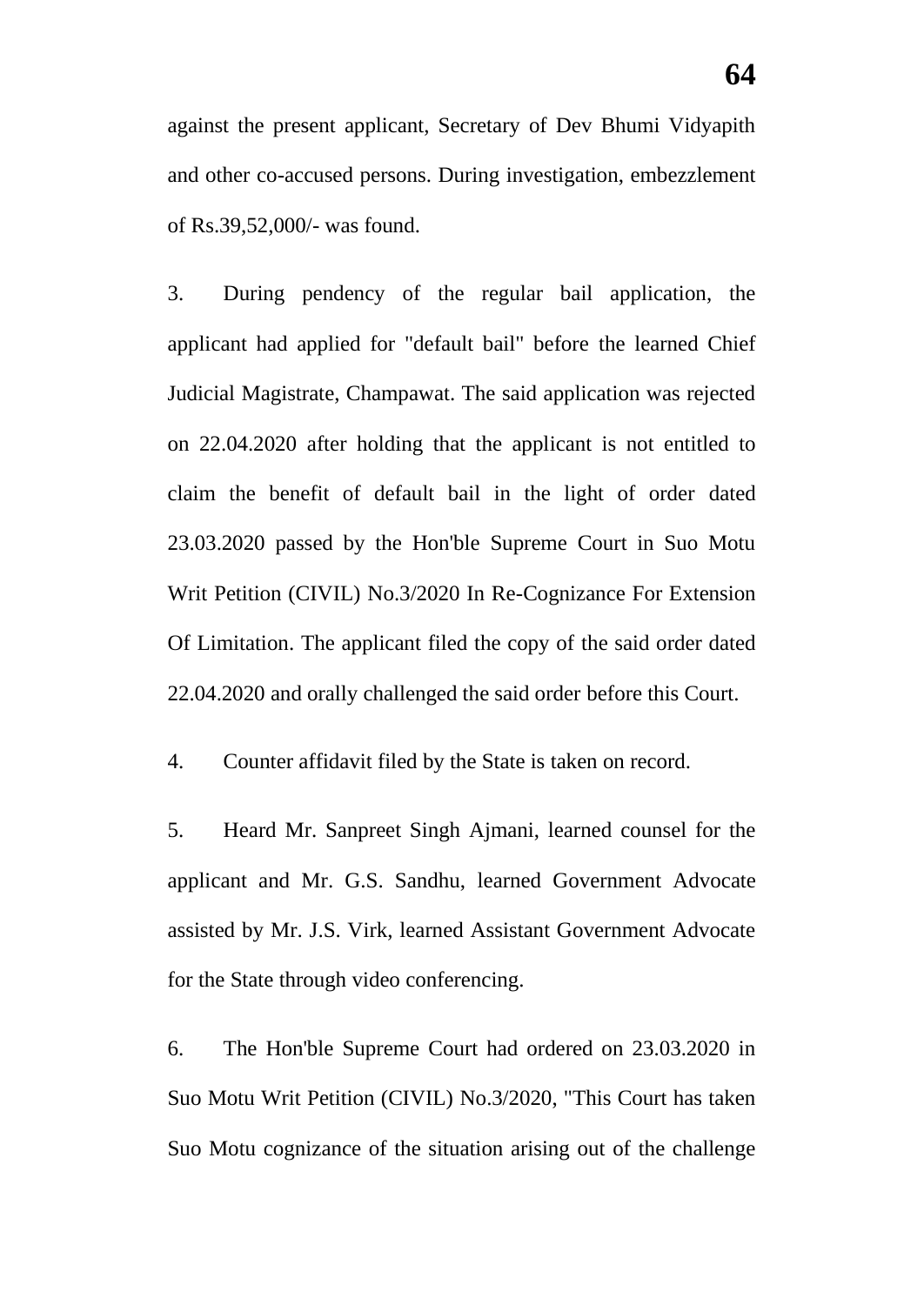against the present applicant, Secretary of Dev Bhumi Vidyapith and other co-accused persons. During investigation, embezzlement of Rs.39,52,000/- was found.

3. During pendency of the regular bail application, the applicant had applied for "default bail" before the learned Chief Judicial Magistrate, Champawat. The said application was rejected on 22.04.2020 after holding that the applicant is not entitled to claim the benefit of default bail in the light of order dated 23.03.2020 passed by the Hon'ble Supreme Court in Suo Motu Writ Petition (CIVIL) No.3/2020 In Re-Cognizance For Extension Of Limitation. The applicant filed the copy of the said order dated 22.04.2020 and orally challenged the said order before this Court.

4. Counter affidavit filed by the State is taken on record.

5. Heard Mr. Sanpreet Singh Ajmani, learned counsel for the applicant and Mr. G.S. Sandhu, learned Government Advocate assisted by Mr. J.S. Virk, learned Assistant Government Advocate for the State through video conferencing.

6. The Hon'ble Supreme Court had ordered on 23.03.2020 in Suo Motu Writ Petition (CIVIL) No.3/2020, "This Court has taken Suo Motu cognizance of the situation arising out of the challenge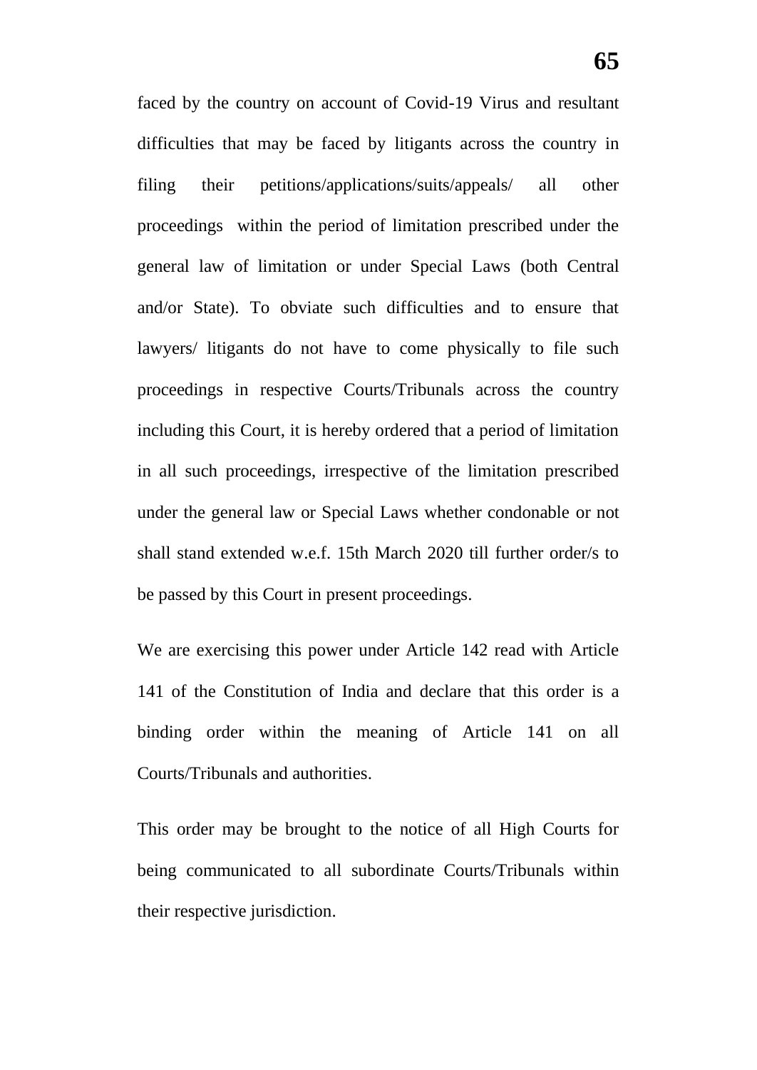faced by the country on account of Covid-19 Virus and resultant difficulties that may be faced by litigants across the country in filing their petitions/applications/suits/appeals/ all other proceedings within the period of limitation prescribed under the general law of limitation or under Special Laws (both Central and/or State). To obviate such difficulties and to ensure that lawyers/ litigants do not have to come physically to file such proceedings in respective Courts/Tribunals across the country including this Court, it is hereby ordered that a period of limitation in all such proceedings, irrespective of the limitation prescribed under the general law or Special Laws whether condonable or not shall stand extended w.e.f. 15th March 2020 till further order/s to be passed by this Court in present proceedings.

We are exercising this power under Article 142 read with Article 141 of the Constitution of India and declare that this order is a binding order within the meaning of Article 141 on all Courts/Tribunals and authorities.

This order may be brought to the notice of all High Courts for being communicated to all subordinate Courts/Tribunals within their respective jurisdiction.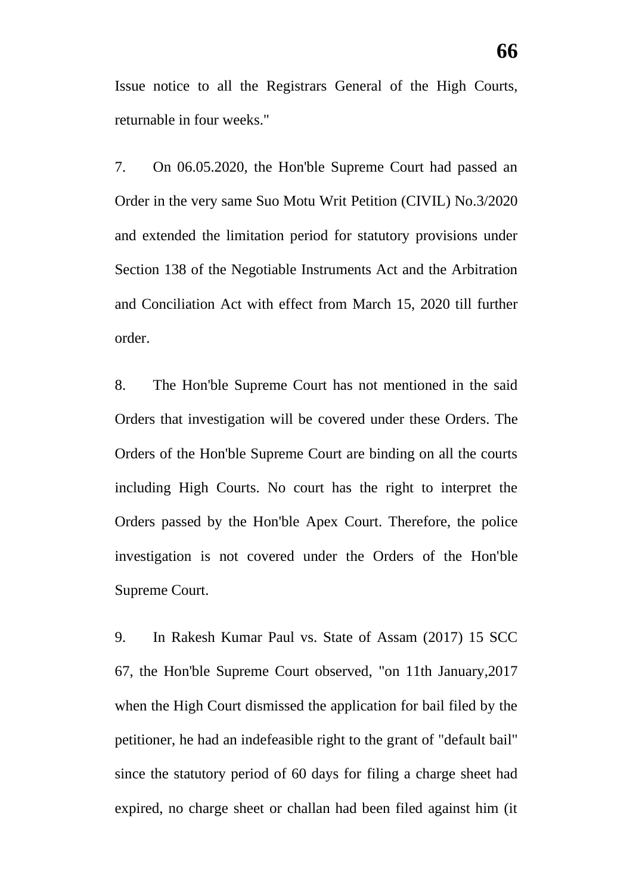Issue notice to all the Registrars General of the High Courts, returnable in four weeks."

7. On 06.05.2020, the Hon'ble Supreme Court had passed an Order in the very same Suo Motu Writ Petition (CIVIL) No.3/2020 and extended the limitation period for statutory provisions under Section 138 of the Negotiable Instruments Act and the Arbitration and Conciliation Act with effect from March 15, 2020 till further order.

8. The Hon'ble Supreme Court has not mentioned in the said Orders that investigation will be covered under these Orders. The Orders of the Hon'ble Supreme Court are binding on all the courts including High Courts. No court has the right to interpret the Orders passed by the Hon'ble Apex Court. Therefore, the police investigation is not covered under the Orders of the Hon'ble Supreme Court.

9. In Rakesh Kumar Paul vs. State of Assam (2017) 15 SCC 67, the Hon'ble Supreme Court observed, "on 11th January,2017 when the High Court dismissed the application for bail filed by the petitioner, he had an indefeasible right to the grant of "default bail" since the statutory period of 60 days for filing a charge sheet had expired, no charge sheet or challan had been filed against him (it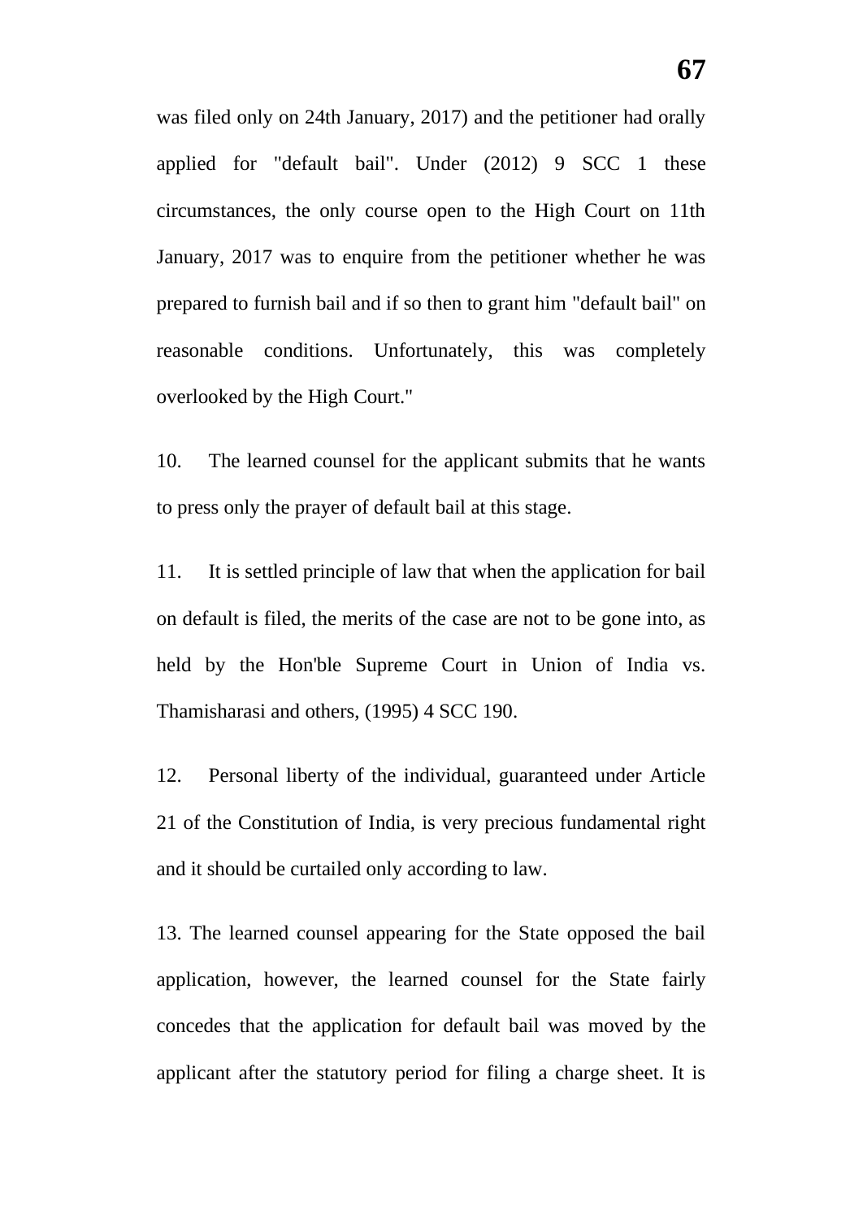was filed only on 24th January, 2017) and the petitioner had orally applied for "default bail". Under (2012) 9 SCC 1 these circumstances, the only course open to the High Court on 11th January, 2017 was to enquire from the petitioner whether he was prepared to furnish bail and if so then to grant him "default bail" on reasonable conditions. Unfortunately, this was completely overlooked by the High Court."

10. The learned counsel for the applicant submits that he wants to press only the prayer of default bail at this stage.

11. It is settled principle of law that when the application for bail on default is filed, the merits of the case are not to be gone into, as held by the Hon'ble Supreme Court in Union of India vs. Thamisharasi and others, (1995) 4 SCC 190.

12. Personal liberty of the individual, guaranteed under Article 21 of the Constitution of India, is very precious fundamental right and it should be curtailed only according to law.

13. The learned counsel appearing for the State opposed the bail application, however, the learned counsel for the State fairly concedes that the application for default bail was moved by the applicant after the statutory period for filing a charge sheet. It is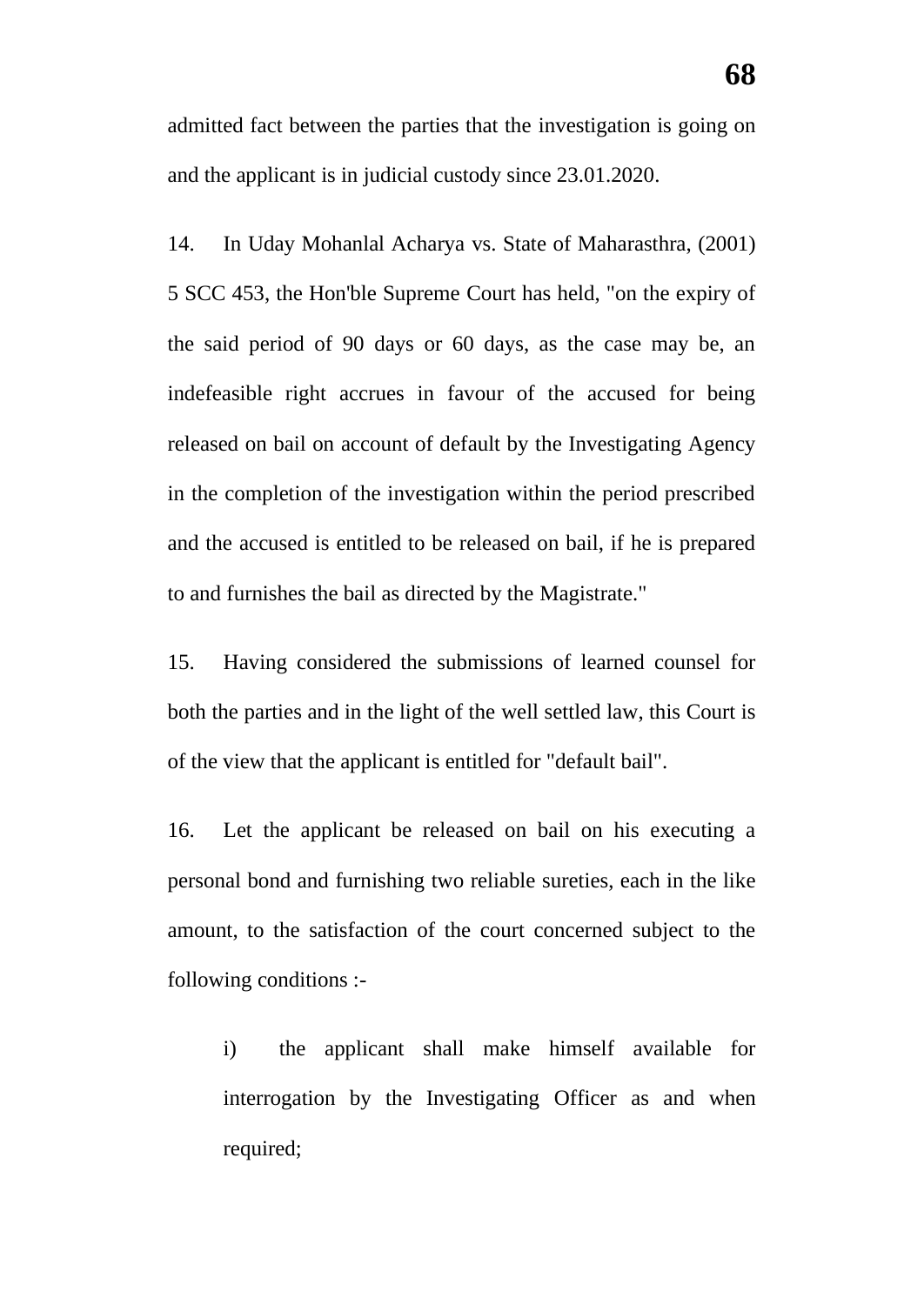admitted fact between the parties that the investigation is going on and the applicant is in judicial custody since 23.01.2020.

14. In Uday Mohanlal Acharya vs. State of Maharasthra, (2001) 5 SCC 453, the Hon'ble Supreme Court has held, "on the expiry of the said period of 90 days or 60 days, as the case may be, an indefeasible right accrues in favour of the accused for being released on bail on account of default by the Investigating Agency in the completion of the investigation within the period prescribed and the accused is entitled to be released on bail, if he is prepared to and furnishes the bail as directed by the Magistrate."

15. Having considered the submissions of learned counsel for both the parties and in the light of the well settled law, this Court is of the view that the applicant is entitled for "default bail".

16. Let the applicant be released on bail on his executing a personal bond and furnishing two reliable sureties, each in the like amount, to the satisfaction of the court concerned subject to the following conditions :-

> i) the applicant shall make himself available for interrogation by the Investigating Officer as and when required;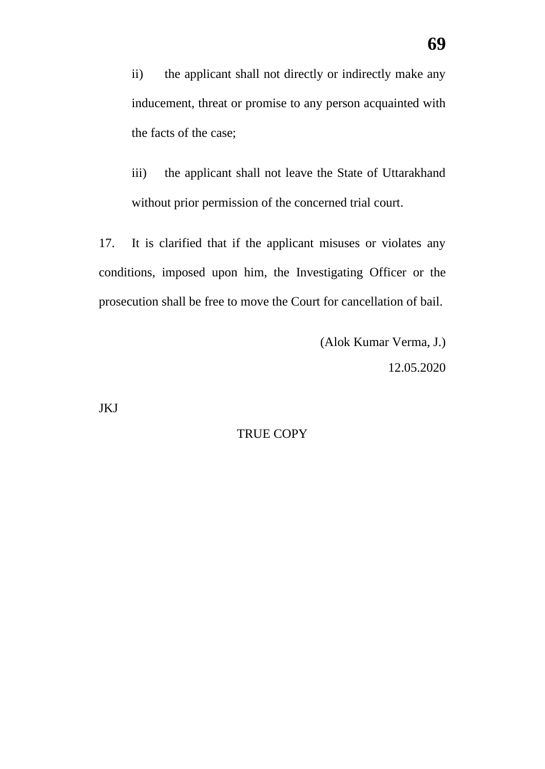ii) the applicant shall not directly or indirectly make any inducement, threat or promise to any person acquainted with the facts of the case;

iii) the applicant shall not leave the State of Uttarakhand without prior permission of the concerned trial court.

17. It is clarified that if the applicant misuses or violates any conditions, imposed upon him, the Investigating Officer or the prosecution shall be free to move the Court for cancellation of bail.

(Alok Kumar Verma, J.)
12.05.2020

JKJ

TRUE COPY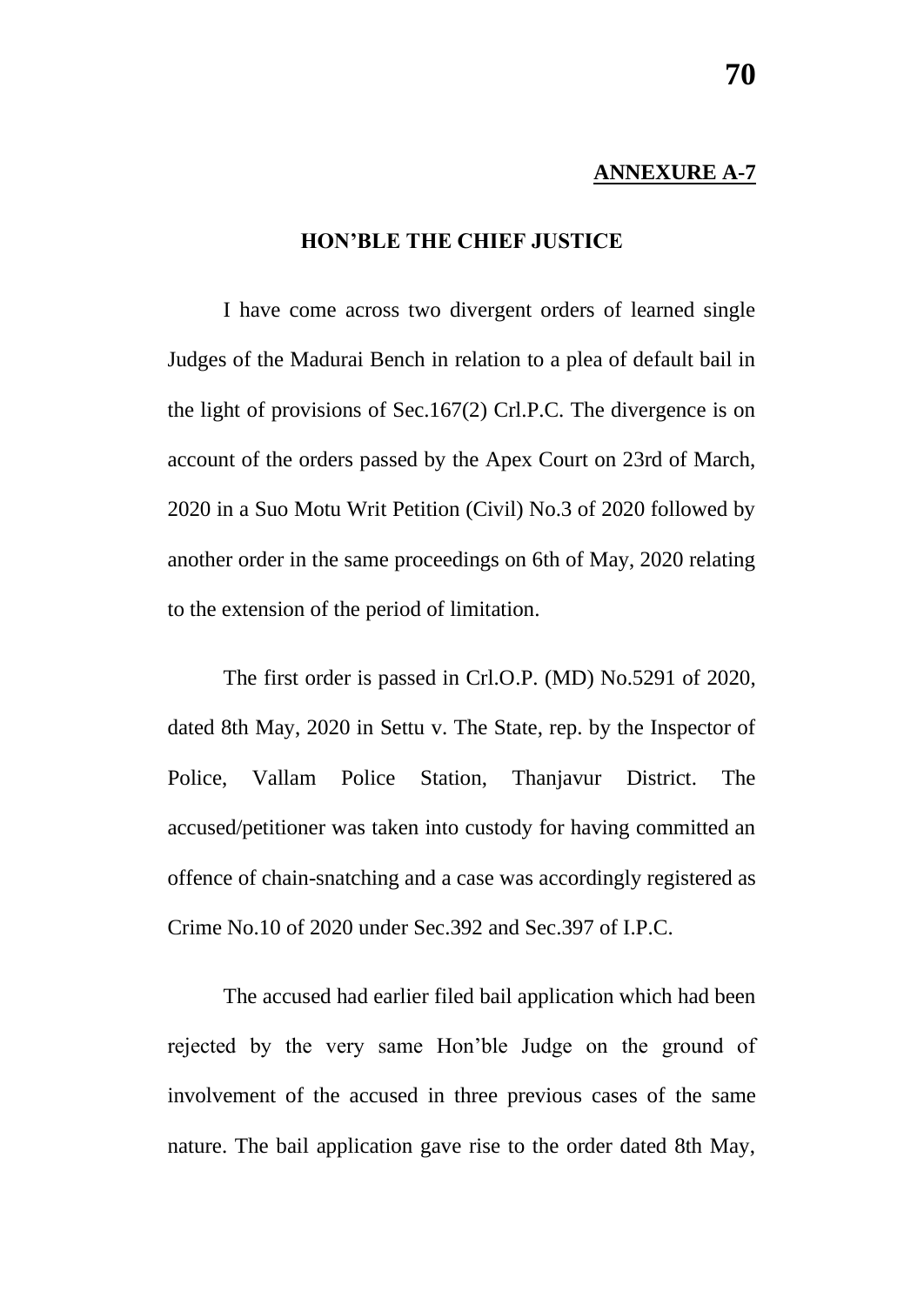**ANNEXURE A-7**

**HON'BLE THE CHIEF JUSTICE**

I have come across two divergent orders of learned single Judges of the Madurai Bench in relation to a plea of default bail in the light of provisions of Sec.167(2) Crl.P.C. The divergence is on account of the orders passed by the Apex Court on 23rd of March, 2020 in a Suo Motu Writ Petition (Civil) No.3 of 2020 followed by another order in the same proceedings on 6th of May, 2020 relating to the extension of the period of limitation.

The first order is passed in Crl.O.P. (MD) No.5291 of 2020, dated 8th May, 2020 in Settu v. The State, rep. by the Inspector of Police, Vallam Police Station, Thanjavur District. The accused/petitioner was taken into custody for having committed an offence of chain-snatching and a case was accordingly registered as Crime No.10 of 2020 under Sec.392 and Sec.397 of I.P.C.

The accused had earlier filed bail application which had been rejected by the very same Hon'ble Judge on the ground of involvement of the accused in three previous cases of the same nature. The bail application gave rise to the order dated 8th May,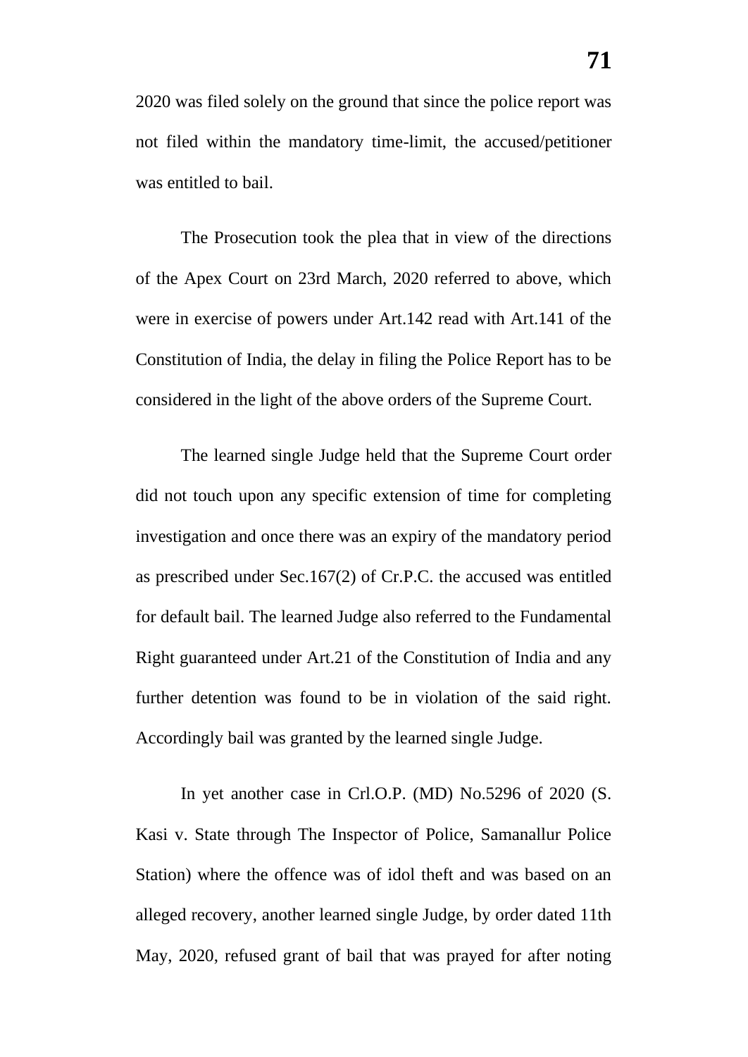2020 was filed solely on the ground that since the police report was not filed within the mandatory time-limit, the accused/petitioner was entitled to bail.

The Prosecution took the plea that in view of the directions of the Apex Court on 23rd March, 2020 referred to above, which were in exercise of powers under Art.142 read with Art.141 of the Constitution of India, the delay in filing the Police Report has to be considered in the light of the above orders of the Supreme Court.

The learned single Judge held that the Supreme Court order did not touch upon any specific extension of time for completing investigation and once there was an expiry of the mandatory period as prescribed under Sec.167(2) of Cr.P.C. the accused was entitled for default bail. The learned Judge also referred to the Fundamental Right guaranteed under Art.21 of the Constitution of India and any further detention was found to be in violation of the said right. Accordingly bail was granted by the learned single Judge.

In yet another case in Crl.O.P. (MD) No.5296 of 2020 (S. Kasi v. State through The Inspector of Police, Samanallur Police Station) where the offence was of idol theft and was based on an alleged recovery, another learned single Judge, by order dated 11th May, 2020, refused grant of bail that was prayed for after noting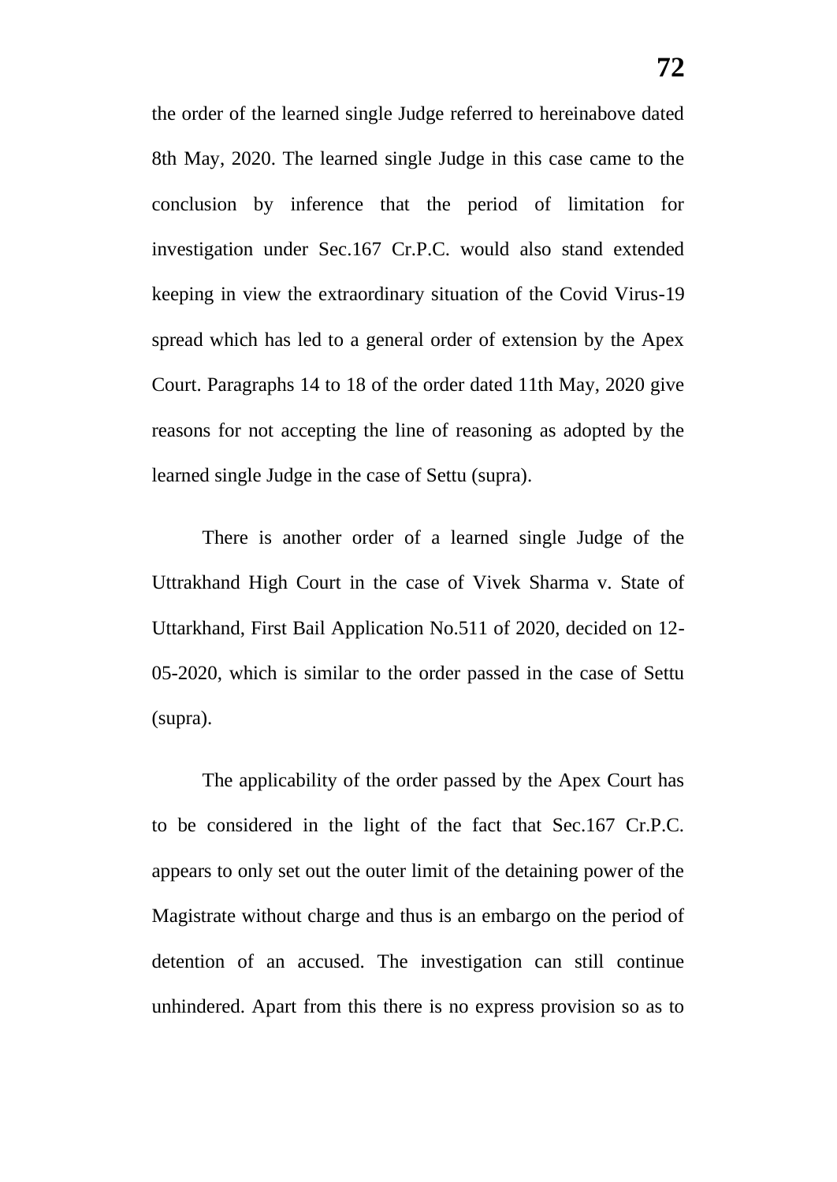the order of the learned single Judge referred to hereinabove dated 8th May, 2020. The learned single Judge in this case came to the conclusion by inference that the period of limitation for investigation under Sec.167 Cr.P.C. would also stand extended keeping in view the extraordinary situation of the Covid Virus-19 spread which has led to a general order of extension by the Apex Court. Paragraphs 14 to 18 of the order dated 11th May, 2020 give reasons for not accepting the line of reasoning as adopted by the learned single Judge in the case of Settu (supra).

There is another order of a learned single Judge of the Uttrakhand High Court in the case of Vivek Sharma v. State of Uttarkhand, First Bail Application No.511 of 2020, decided on 12-05-2020, which is similar to the order passed in the case of Settu (supra).

The applicability of the order passed by the Apex Court has to be considered in the light of the fact that Sec.167 Cr.P.C. appears to only set out the outer limit of the detaining power of the Magistrate without charge and thus is an embargo on the period of detention of an accused. The investigation can still continue unhindered. Apart from this there is no express provision so as to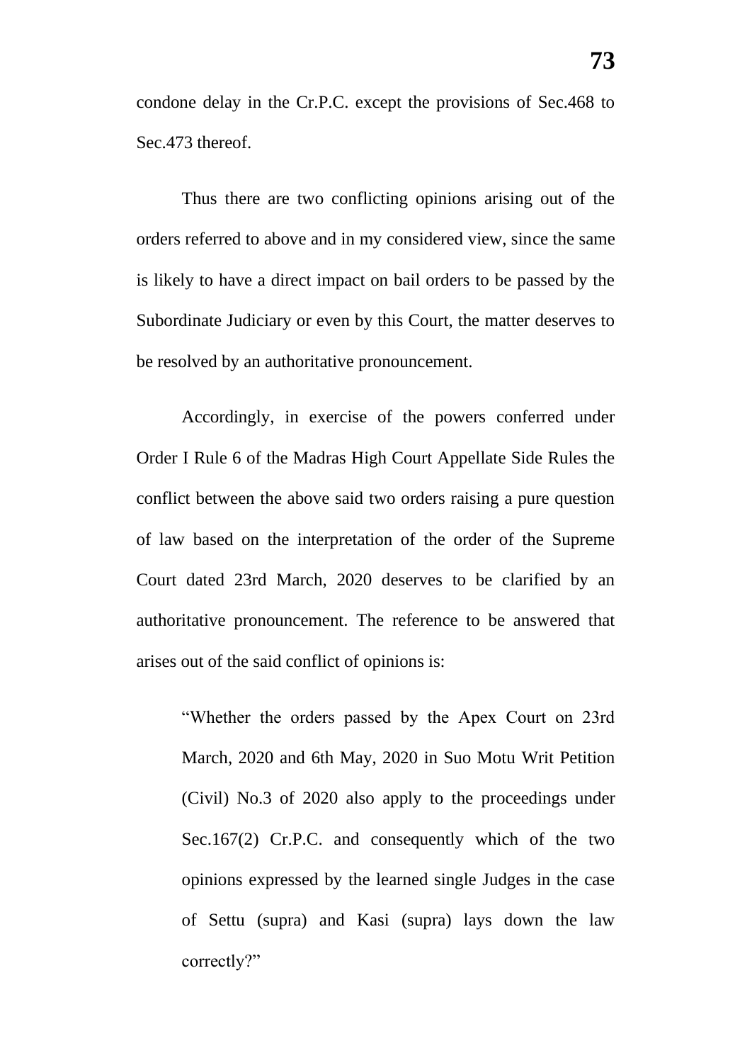condone delay in the Cr.P.C. except the provisions of Sec.468 to Sec.473 thereof.

Thus there are two conflicting opinions arising out of the orders referred to above and in my considered view, since the same is likely to have a direct impact on bail orders to be passed by the Subordinate Judiciary or even by this Court, the matter deserves to be resolved by an authoritative pronouncement.

Accordingly, in exercise of the powers conferred under Order I Rule 6 of the Madras High Court Appellate Side Rules the conflict between the above said two orders raising a pure question of law based on the interpretation of the order of the Supreme Court dated 23rd March, 2020 deserves to be clarified by an authoritative pronouncement. The reference to be answered that arises out of the said conflict of opinions is:

> "Whether the orders passed by the Apex Court on 23rd March, 2020 and 6th May, 2020 in Suo Motu Writ Petition (Civil) No.3 of 2020 also apply to the proceedings under Sec.167(2) Cr.P.C. and consequently which of the two opinions expressed by the learned single Judges in the case of Settu (supra) and Kasi (supra) lays down the law correctly?"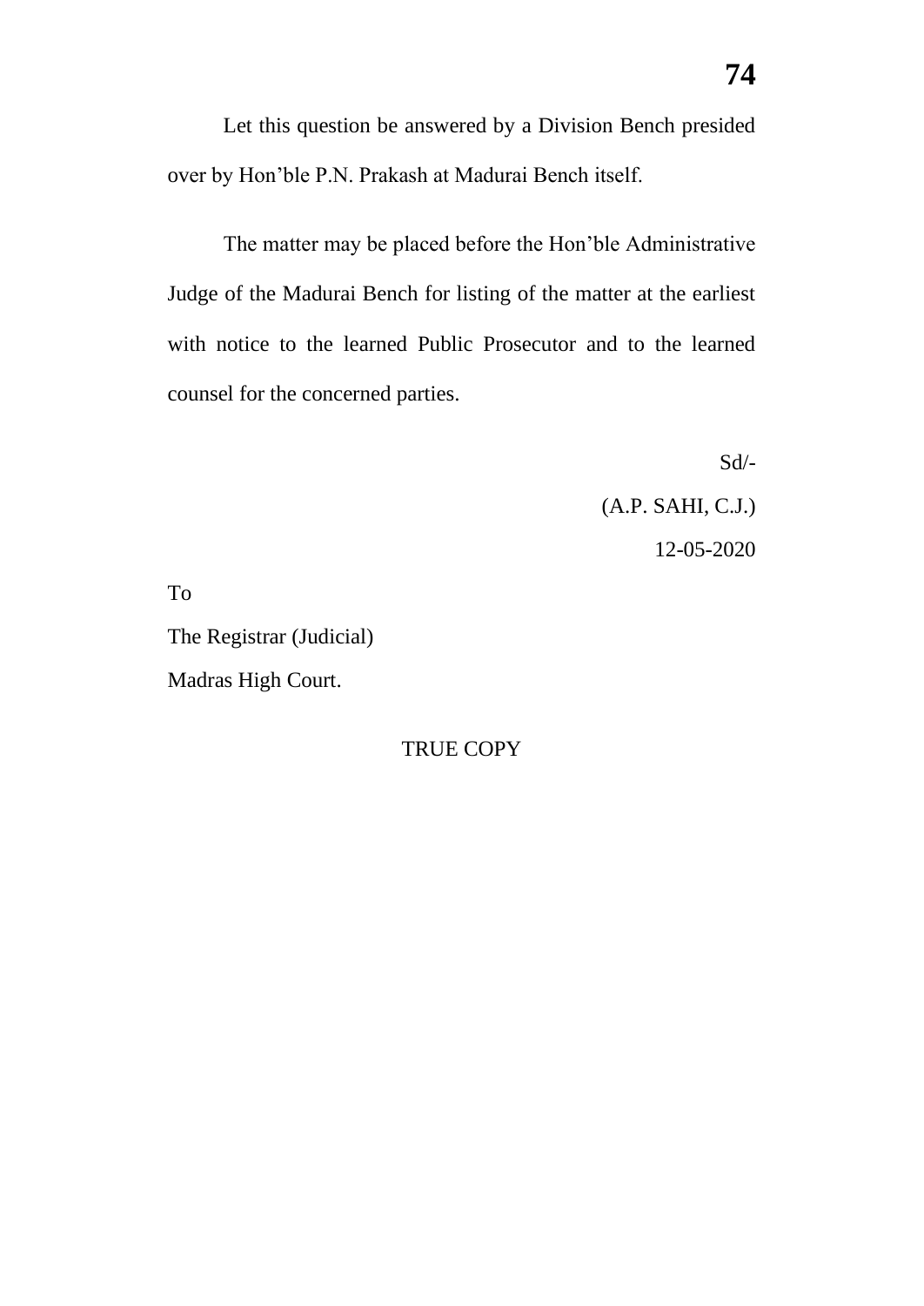Let this question be answered by a Division Bench presided over by Hon'ble P.N. Prakash at Madurai Bench itself.

The matter may be placed before the Hon'ble Administrative Judge of the Madurai Bench for listing of the matter at the earliest with notice to the learned Public Prosecutor and to the learned counsel for the concerned parties.

Sd/-

(A.P. SAHI, C.J.)

12-05-2020

To

The Registrar (Judicial)

Madras High Court.

TRUE COPY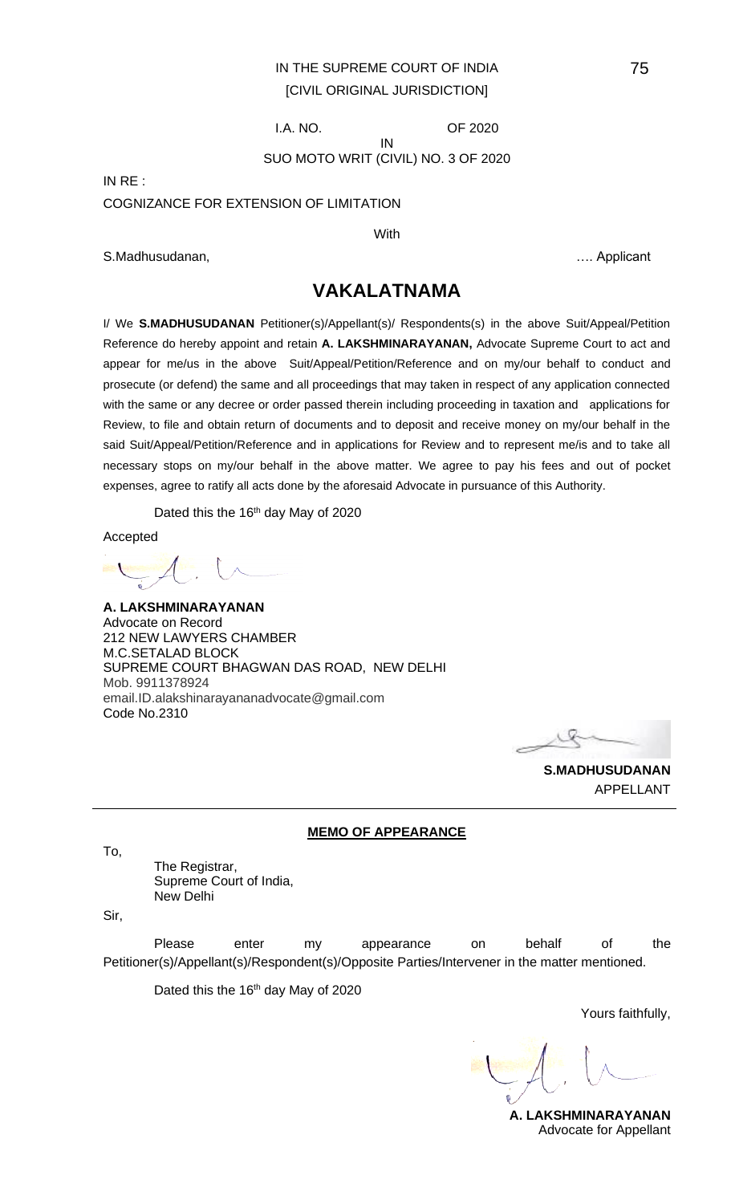IN THE SUPREME COURT OF INDIA
[CIVIL ORIGINAL JURISDICTION]

I.A. NO. OF 2020
IN
SUO MOTO WRIT (CIVIL) NO. 3 OF 2020

IN RE :

COGNIZANCE FOR EXTENSION OF LIMITATION

With

S.Madhusudanan, …. Applicant

# VAKALATNAMA

I/ We **S.MADHUSUDANAN** Petitioner(s)/Appellant(s)/ Respondents(s) in the above Suit/Appeal/Petition Reference do hereby appoint and retain **A. LAKSHMINARAYANAN,** Advocate Supreme Court to act and appear for me/us in the above Suit/Appeal/Petition/Reference and on my/our behalf to conduct and prosecute (or defend) the same and all proceedings that may taken in respect of any application connected with the same or any decree or order passed therein including proceeding in taxation and applications for Review, to file and obtain return of documents and to deposit and receive money on my/our behalf in the said Suit/Appeal/Petition/Reference and in applications for Review and to represent me/is and to take all necessary stops on my/our behalf in the above matter. We agree to pay his fees and out of pocket expenses, agree to ratify all acts done by the aforesaid Advocate in pursuance of this Authority.

Dated this the 16th day May of 2020

Accepted

**A. LAKSHMINARAYANAN**
Advocate on Record
212 NEW LAWYERS CHAMBER
M.C.SETALAD BLOCK
SUPREME COURT BHAGWAN DAS ROAD, NEW DELHI
Mob. 9911378924
email.ID.alakshinarayananadvocate@gmail.com
Code No.2310

**S.MADHUSUDANAN**
APPELLANT

---

## MEMO OF APPEARANCE

To,

The Registrar,
Supreme Court of India,
New Delhi

Sir,

Please enter my appearance on behalf of the Petitioner(s)/Appellant(s)/Respondent(s)/Opposite Parties/Intervener in the matter mentioned.

Dated this the 16th day May of 2020

Yours faithfully,

**A. LAKSHMINARAYANAN**
Advocate for Appellant